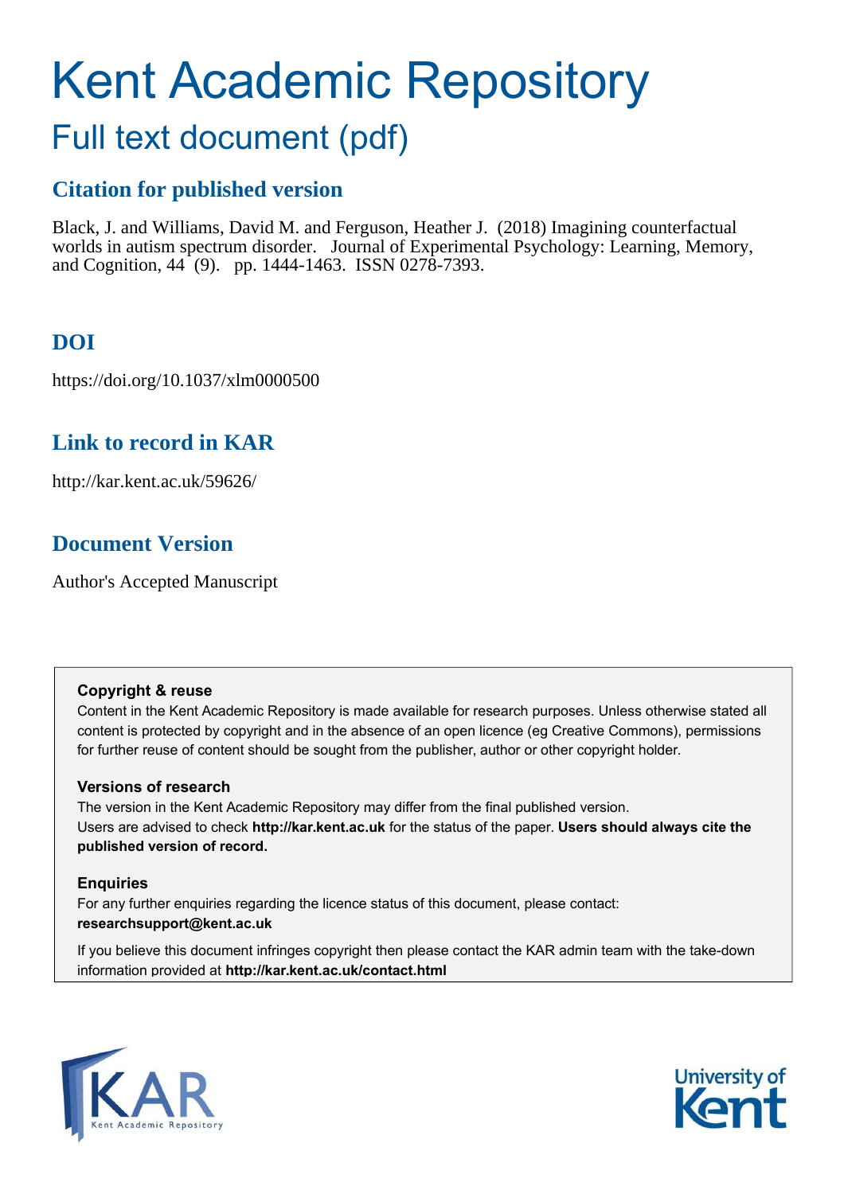# Kent Academic Repository

## Full text document (pdf)

### Citation for published version

Black, J. and Williams, David M. and Ferguson, Heather J. (2018) Imagining counterfactual worlds in autism spectrum disorder. Journal of Experimental Psychology: Learning, Memory, and Cognition, 44 (9). pp. 1444-1463. ISSN 0278-7393.

### DOI

https://doi.org/10.1037/xlm0000500

### Link to record in KAR

http://kar.kent.ac.uk/59626/

### Document Version

Author's Accepted Manuscript

**Copyright & reuse**

Content in the Kent Academic Repository is made available for research purposes. Unless otherwise stated all content is protected by copyright and in the absence of an open licence (eg Creative Commons), permissions for further reuse of content should be sought from the publisher, author or other copyright holder.

**Versions of research**

The version in the Kent Academic Repository may differ from the final published version. Users are advised to check **http://kar.kent.ac.uk** for the status of the paper. **Users should always cite the published version of record.**

**Enquiries**

For any further enquiries regarding the licence status of this document, please contact: **researchsupport@kent.ac.uk**

If you believe this document infringes copyright then please contact the KAR admin team with the take-down information provided at **http://kar.kent.ac.uk/contact.html**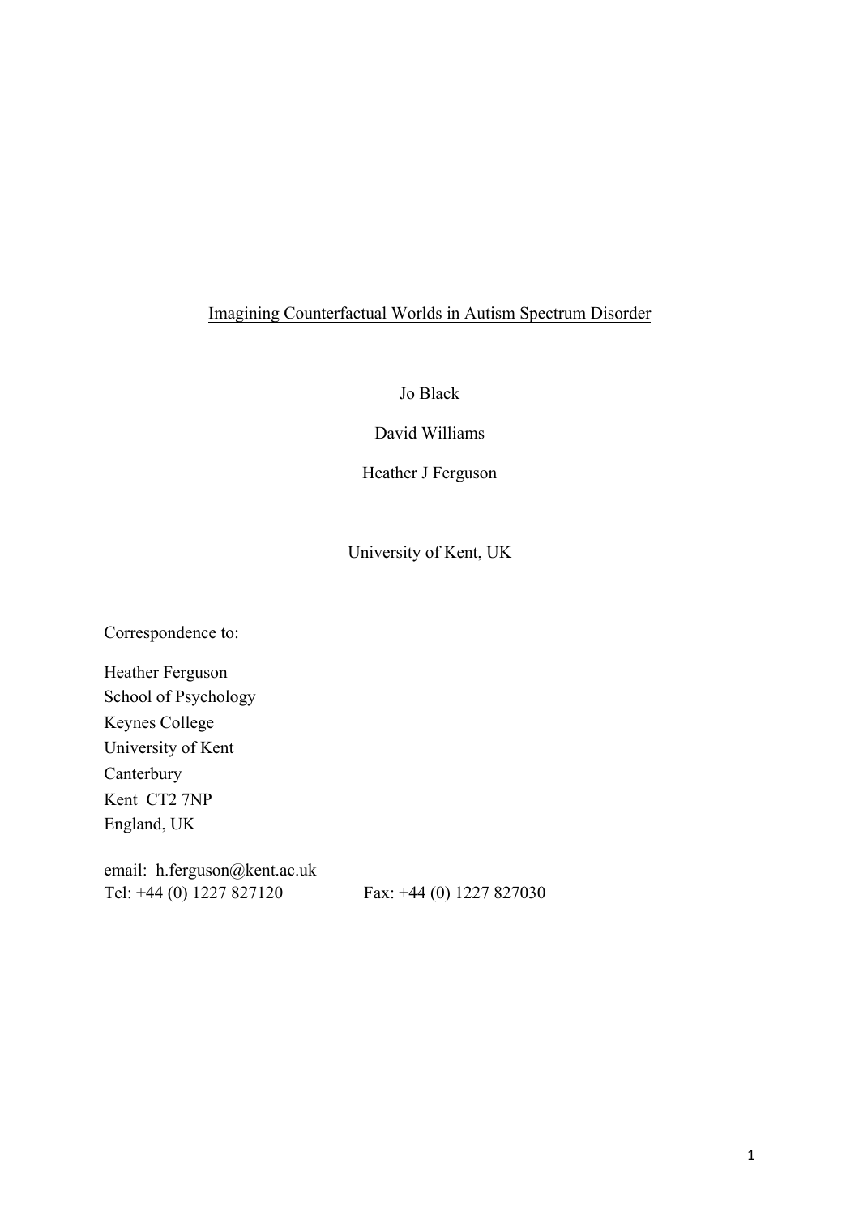Imagining Counterfactual Worlds in Autism Spectrum Disorder

Jo Black

David Williams

Heather J Ferguson

University of Kent, UK

Correspondence to:

Heather Ferguson  
School of Psychology  
Keynes College  
University of Kent  
Canterbury  
Kent CT2 7NP  
England, UK

email: h.ferguson@kent.ac.uk  
Tel: +44 (0) 1227 827120 Fax: +44 (0) 1227 827030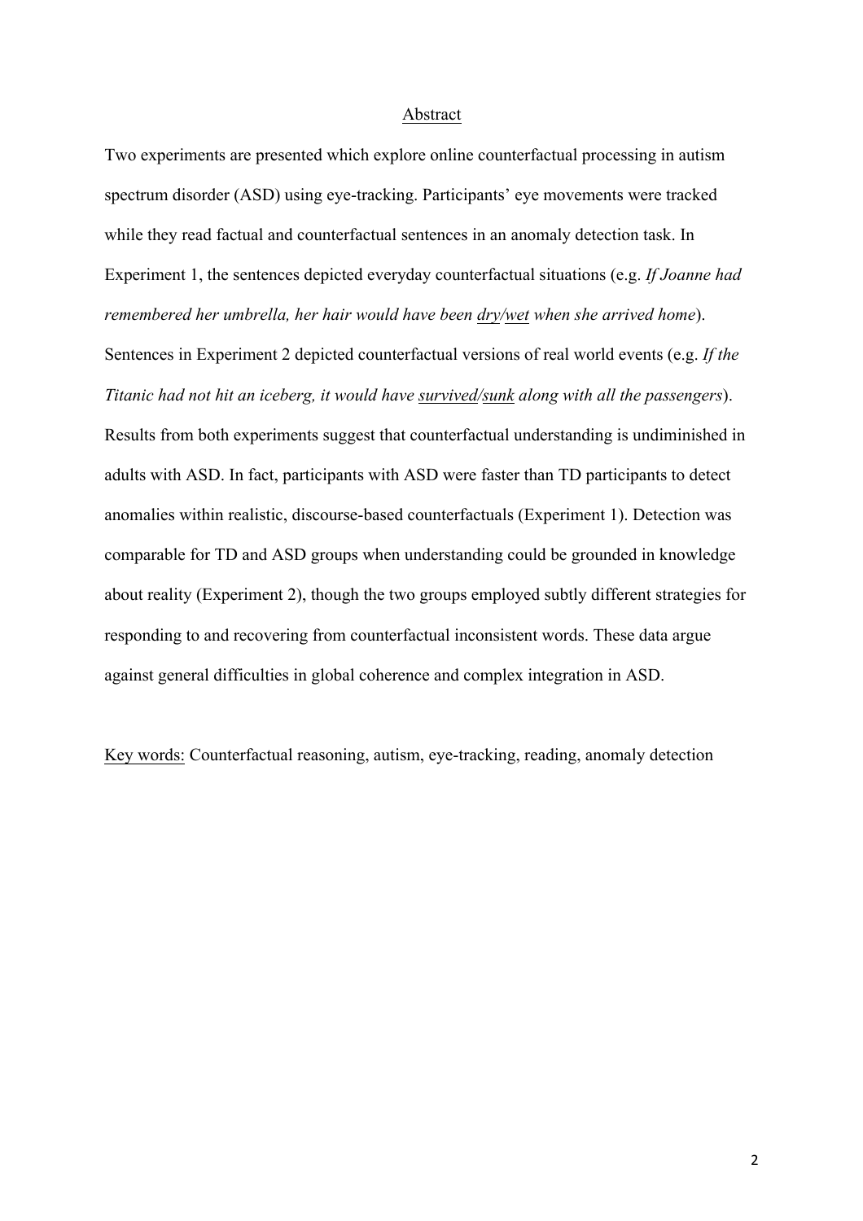## Abstract

Two experiments are presented which explore online counterfactual processing in autism spectrum disorder (ASD) using eye-tracking. Participants' eye movements were tracked while they read factual and counterfactual sentences in an anomaly detection task. In Experiment 1, the sentences depicted everyday counterfactual situations (e.g. *If Joanne had remembered her umbrella, her hair would have been dry/wet when she arrived home*). Sentences in Experiment 2 depicted counterfactual versions of real world events (e.g. *If the Titanic had not hit an iceberg, it would have survived/sunk along with all the passengers*). Results from both experiments suggest that counterfactual understanding is undiminished in adults with ASD. In fact, participants with ASD were faster than TD participants to detect anomalies within realistic, discourse-based counterfactuals (Experiment 1). Detection was comparable for TD and ASD groups when understanding could be grounded in knowledge about reality (Experiment 2), though the two groups employed subtly different strategies for responding to and recovering from counterfactual inconsistent words. These data argue against general difficulties in global coherence and complex integration in ASD.

Key words: Counterfactual reasoning, autism, eye-tracking, reading, anomaly detection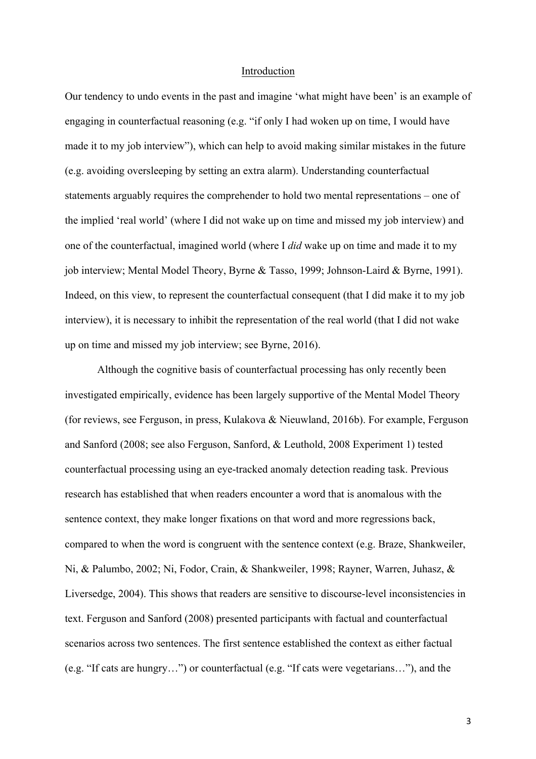## Introduction

Our tendency to undo events in the past and imagine 'what might have been' is an example of engaging in counterfactual reasoning (e.g. "if only I had woken up on time, I would have made it to my job interview"), which can help to avoid making similar mistakes in the future (e.g. avoiding oversleeping by setting an extra alarm). Understanding counterfactual statements arguably requires the comprehender to hold two mental representations – one of the implied 'real world' (where I did not wake up on time and missed my job interview) and one of the counterfactual, imagined world (where I *did* wake up on time and made it to my job interview; Mental Model Theory, Byrne & Tasso, 1999; Johnson-Laird & Byrne, 1991). Indeed, on this view, to represent the counterfactual consequent (that I did make it to my job interview), it is necessary to inhibit the representation of the real world (that I did not wake up on time and missed my job interview; see Byrne, 2016).

Although the cognitive basis of counterfactual processing has only recently been investigated empirically, evidence has been largely supportive of the Mental Model Theory (for reviews, see Ferguson, in press, Kulakova & Nieuwland, 2016b). For example, Ferguson and Sanford (2008; see also Ferguson, Sanford, & Leuthold, 2008 Experiment 1) tested counterfactual processing using an eye-tracked anomaly detection reading task. Previous research has established that when readers encounter a word that is anomalous with the sentence context, they make longer fixations on that word and more regressions back, compared to when the word is congruent with the sentence context (e.g. Braze, Shankweiler, Ni, & Palumbo, 2002; Ni, Fodor, Crain, & Shankweiler, 1998; Rayner, Warren, Juhasz, & Liversedge, 2004). This shows that readers are sensitive to discourse-level inconsistencies in text. Ferguson and Sanford (2008) presented participants with factual and counterfactual scenarios across two sentences. The first sentence established the context as either factual (e.g. "If cats are hungry…") or counterfactual (e.g. "If cats were vegetarians…"), and the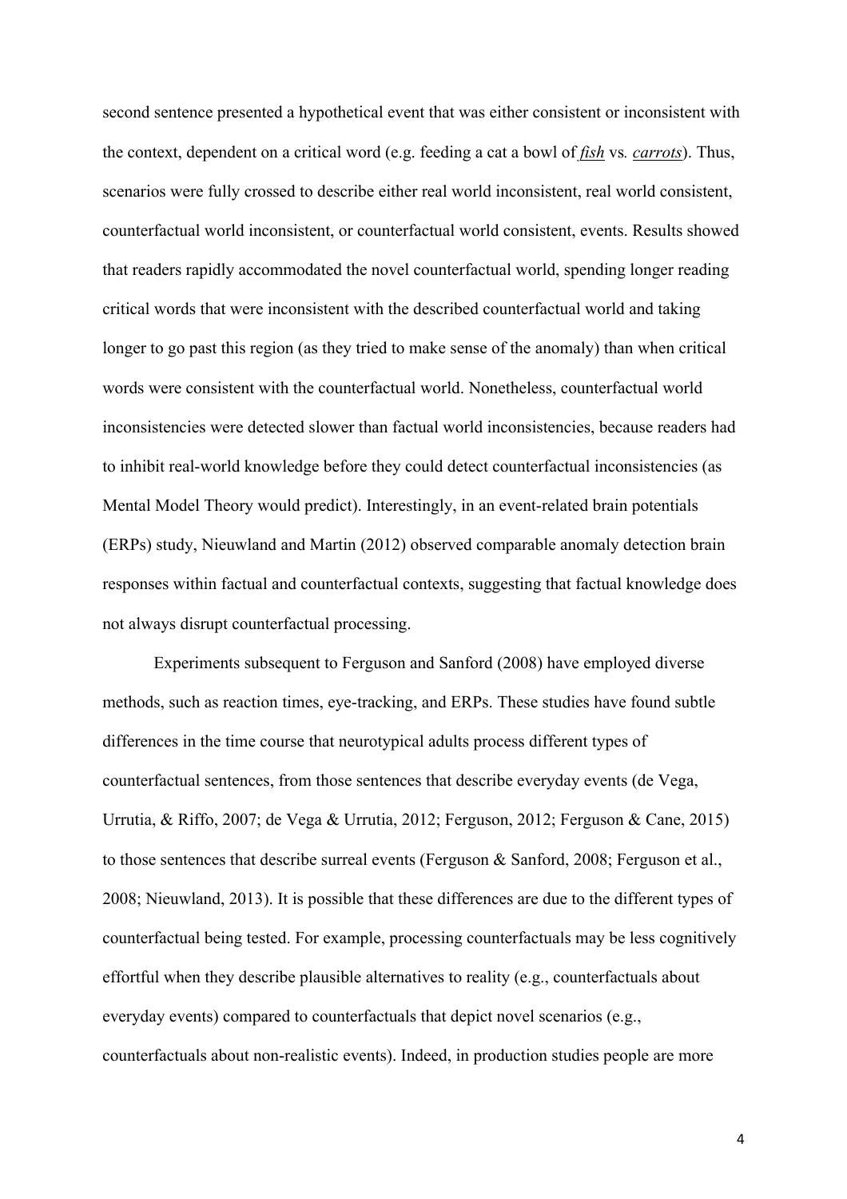second sentence presented a hypothetical event that was either consistent or inconsistent with the context, dependent on a critical word (e.g. feeding a cat a bowl of *fish* vs. *carrots*). Thus, scenarios were fully crossed to describe either real world inconsistent, real world consistent, counterfactual world inconsistent, or counterfactual world consistent, events. Results showed that readers rapidly accommodated the novel counterfactual world, spending longer reading critical words that were inconsistent with the described counterfactual world and taking longer to go past this region (as they tried to make sense of the anomaly) than when critical words were consistent with the counterfactual world. Nonetheless, counterfactual world inconsistencies were detected slower than factual world inconsistencies, because readers had to inhibit real-world knowledge before they could detect counterfactual inconsistencies (as Mental Model Theory would predict). Interestingly, in an event-related brain potentials (ERPs) study, Nieuwland and Martin (2012) observed comparable anomaly detection brain responses within factual and counterfactual contexts, suggesting that factual knowledge does not always disrupt counterfactual processing.

Experiments subsequent to Ferguson and Sanford (2008) have employed diverse methods, such as reaction times, eye-tracking, and ERPs. These studies have found subtle differences in the time course that neurotypical adults process different types of counterfactual sentences, from those sentences that describe everyday events (de Vega, Urrutia, & Riffo, 2007; de Vega & Urrutia, 2012; Ferguson, 2012; Ferguson & Cane, 2015) to those sentences that describe surreal events (Ferguson & Sanford, 2008; Ferguson et al., 2008; Nieuwland, 2013). It is possible that these differences are due to the different types of counterfactual being tested. For example, processing counterfactuals may be less cognitively effortful when they describe plausible alternatives to reality (e.g., counterfactuals about everyday events) compared to counterfactuals that depict novel scenarios (e.g., counterfactuals about non-realistic events). Indeed, in production studies people are more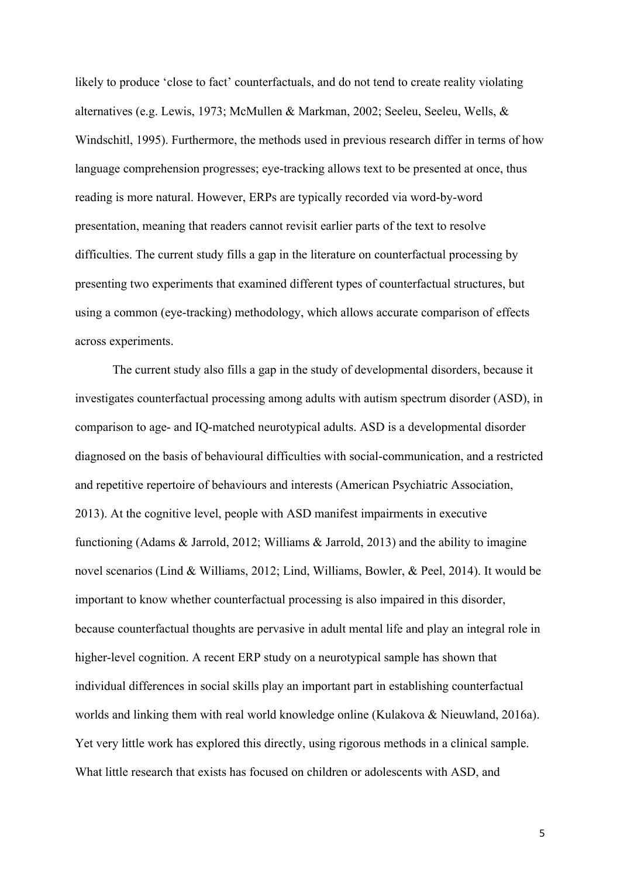likely to produce 'close to fact' counterfactuals, and do not tend to create reality violating alternatives (e.g. Lewis, 1973; McMullen & Markman, 2002; Seeleu, Seeleu, Wells, & Windschitl, 1995). Furthermore, the methods used in previous research differ in terms of how language comprehension progresses; eye-tracking allows text to be presented at once, thus reading is more natural. However, ERPs are typically recorded via word-by-word presentation, meaning that readers cannot revisit earlier parts of the text to resolve difficulties. The current study fills a gap in the literature on counterfactual processing by presenting two experiments that examined different types of counterfactual structures, but using a common (eye-tracking) methodology, which allows accurate comparison of effects across experiments.

The current study also fills a gap in the study of developmental disorders, because it investigates counterfactual processing among adults with autism spectrum disorder (ASD), in comparison to age- and IQ-matched neurotypical adults. ASD is a developmental disorder diagnosed on the basis of behavioural difficulties with social-communication, and a restricted and repetitive repertoire of behaviours and interests (American Psychiatric Association, 2013). At the cognitive level, people with ASD manifest impairments in executive functioning (Adams & Jarrold, 2012; Williams & Jarrold, 2013) and the ability to imagine novel scenarios (Lind & Williams, 2012; Lind, Williams, Bowler, & Peel, 2014). It would be important to know whether counterfactual processing is also impaired in this disorder, because counterfactual thoughts are pervasive in adult mental life and play an integral role in higher-level cognition. A recent ERP study on a neurotypical sample has shown that individual differences in social skills play an important part in establishing counterfactual worlds and linking them with real world knowledge online (Kulakova & Nieuwland, 2016a). Yet very little work has explored this directly, using rigorous methods in a clinical sample. What little research that exists has focused on children or adolescents with ASD, and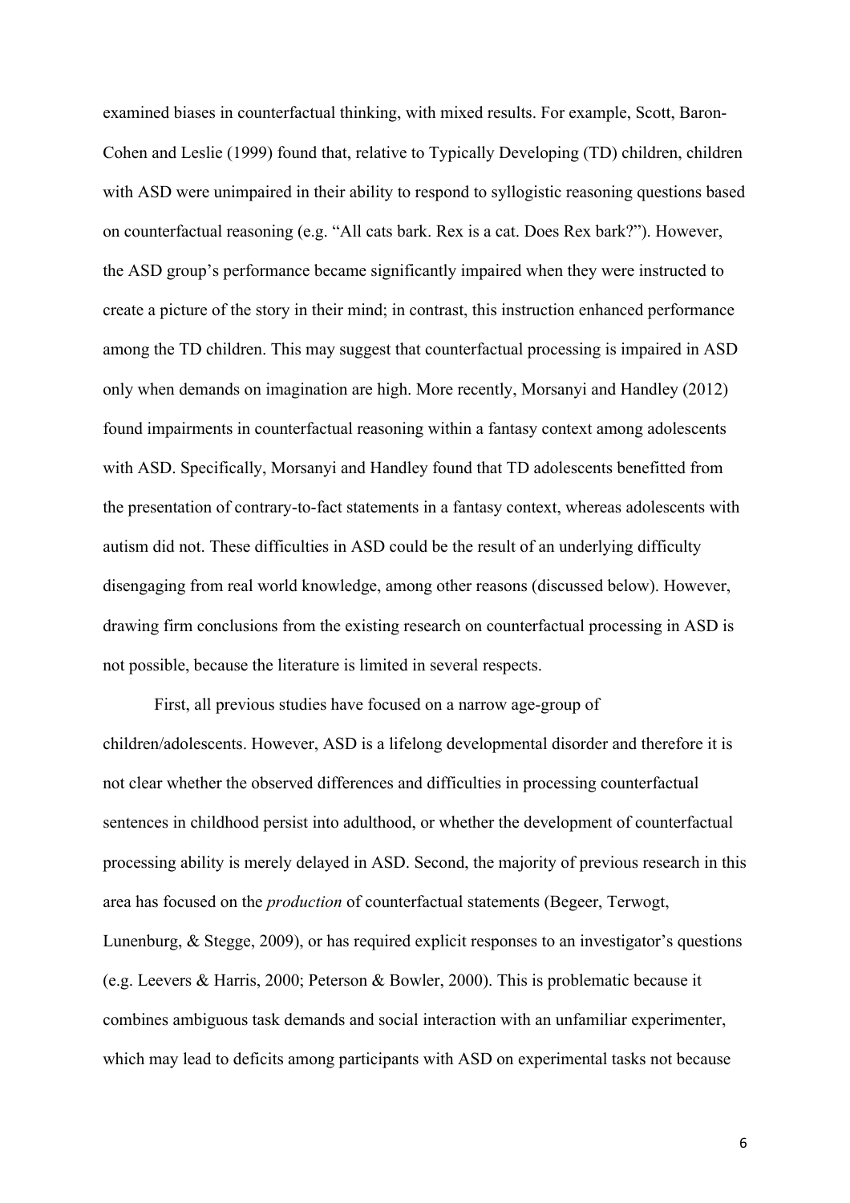examined biases in counterfactual thinking, with mixed results. For example, Scott, Baron-Cohen and Leslie (1999) found that, relative to Typically Developing (TD) children, children with ASD were unimpaired in their ability to respond to syllogistic reasoning questions based on counterfactual reasoning (e.g. "All cats bark. Rex is a cat. Does Rex bark?"). However, the ASD group's performance became significantly impaired when they were instructed to create a picture of the story in their mind; in contrast, this instruction enhanced performance among the TD children. This may suggest that counterfactual processing is impaired in ASD only when demands on imagination are high. More recently, Morsanyi and Handley (2012) found impairments in counterfactual reasoning within a fantasy context among adolescents with ASD. Specifically, Morsanyi and Handley found that TD adolescents benefitted from the presentation of contrary-to-fact statements in a fantasy context, whereas adolescents with autism did not. These difficulties in ASD could be the result of an underlying difficulty disengaging from real world knowledge, among other reasons (discussed below). However, drawing firm conclusions from the existing research on counterfactual processing in ASD is not possible, because the literature is limited in several respects.

First, all previous studies have focused on a narrow age-group of children/adolescents. However, ASD is a lifelong developmental disorder and therefore it is not clear whether the observed differences and difficulties in processing counterfactual sentences in childhood persist into adulthood, or whether the development of counterfactual processing ability is merely delayed in ASD. Second, the majority of previous research in this area has focused on the *production* of counterfactual statements (Begeer, Terwogt, Lunenburg, & Stegge, 2009), or has required explicit responses to an investigator's questions (e.g. Leevers & Harris, 2000; Peterson & Bowler, 2000). This is problematic because it combines ambiguous task demands and social interaction with an unfamiliar experimenter, which may lead to deficits among participants with ASD on experimental tasks not because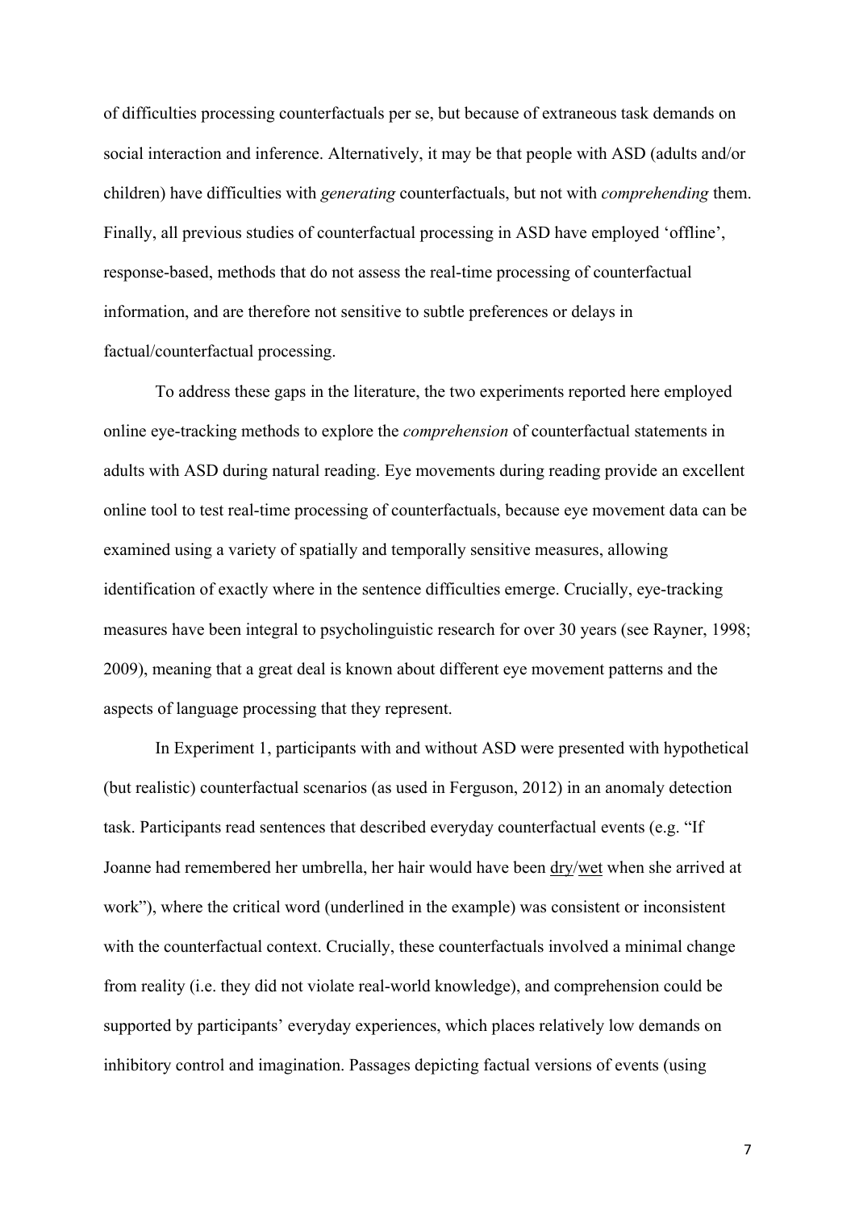of difficulties processing counterfactuals per se, but because of extraneous task demands on social interaction and inference. Alternatively, it may be that people with ASD (adults and/or children) have difficulties with *generating* counterfactuals, but not with *comprehending* them. Finally, all previous studies of counterfactual processing in ASD have employed 'offline', response-based, methods that do not assess the real-time processing of counterfactual information, and are therefore not sensitive to subtle preferences or delays in factual/counterfactual processing.

To address these gaps in the literature, the two experiments reported here employed online eye-tracking methods to explore the *comprehension* of counterfactual statements in adults with ASD during natural reading. Eye movements during reading provide an excellent online tool to test real-time processing of counterfactuals, because eye movement data can be examined using a variety of spatially and temporally sensitive measures, allowing identification of exactly where in the sentence difficulties emerge. Crucially, eye-tracking measures have been integral to psycholinguistic research for over 30 years (see Rayner, 1998; 2009), meaning that a great deal is known about different eye movement patterns and the aspects of language processing that they represent.

In Experiment 1, participants with and without ASD were presented with hypothetical (but realistic) counterfactual scenarios (as used in Ferguson, 2012) in an anomaly detection task. Participants read sentences that described everyday counterfactual events (e.g. "If Joanne had remembered her umbrella, her hair would have been <u>dry</u>/<u>wet</u> when she arrived at work"), where the critical word (underlined in the example) was consistent or inconsistent with the counterfactual context. Crucially, these counterfactuals involved a minimal change from reality (i.e. they did not violate real-world knowledge), and comprehension could be supported by participants' everyday experiences, which places relatively low demands on inhibitory control and imagination. Passages depicting factual versions of events (using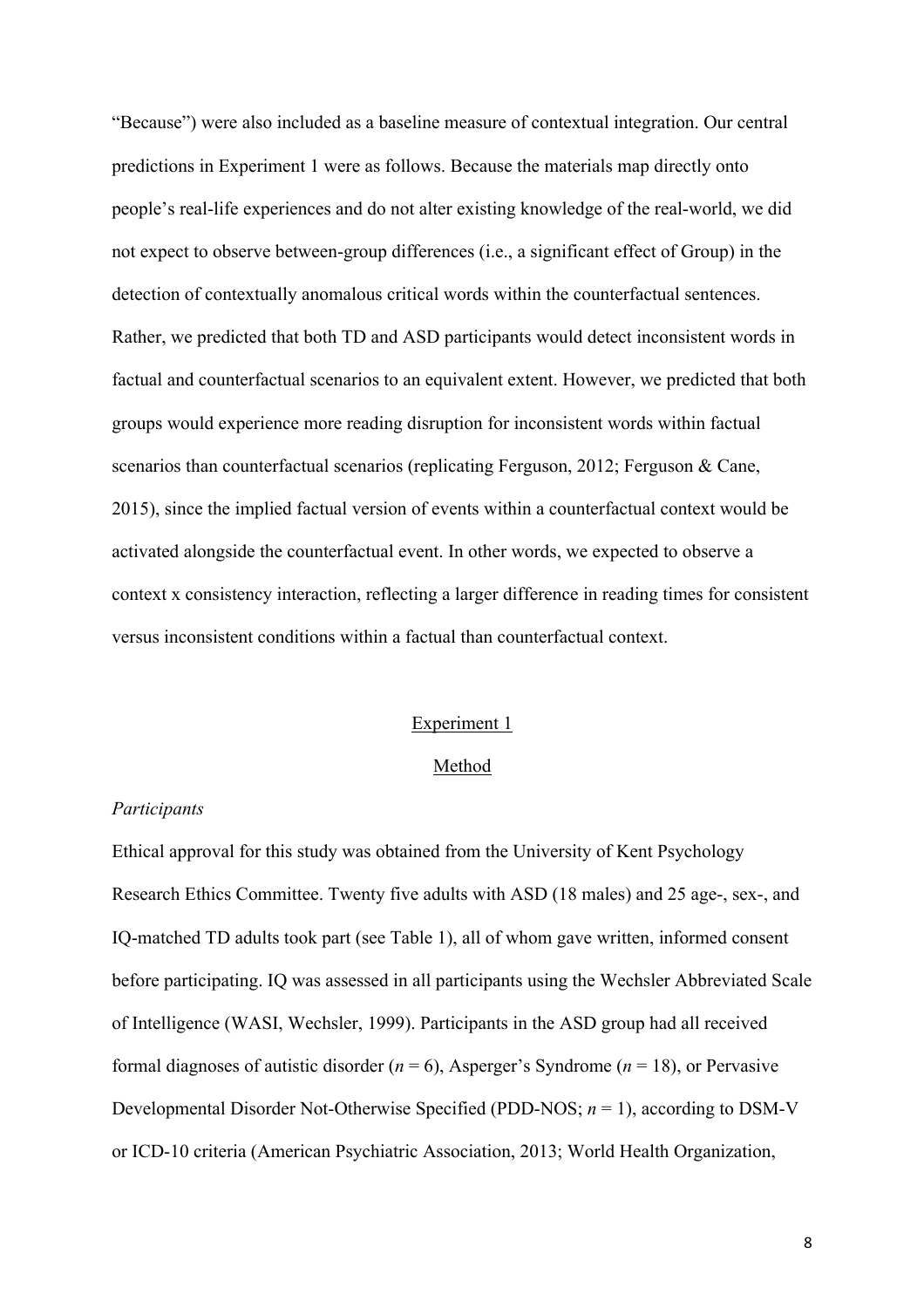"Because") were also included as a baseline measure of contextual integration. Our central predictions in Experiment 1 were as follows. Because the materials map directly onto people's real-life experiences and do not alter existing knowledge of the real-world, we did not expect to observe between-group differences (i.e., a significant effect of Group) in the detection of contextually anomalous critical words within the counterfactual sentences. Rather, we predicted that both TD and ASD participants would detect inconsistent words in factual and counterfactual scenarios to an equivalent extent. However, we predicted that both groups would experience more reading disruption for inconsistent words within factual scenarios than counterfactual scenarios (replicating Ferguson, 2012; Ferguson & Cane, 2015), since the implied factual version of events within a counterfactual context would be activated alongside the counterfactual event. In other words, we expected to observe a context x consistency interaction, reflecting a larger difference in reading times for consistent versus inconsistent conditions within a factual than counterfactual context.

## Experiment 1

### Method

*Participants*

Ethical approval for this study was obtained from the University of Kent Psychology Research Ethics Committee. Twenty five adults with ASD (18 males) and 25 age-, sex-, and IQ-matched TD adults took part (see Table 1), all of whom gave written, informed consent before participating. IQ was assessed in all participants using the Wechsler Abbreviated Scale of Intelligence (WASI, Wechsler, 1999). Participants in the ASD group had all received formal diagnoses of autistic disorder ($n = 6$), Asperger's Syndrome ($n = 18$), or Pervasive Developmental Disorder Not-Otherwise Specified (PDD-NOS; $n = 1$), according to DSM-V or ICD-10 criteria (American Psychiatric Association, 2013; World Health Organization,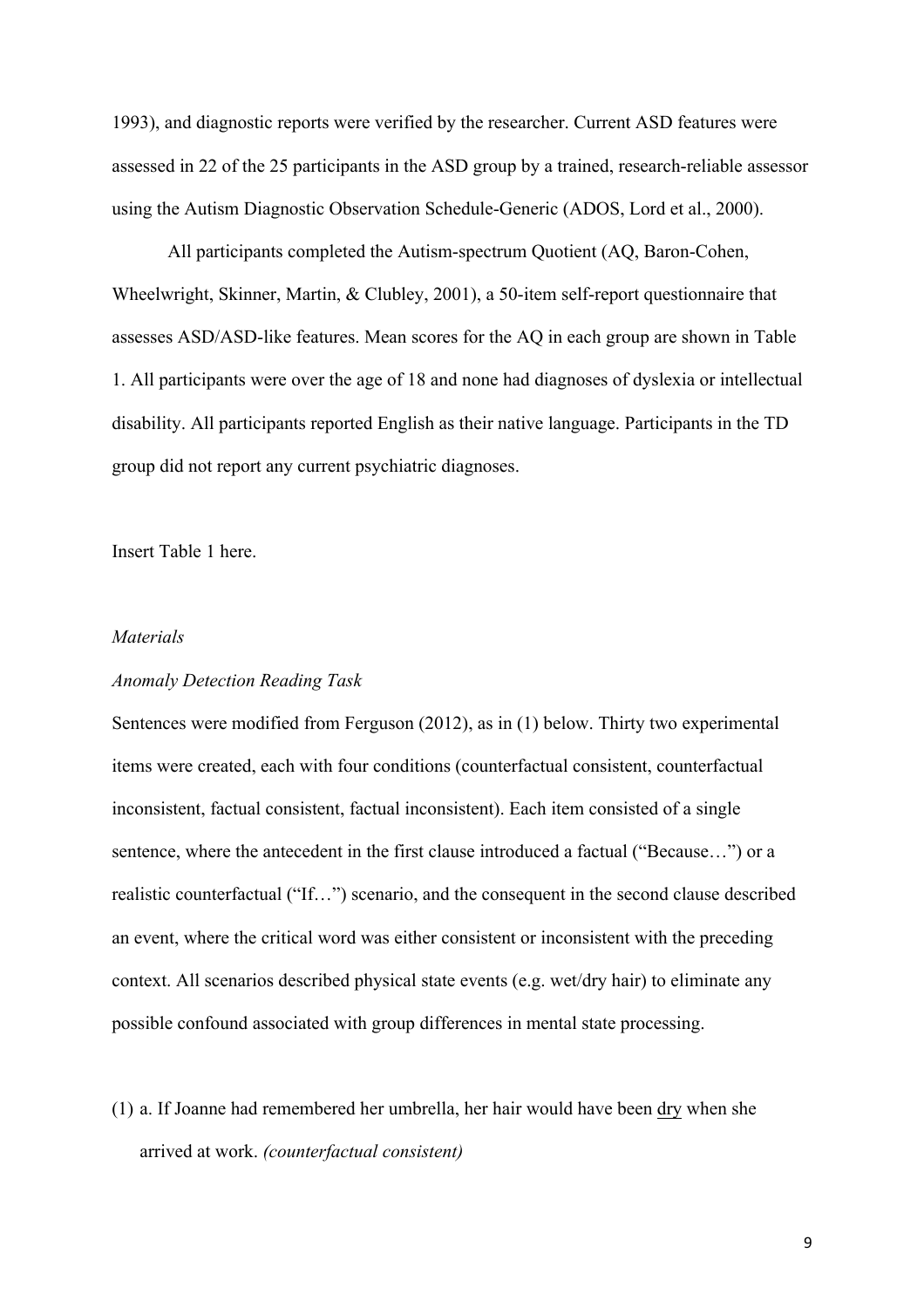1993), and diagnostic reports were verified by the researcher. Current ASD features were assessed in 22 of the 25 participants in the ASD group by a trained, research-reliable assessor using the Autism Diagnostic Observation Schedule-Generic (ADOS, Lord et al., 2000).

All participants completed the Autism-spectrum Quotient (AQ, Baron-Cohen, Wheelwright, Skinner, Martin, & Clubley, 2001), a 50-item self-report questionnaire that assesses ASD/ASD-like features. Mean scores for the AQ in each group are shown in Table 1. All participants were over the age of 18 and none had diagnoses of dyslexia or intellectual disability. All participants reported English as their native language. Participants in the TD group did not report any current psychiatric diagnoses.

Insert Table 1 here.

*Materials*

*Anomaly Detection Reading Task*

Sentences were modified from Ferguson (2012), as in (1) below. Thirty two experimental items were created, each with four conditions (counterfactual consistent, counterfactual inconsistent, factual consistent, factual inconsistent). Each item consisted of a single sentence, where the antecedent in the first clause introduced a factual ("Because…") or a realistic counterfactual ("If…") scenario, and the consequent in the second clause described an event, where the critical word was either consistent or inconsistent with the preceding context. All scenarios described physical state events (e.g. wet/dry hair) to eliminate any possible confound associated with group differences in mental state processing.

(1) a. If Joanne had remembered her umbrella, her hair would have been <u>dry</u> when she arrived at work. *(counterfactual consistent)*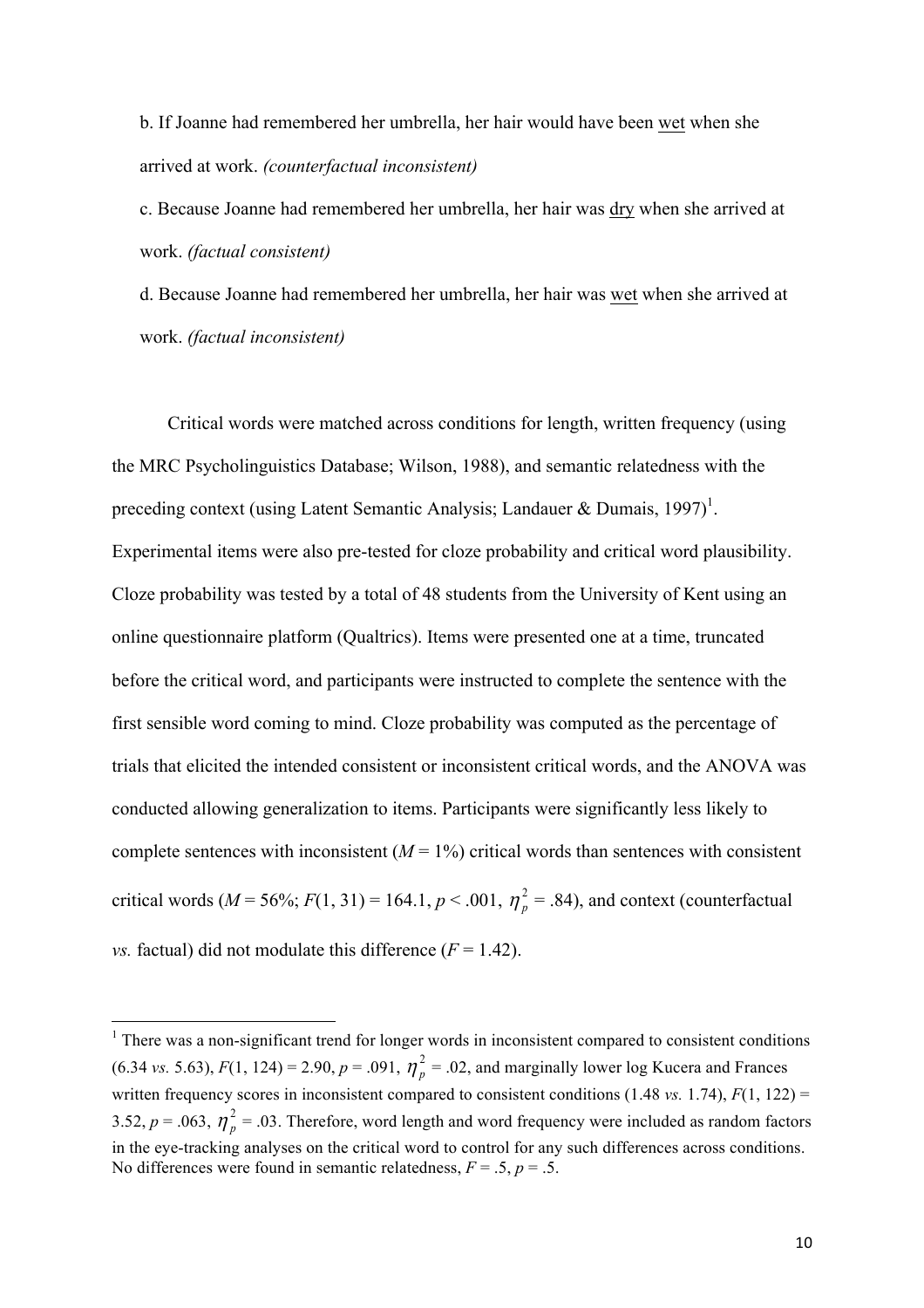b. If Joanne had remembered her umbrella, her hair would have been wet when she arrived at work. *(counterfactual inconsistent)*

c. Because Joanne had remembered her umbrella, her hair was dry when she arrived at work. *(factual consistent)*

d. Because Joanne had remembered her umbrella, her hair was wet when she arrived at work. *(factual inconsistent)*

Critical words were matched across conditions for length, written frequency (using the MRC Psycholinguistics Database; Wilson, 1988), and semantic relatedness with the preceding context (using Latent Semantic Analysis; Landauer & Dumais, 1997)[1]. Experimental items were also pre-tested for cloze probability and critical word plausibility. Cloze probability was tested by a total of 48 students from the University of Kent using an online questionnaire platform (Qualtrics). Items were presented one at a time, truncated before the critical word, and participants were instructed to complete the sentence with the first sensible word coming to mind. Cloze probability was computed as the percentage of trials that elicited the intended consistent or inconsistent critical words, and the ANOVA was conducted allowing generalization to items. Participants were significantly less likely to complete sentences with inconsistent ($M$ = 1%) critical words than sentences with consistent critical words ($M$ = 56%; $F(1, 31) = 164.1$, $p < .001$, $\eta_p^2 = .84$), and context (counterfactual *vs.* factual) did not modulate this difference ($F = 1.42$).

[1] There was a non-significant trend for longer words in inconsistent compared to consistent conditions (6.34 *vs.* 5.63), $F(1, 124) = 2.90$, $p = .091$, $\eta_p^2 = .02$, and marginally lower log Kucera and Frances written frequency scores in inconsistent compared to consistent conditions (1.48 *vs.* 1.74), $F(1, 122) = 3.52$, $p = .063$, $\eta_p^2 = .03$. Therefore, word length and word frequency were included as random factors in the eye-tracking analyses on the critical word to control for any such differences across conditions. No differences were found in semantic relatedness, $F = .5$, $p = .5$.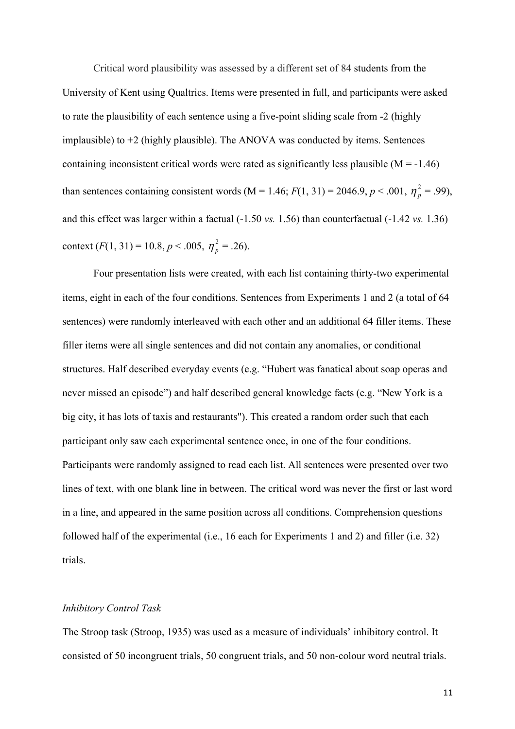Critical word plausibility was assessed by a different set of 84 students from the University of Kent using Qualtrics. Items were presented in full, and participants were asked to rate the plausibility of each sentence using a five-point sliding scale from -2 (highly implausible) to +2 (highly plausible). The ANOVA was conducted by items. Sentences containing inconsistent critical words were rated as significantly less plausible (M = -1.46) than sentences containing consistent words (M = 1.46; $F(1, 31) = 2046.9$, $p < .001$, $\eta_p^2 = .99$), and this effect was larger within a factual (-1.50 *vs.* 1.56) than counterfactual (-1.42 *vs.* 1.36) context ($F(1, 31) = 10.8$, $p < .005$, $\eta_p^2 = .26$).

Four presentation lists were created, with each list containing thirty-two experimental items, eight in each of the four conditions. Sentences from Experiments 1 and 2 (a total of 64 sentences) were randomly interleaved with each other and an additional 64 filler items. These filler items were all single sentences and did not contain any anomalies, or conditional structures. Half described everyday events (e.g. "Hubert was fanatical about soap operas and never missed an episode") and half described general knowledge facts (e.g. "New York is a big city, it has lots of taxis and restaurants"). This created a random order such that each participant only saw each experimental sentence once, in one of the four conditions. Participants were randomly assigned to read each list. All sentences were presented over two lines of text, with one blank line in between. The critical word was never the first or last word in a line, and appeared in the same position across all conditions. Comprehension questions followed half of the experimental (i.e., 16 each for Experiments 1 and 2) and filler (i.e. 32) trials.

*Inhibitory Control Task*

The Stroop task (Stroop, 1935) was used as a measure of individuals' inhibitory control. It consisted of 50 incongruent trials, 50 congruent trials, and 50 non-colour word neutral trials.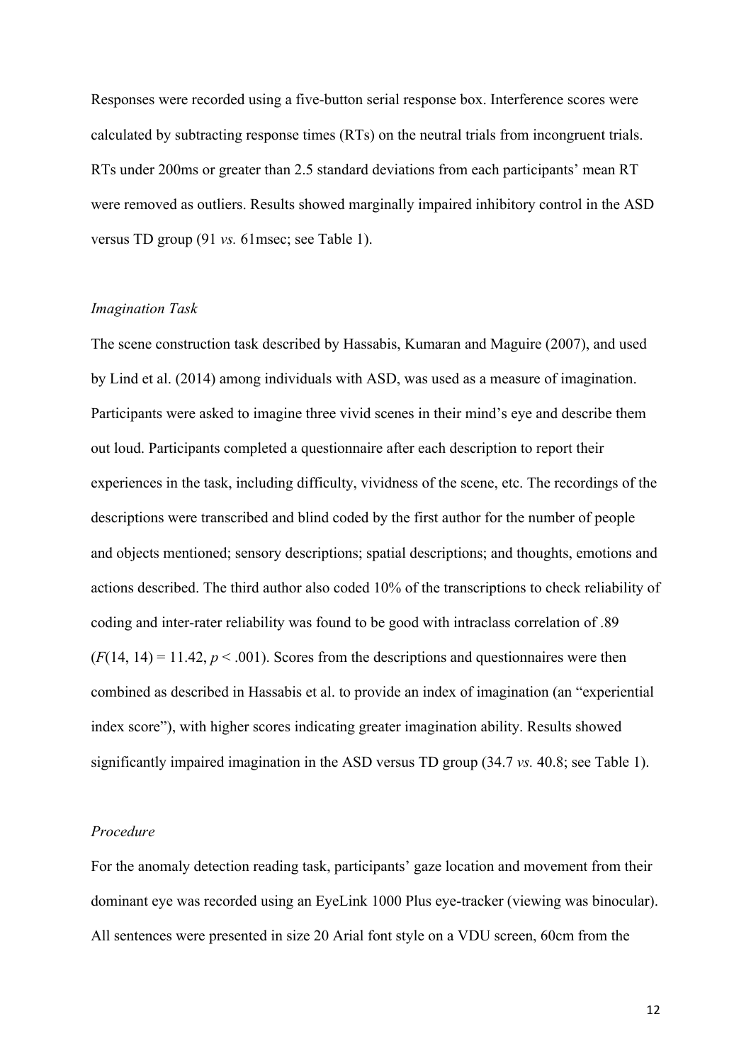Responses were recorded using a five-button serial response box. Interference scores were calculated by subtracting response times (RTs) on the neutral trials from incongruent trials. RTs under 200ms or greater than 2.5 standard deviations from each participants' mean RT were removed as outliers. Results showed marginally impaired inhibitory control in the ASD versus TD group (91 *vs.* 61msec; see Table 1).

*Imagination Task*

The scene construction task described by Hassabis, Kumaran and Maguire (2007), and used by Lind et al. (2014) among individuals with ASD, was used as a measure of imagination. Participants were asked to imagine three vivid scenes in their mind's eye and describe them out loud. Participants completed a questionnaire after each description to report their experiences in the task, including difficulty, vividness of the scene, etc. The recordings of the descriptions were transcribed and blind coded by the first author for the number of people and objects mentioned; sensory descriptions; spatial descriptions; and thoughts, emotions and actions described. The third author also coded 10% of the transcriptions to check reliability of coding and inter-rater reliability was found to be good with intraclass correlation of .89 ($F(14, 14) = 11.42$, $p < .001$). Scores from the descriptions and questionnaires were then combined as described in Hassabis et al. to provide an index of imagination (an "experiential index score"), with higher scores indicating greater imagination ability. Results showed significantly impaired imagination in the ASD versus TD group (34.7 *vs.* 40.8; see Table 1).

*Procedure*

For the anomaly detection reading task, participants' gaze location and movement from their dominant eye was recorded using an EyeLink 1000 Plus eye-tracker (viewing was binocular). All sentences were presented in size 20 Arial font style on a VDU screen, 60cm from the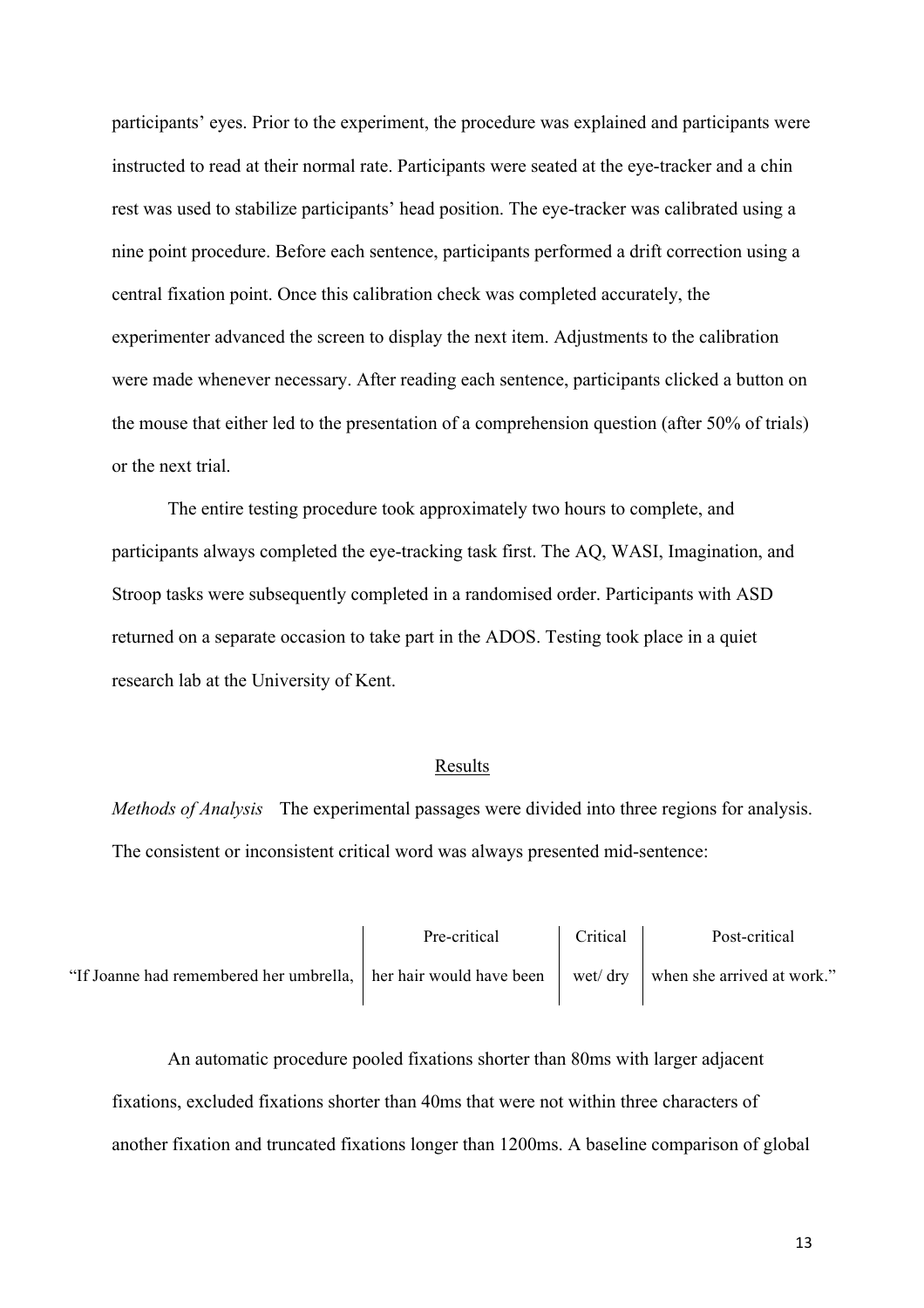participants' eyes. Prior to the experiment, the procedure was explained and participants were instructed to read at their normal rate. Participants were seated at the eye-tracker and a chin rest was used to stabilize participants' head position. The eye-tracker was calibrated using a nine point procedure. Before each sentence, participants performed a drift correction using a central fixation point. Once this calibration check was completed accurately, the experimenter advanced the screen to display the next item. Adjustments to the calibration were made whenever necessary. After reading each sentence, participants clicked a button on the mouse that either led to the presentation of a comprehension question (after 50% of trials) or the next trial.

The entire testing procedure took approximately two hours to complete, and participants always completed the eye-tracking task first. The AQ, WASI, Imagination, and Stroop tasks were subsequently completed in a randomised order. Participants with ASD returned on a separate occasion to take part in the ADOS. Testing took place in a quiet research lab at the University of Kent.

## Results

*Methods of Analysis* The experimental passages were divided into three regions for analysis. The consistent or inconsistent critical word was always presented mid-sentence:

| | Pre-critical | Critical | Post-critical |
|---|---|---|---|
| "If Joanne had remembered her umbrella, | her hair would have been | wet/ dry | when she arrived at work." |

An automatic procedure pooled fixations shorter than 80ms with larger adjacent fixations, excluded fixations shorter than 40ms that were not within three characters of another fixation and truncated fixations longer than 1200ms. A baseline comparison of global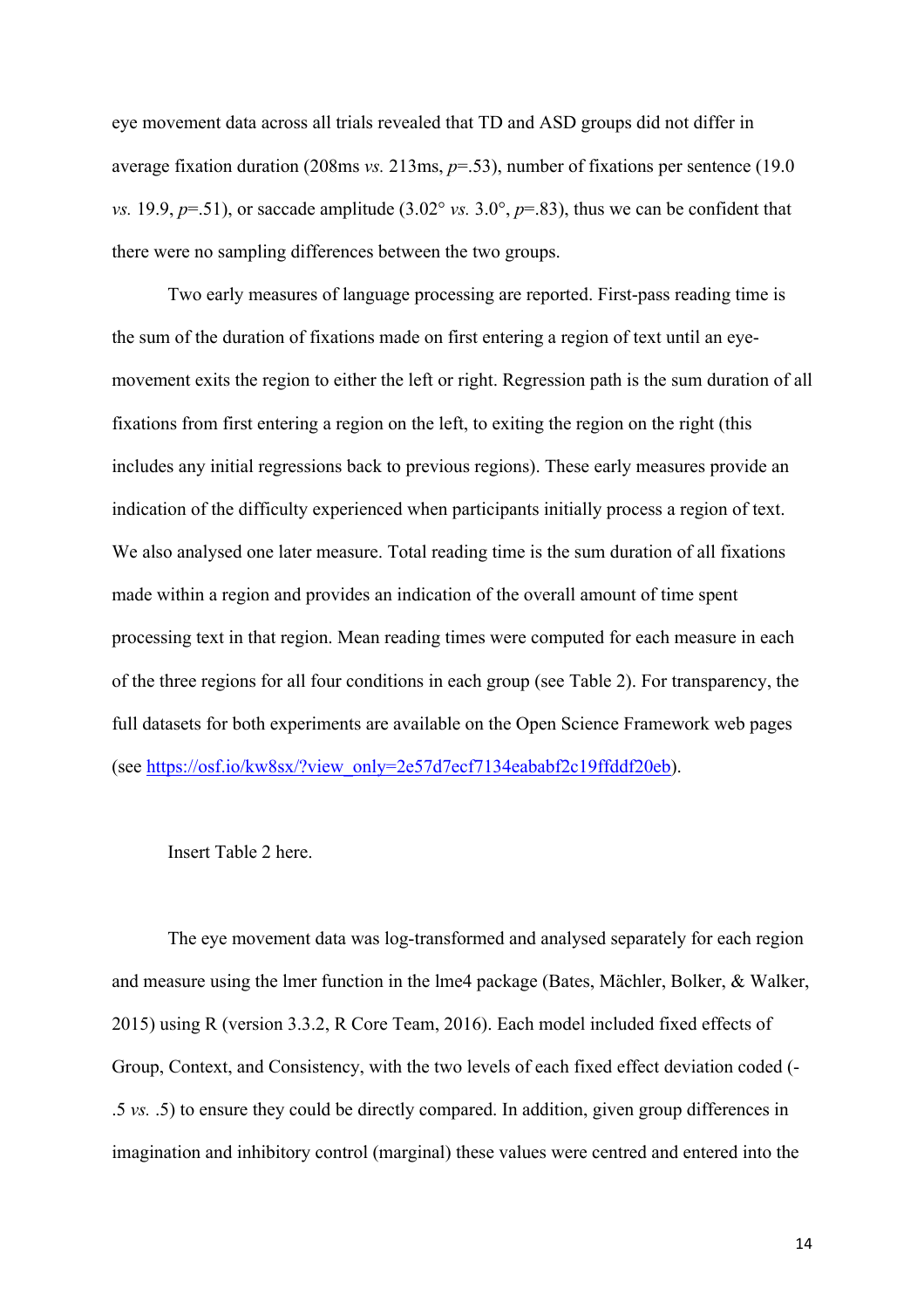eye movement data across all trials revealed that TD and ASD groups did not differ in average fixation duration (208ms *vs.* 213ms, $p$=.53), number of fixations per sentence (19.0 *vs.* 19.9, $p$=.51), or saccade amplitude (3.02° *vs.* 3.0°, $p$=.83), thus we can be confident that there were no sampling differences between the two groups.

Two early measures of language processing are reported. First-pass reading time is the sum of the duration of fixations made on first entering a region of text until an eye-movement exits the region to either the left or right. Regression path is the sum duration of all fixations from first entering a region on the left, to exiting the region on the right (this includes any initial regressions back to previous regions). These early measures provide an indication of the difficulty experienced when participants initially process a region of text. We also analysed one later measure. Total reading time is the sum duration of all fixations made within a region and provides an indication of the overall amount of time spent processing text in that region. Mean reading times were computed for each measure in each of the three regions for all four conditions in each group (see Table 2). For transparency, the full datasets for both experiments are available on the Open Science Framework web pages (see [https://osf.io/kw8sx/?view_only=2e57d7ecf7134eababf2c19ffddf20eb](https://osf.io/kw8sx/?view_only=2e57d7ecf7134eababf2c19ffddf20eb)).

Insert Table 2 here.

The eye movement data was log-transformed and analysed separately for each region and measure using the lmer function in the lme4 package (Bates, Mächler, Bolker, & Walker, 2015) using R (version 3.3.2, R Core Team, 2016). Each model included fixed effects of Group, Context, and Consistency, with the two levels of each fixed effect deviation coded (-.5 *vs.* .5) to ensure they could be directly compared. In addition, given group differences in imagination and inhibitory control (marginal) these values were centred and entered into the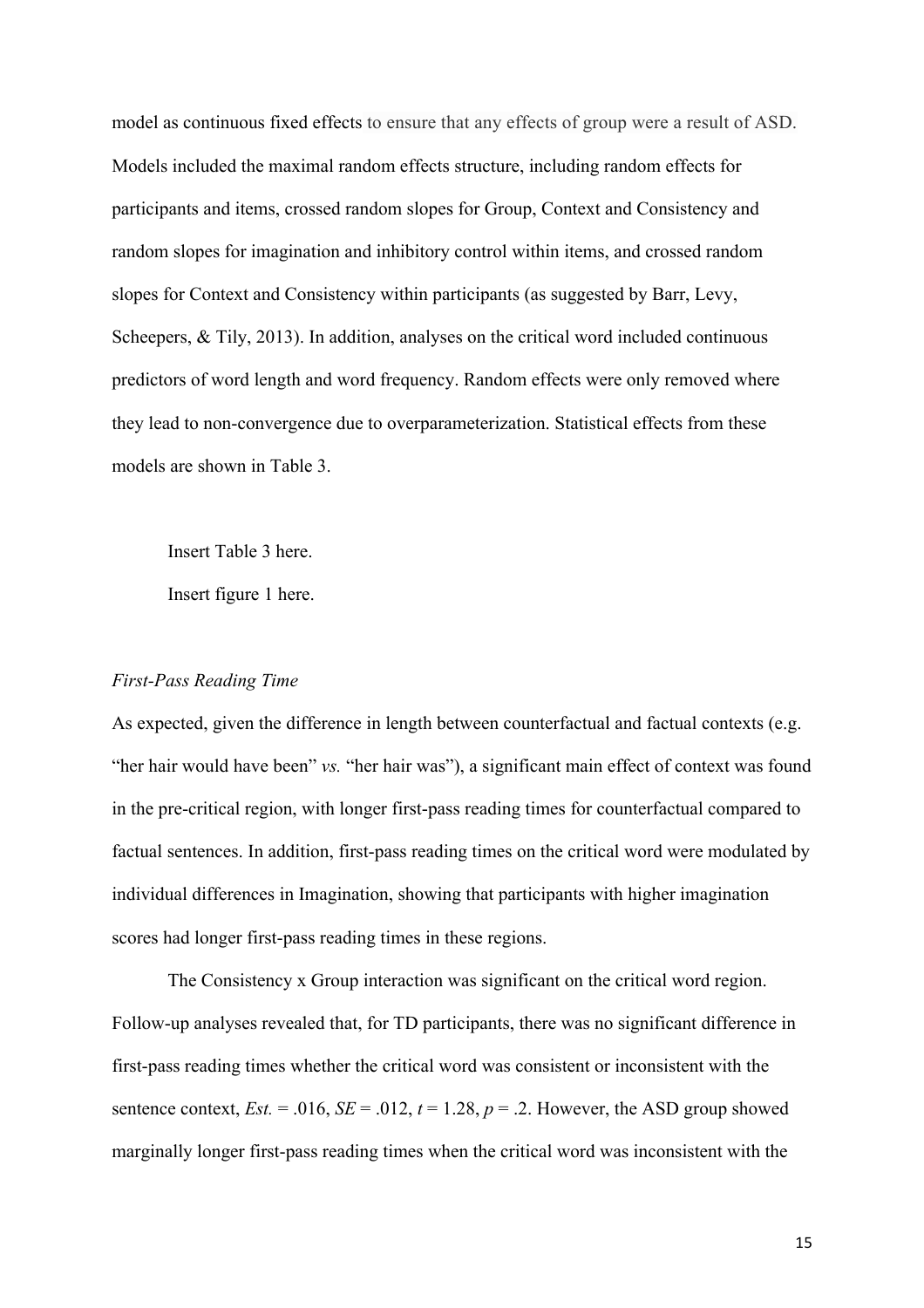model as continuous fixed effects to ensure that any effects of group were a result of ASD. Models included the maximal random effects structure, including random effects for participants and items, crossed random slopes for Group, Context and Consistency and random slopes for imagination and inhibitory control within items, and crossed random slopes for Context and Consistency within participants (as suggested by Barr, Levy, Scheepers, & Tily, 2013). In addition, analyses on the critical word included continuous predictors of word length and word frequency. Random effects were only removed where they lead to non-convergence due to overparameterization. Statistical effects from these models are shown in Table 3.

Insert Table 3 here.

Insert figure 1 here.

*First-Pass Reading Time*

As expected, given the difference in length between counterfactual and factual contexts (e.g. "her hair would have been" *vs.* "her hair was"), a significant main effect of context was found in the pre-critical region, with longer first-pass reading times for counterfactual compared to factual sentences. In addition, first-pass reading times on the critical word were modulated by individual differences in Imagination, showing that participants with higher imagination scores had longer first-pass reading times in these regions.

The Consistency x Group interaction was significant on the critical word region. Follow-up analyses revealed that, for TD participants, there was no significant difference in first-pass reading times whether the critical word was consistent or inconsistent with the sentence context, *Est.* = .016, *SE* = .012, $t = 1.28$, $p = .2$. However, the ASD group showed marginally longer first-pass reading times when the critical word was inconsistent with the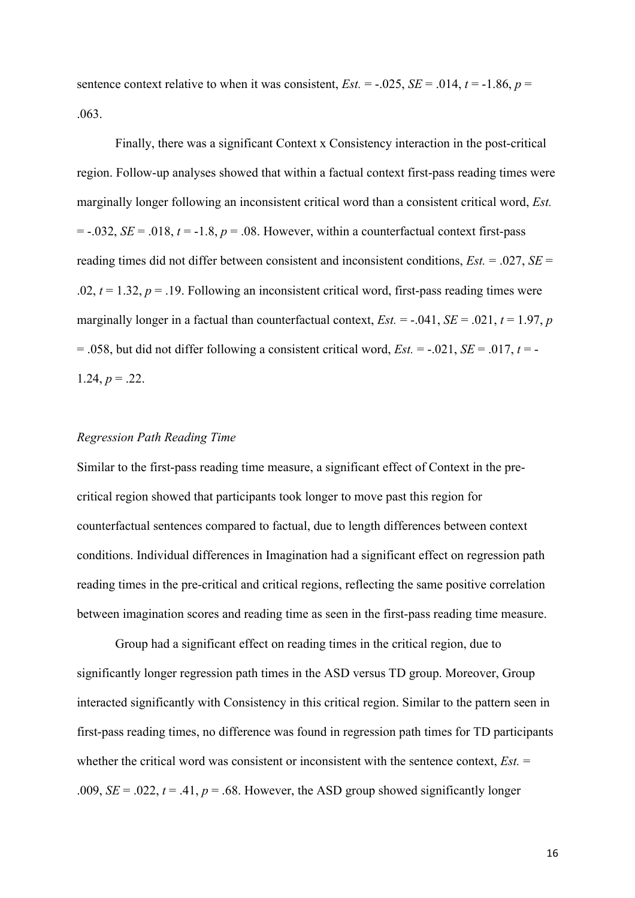sentence context relative to when it was consistent, *Est.* = -.025, *SE* = .014, $t$ = -1.86, $p$ = .063.

Finally, there was a significant Context x Consistency interaction in the post-critical region. Follow-up analyses showed that within a factual context first-pass reading times were marginally longer following an inconsistent critical word than a consistent critical word, *Est.* = -.032, *SE* = .018, $t$ = -1.8, $p$ = .08. However, within a counterfactual context first-pass reading times did not differ between consistent and inconsistent conditions, *Est.* = .027, *SE* = .02, $t$ = 1.32, $p$ = .19. Following an inconsistent critical word, first-pass reading times were marginally longer in a factual than counterfactual context, *Est.* = -.041, *SE* = .021, $t$ = 1.97, $p$ = .058, but did not differ following a consistent critical word, *Est.* = -.021, *SE* = .017, $t$ = -1.24, $p$ = .22.

*Regression Path Reading Time*

Similar to the first-pass reading time measure, a significant effect of Context in the pre-critical region showed that participants took longer to move past this region for counterfactual sentences compared to factual, due to length differences between context conditions. Individual differences in Imagination had a significant effect on regression path reading times in the pre-critical and critical regions, reflecting the same positive correlation between imagination scores and reading time as seen in the first-pass reading time measure.

Group had a significant effect on reading times in the critical region, due to significantly longer regression path times in the ASD versus TD group. Moreover, Group interacted significantly with Consistency in this critical region. Similar to the pattern seen in first-pass reading times, no difference was found in regression path times for TD participants whether the critical word was consistent or inconsistent with the sentence context, *Est.* = .009, *SE* = .022, $t$ = .41, $p$ = .68. However, the ASD group showed significantly longer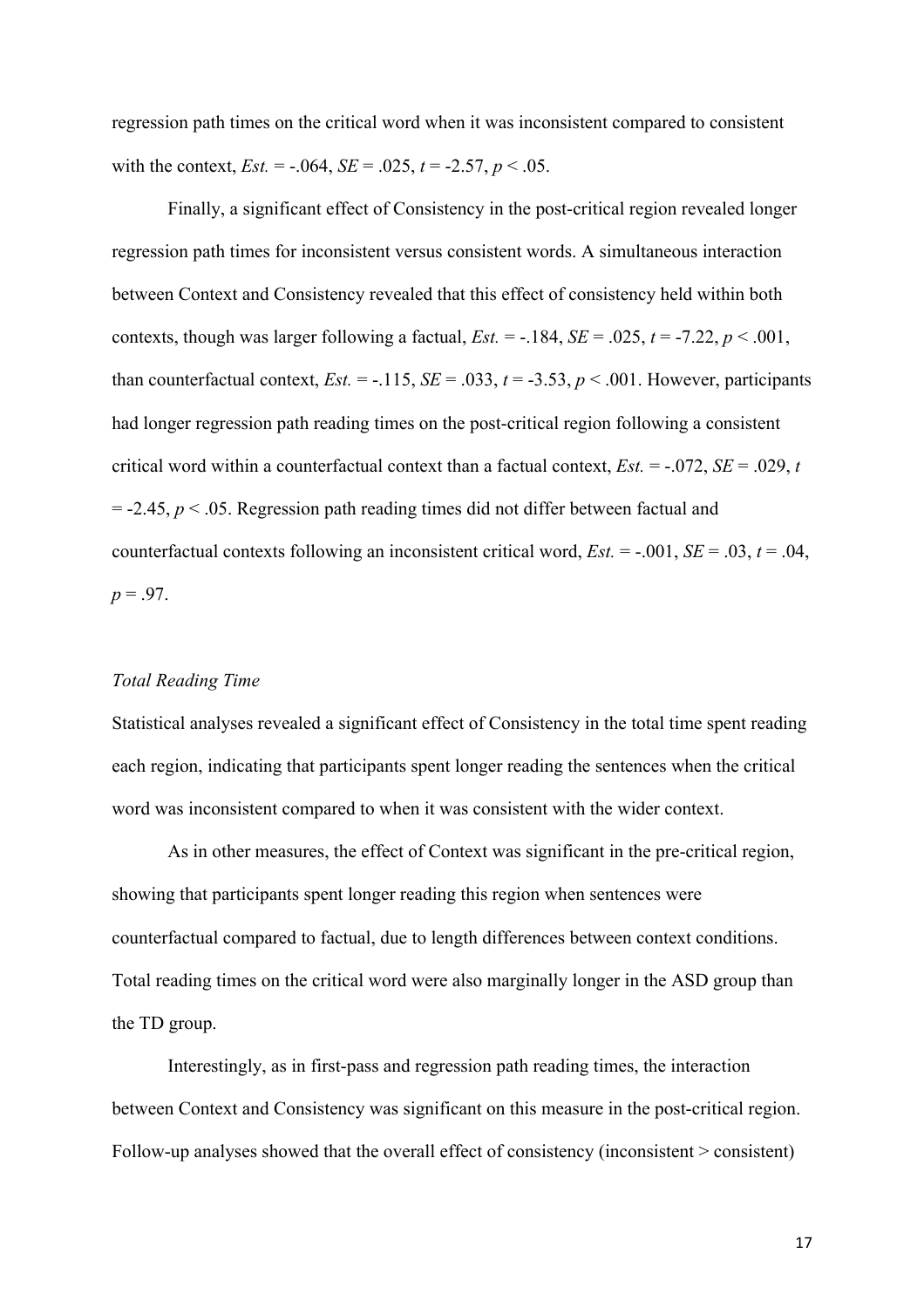regression path times on the critical word when it was inconsistent compared to consistent with the context, *Est.* = -.064, *SE* = .025, $t$ = -2.57, $p < .05$.

Finally, a significant effect of Consistency in the post-critical region revealed longer regression path times for inconsistent versus consistent words. A simultaneous interaction between Context and Consistency revealed that this effect of consistency held within both contexts, though was larger following a factual, *Est.* = -.184, *SE* = .025, $t$ = -7.22, $p < .001$, than counterfactual context, *Est.* = -.115, *SE* = .033, $t$ = -3.53, $p < .001$. However, participants had longer regression path reading times on the post-critical region following a consistent critical word within a counterfactual context than a factual context, *Est.* = -.072, *SE* = .029, $t$ = -2.45, $p < .05$. Regression path reading times did not differ between factual and counterfactual contexts following an inconsistent critical word, *Est.* = -.001, *SE* = .03, $t$ = .04, $p$ = .97.

*Total Reading Time*

Statistical analyses revealed a significant effect of Consistency in the total time spent reading each region, indicating that participants spent longer reading the sentences when the critical word was inconsistent compared to when it was consistent with the wider context.

As in other measures, the effect of Context was significant in the pre-critical region, showing that participants spent longer reading this region when sentences were counterfactual compared to factual, due to length differences between context conditions. Total reading times on the critical word were also marginally longer in the ASD group than the TD group.

Interestingly, as in first-pass and regression path reading times, the interaction between Context and Consistency was significant on this measure in the post-critical region. Follow-up analyses showed that the overall effect of consistency (inconsistent > consistent)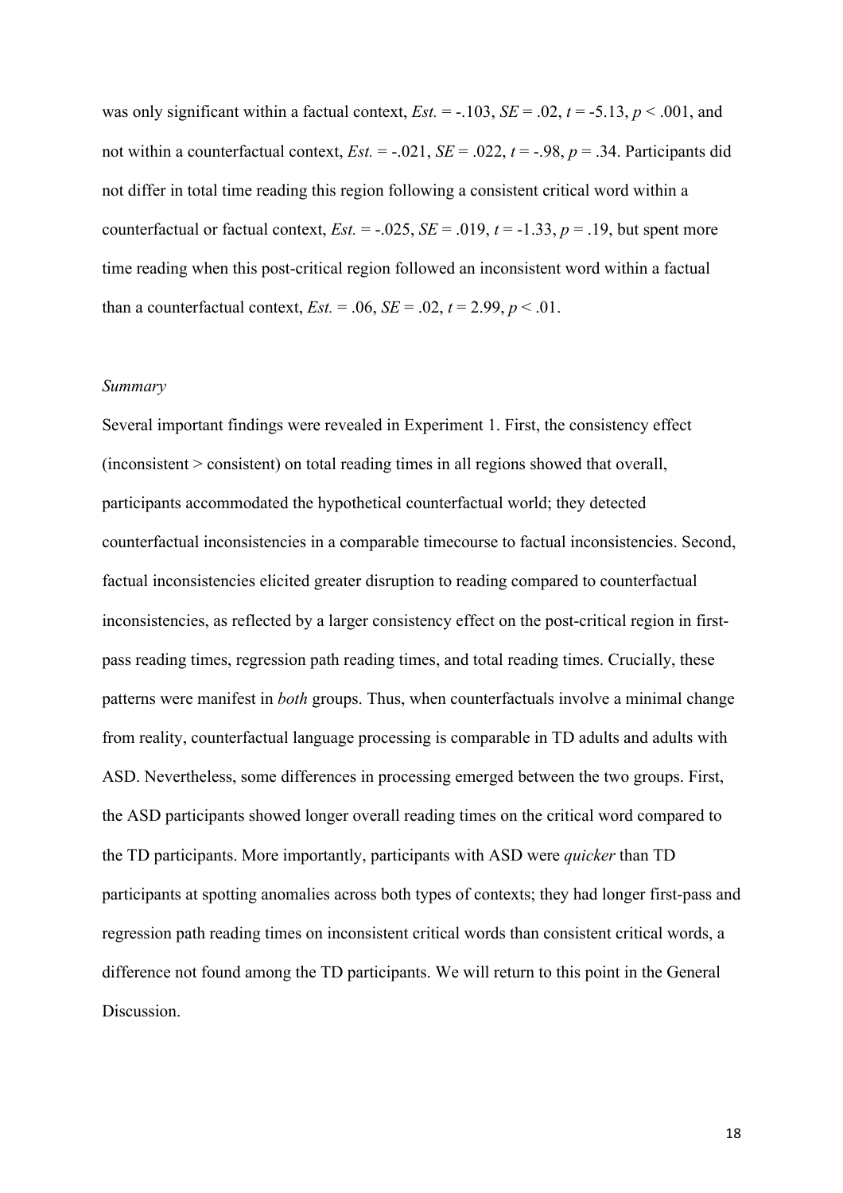was only significant within a factual context, *Est.* = -.103, *SE* = .02, $t$ = -5.13, $p < .001$, and not within a counterfactual context, *Est.* = -.021, *SE* = .022, $t$ = -.98, $p$ = .34. Participants did not differ in total time reading this region following a consistent critical word within a counterfactual or factual context, *Est.* = -.025, *SE* = .019, $t$ = -1.33, $p$ = .19, but spent more time reading when this post-critical region followed an inconsistent word within a factual than a counterfactual context, *Est.* = .06, *SE* = .02, $t$ = 2.99, $p < .01$.

*Summary*

Several important findings were revealed in Experiment 1. First, the consistency effect (inconsistent > consistent) on total reading times in all regions showed that overall, participants accommodated the hypothetical counterfactual world; they detected counterfactual inconsistencies in a comparable timecourse to factual inconsistencies. Second, factual inconsistencies elicited greater disruption to reading compared to counterfactual inconsistencies, as reflected by a larger consistency effect on the post-critical region in first-pass reading times, regression path reading times, and total reading times. Crucially, these patterns were manifest in *both* groups. Thus, when counterfactuals involve a minimal change from reality, counterfactual language processing is comparable in TD adults and adults with ASD. Nevertheless, some differences in processing emerged between the two groups. First, the ASD participants showed longer overall reading times on the critical word compared to the TD participants. More importantly, participants with ASD were *quicker* than TD participants at spotting anomalies across both types of contexts; they had longer first-pass and regression path reading times on inconsistent critical words than consistent critical words, a difference not found among the TD participants. We will return to this point in the General Discussion.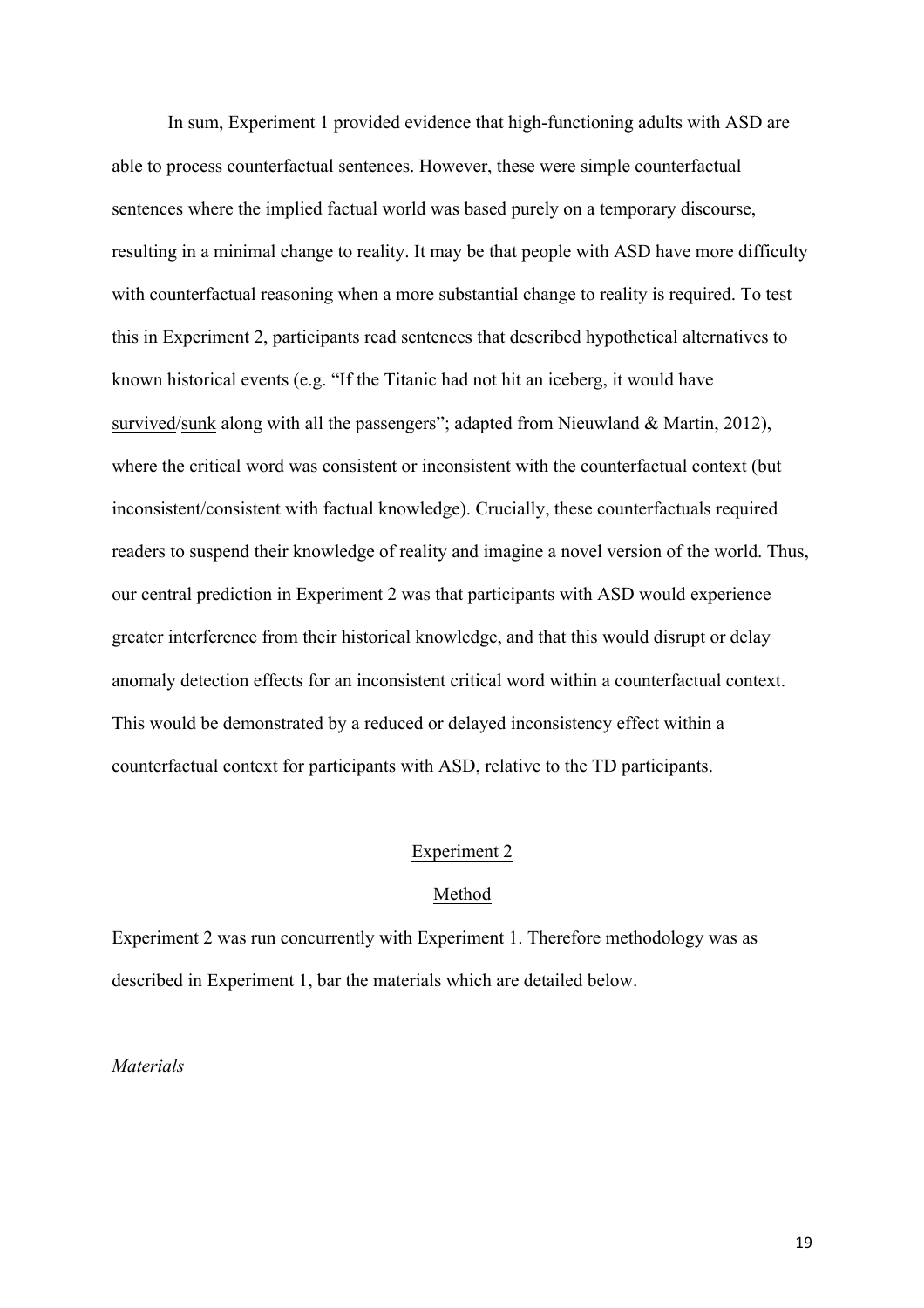In sum, Experiment 1 provided evidence that high-functioning adults with ASD are able to process counterfactual sentences. However, these were simple counterfactual sentences where the implied factual world was based purely on a temporary discourse, resulting in a minimal change to reality. It may be that people with ASD have more difficulty with counterfactual reasoning when a more substantial change to reality is required. To test this in Experiment 2, participants read sentences that described hypothetical alternatives to known historical events (e.g. "If the Titanic had not hit an iceberg, it would have survived/sunk along with all the passengers"; adapted from Nieuwland & Martin, 2012), where the critical word was consistent or inconsistent with the counterfactual context (but inconsistent/consistent with factual knowledge). Crucially, these counterfactuals required readers to suspend their knowledge of reality and imagine a novel version of the world. Thus, our central prediction in Experiment 2 was that participants with ASD would experience greater interference from their historical knowledge, and that this would disrupt or delay anomaly detection effects for an inconsistent critical word within a counterfactual context. This would be demonstrated by a reduced or delayed inconsistency effect within a counterfactual context for participants with ASD, relative to the TD participants.

## Experiment 2

### Method

Experiment 2 was run concurrently with Experiment 1. Therefore methodology was as described in Experiment 1, bar the materials which are detailed below.

*Materials*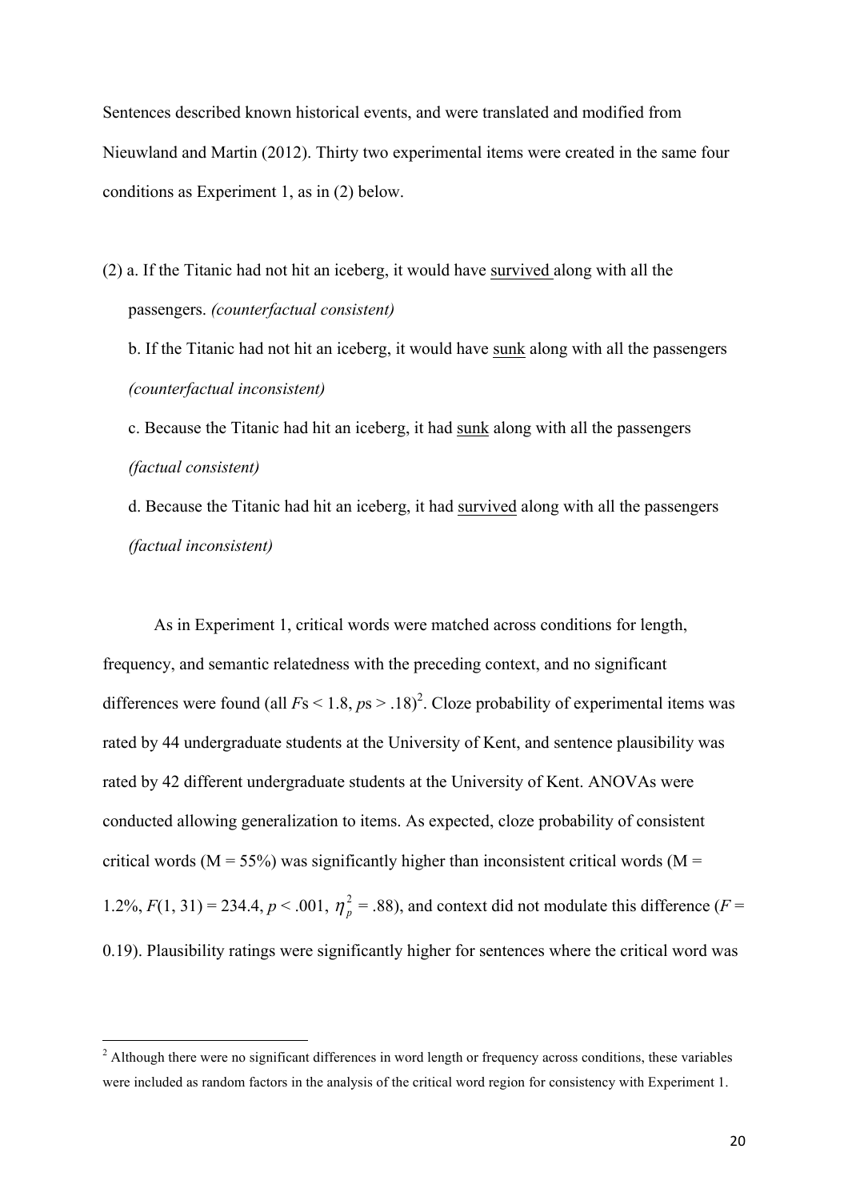Sentences described known historical events, and were translated and modified from Nieuwland and Martin (2012). Thirty two experimental items were created in the same four conditions as Experiment 1, as in (2) below.

(2) a. If the Titanic had not hit an iceberg, it would have <u>survived</u> along with all the passengers. *(counterfactual consistent)*

b. If the Titanic had not hit an iceberg, it would have <u>sunk</u> along with all the passengers *(counterfactual inconsistent)*

c. Because the Titanic had hit an iceberg, it had <u>sunk</u> along with all the passengers *(factual consistent)*

d. Because the Titanic had hit an iceberg, it had <u>survived</u> along with all the passengers *(factual inconsistent)*

As in Experiment 1, critical words were matched across conditions for length, frequency, and semantic relatedness with the preceding context, and no significant differences were found (all $F$s < 1.8, $p$s > .18)[2]. Cloze probability of experimental items was rated by 44 undergraduate students at the University of Kent, and sentence plausibility was rated by 42 different undergraduate students at the University of Kent. ANOVAs were conducted allowing generalization to items. As expected, cloze probability of consistent critical words (M = 55%) was significantly higher than inconsistent critical words (M = 1.2%, $F(1, 31) = 234.4$, $p < .001$, $\eta_p^2 = .88$), and context did not modulate this difference ($F$ = 0.19). Plausibility ratings were significantly higher for sentences where the critical word was

[2] Although there were no significant differences in word length or frequency across conditions, these variables were included as random factors in the analysis of the critical word region for consistency with Experiment 1.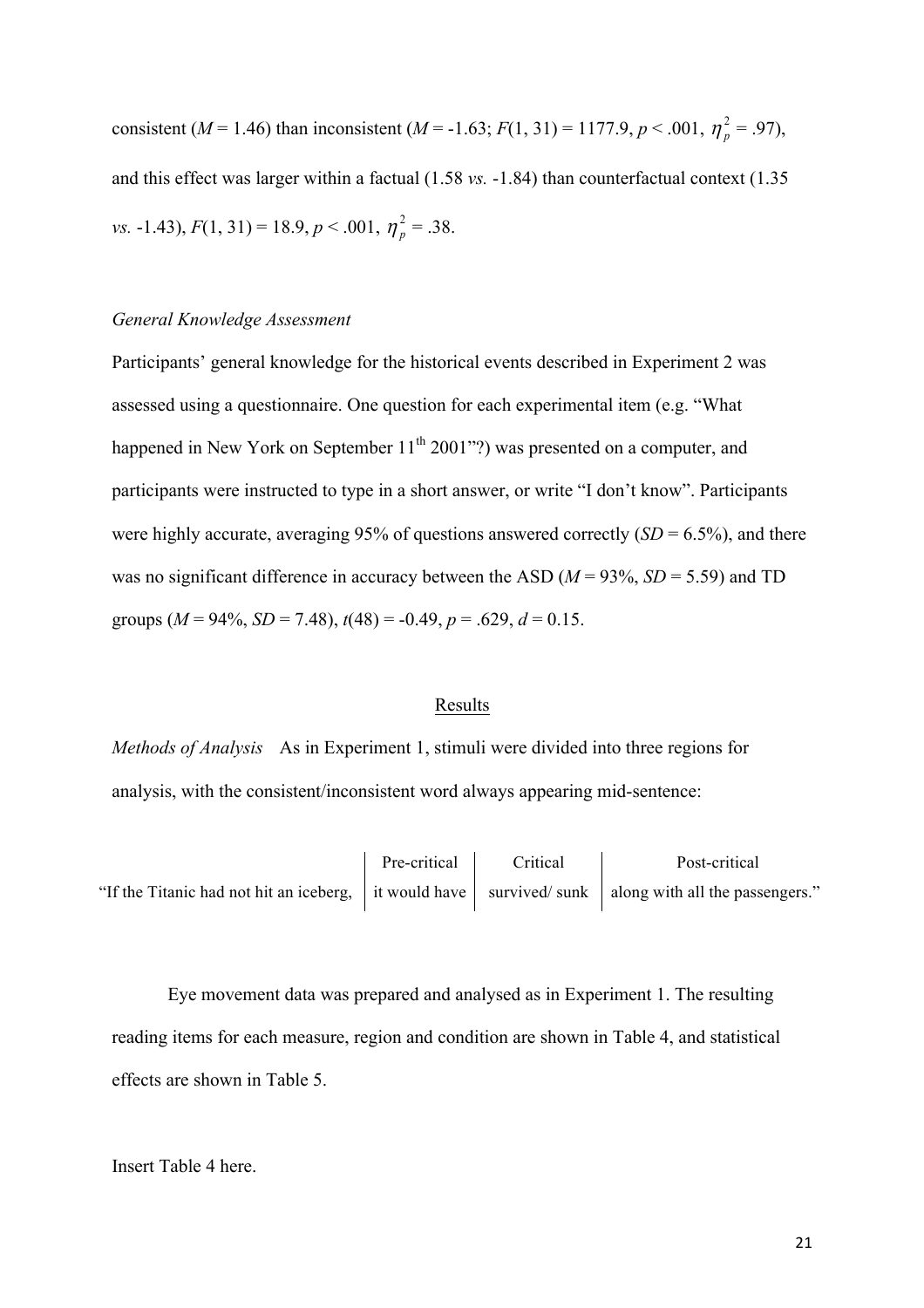consistent ($M$ = 1.46) than inconsistent ($M$ = -1.63; $F(1, 31) = 1177.9$, $p < .001$, $\eta_p^2 = .97$), and this effect was larger within a factual (1.58 *vs.* -1.84) than counterfactual context (1.35 *vs.* -1.43), $F(1, 31) = 18.9$, $p < .001$, $\eta_p^2 = .38$.

*General Knowledge Assessment*

Participants' general knowledge for the historical events described in Experiment 2 was assessed using a questionnaire. One question for each experimental item (e.g. "What happened in New York on September 11th 2001"?) was presented on a computer, and participants were instructed to type in a short answer, or write "I don't know". Participants were highly accurate, averaging 95% of questions answered correctly ($SD$ = 6.5%), and there was no significant difference in accuracy between the ASD ($M$ = 93%, $SD$ = 5.59) and TD groups ($M$ = 94%, $SD$ = 7.48), $t(48) = -0.49$, $p = .629$, $d = 0.15$.

## Results

*Methods of Analysis* As in Experiment 1, stimuli were divided into three regions for analysis, with the consistent/inconsistent word always appearing mid-sentence:

| | Pre-critical | Critical | Post-critical |
|---|---|---|---|
| "If the Titanic had not hit an iceberg, | it would have | survived/ sunk | along with all the passengers." |

Eye movement data was prepared and analysed as in Experiment 1. The resulting reading items for each measure, region and condition are shown in Table 4, and statistical effects are shown in Table 5.

Insert Table 4 here.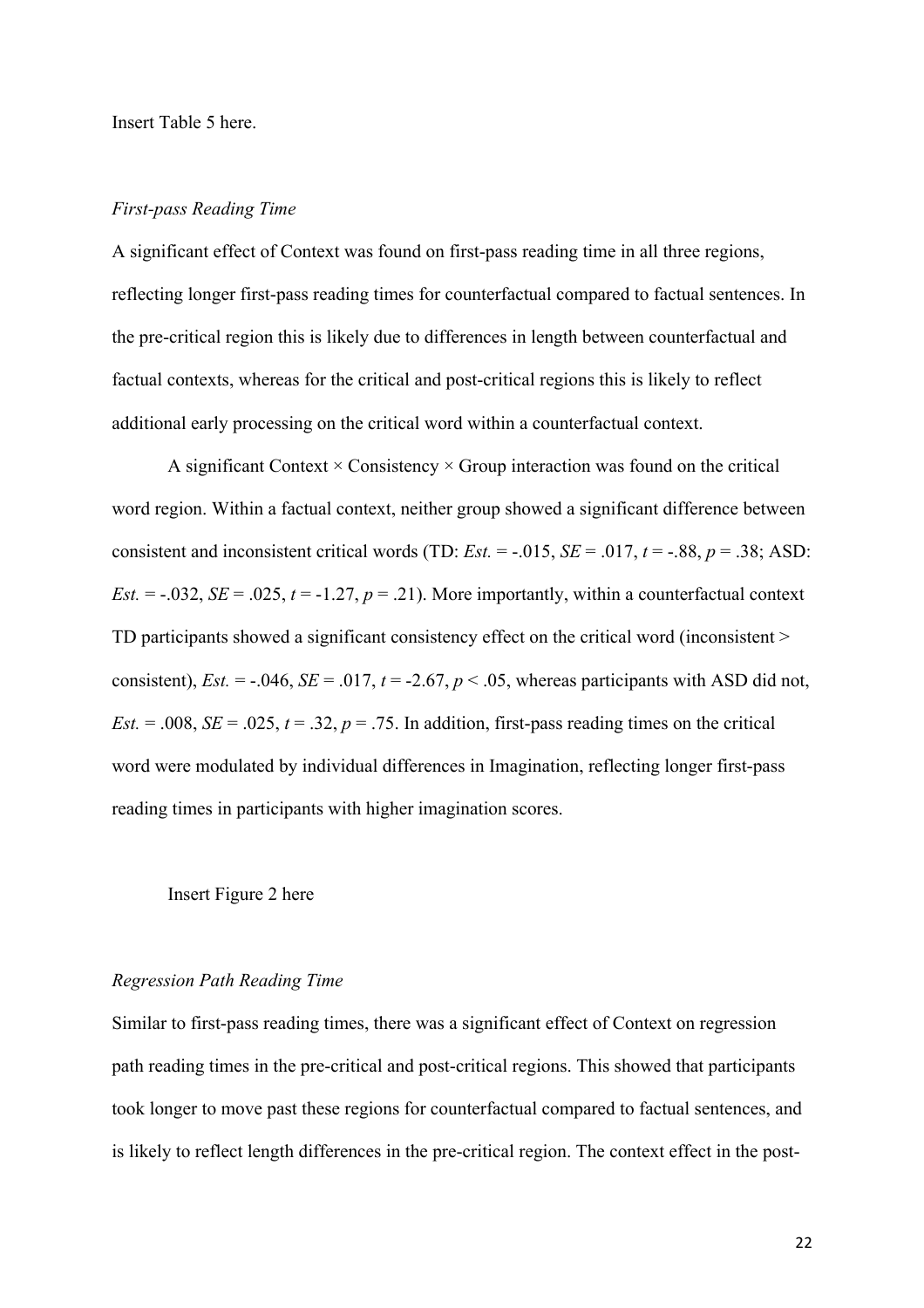Insert Table 5 here.

*First-pass Reading Time*

A significant effect of Context was found on first-pass reading time in all three regions, reflecting longer first-pass reading times for counterfactual compared to factual sentences. In the pre-critical region this is likely due to differences in length between counterfactual and factual contexts, whereas for the critical and post-critical regions this is likely to reflect additional early processing on the critical word within a counterfactual context.

A significant Context × Consistency × Group interaction was found on the critical word region. Within a factual context, neither group showed a significant difference between consistent and inconsistent critical words (TD: *Est.* = -.015, *SE* = .017, $t$ = -.88, $p$ = .38; ASD: *Est.* = -.032, *SE* = .025, $t$ = -1.27, $p$ = .21). More importantly, within a counterfactual context TD participants showed a significant consistency effect on the critical word (inconsistent > consistent), *Est.* = -.046, *SE* = .017, $t$ = -2.67, $p < .05$, whereas participants with ASD did not, *Est.* = .008, *SE* = .025, $t$ = .32, $p$ = .75. In addition, first-pass reading times on the critical word were modulated by individual differences in Imagination, reflecting longer first-pass reading times in participants with higher imagination scores.

Insert Figure 2 here

*Regression Path Reading Time*

Similar to first-pass reading times, there was a significant effect of Context on regression path reading times in the pre-critical and post-critical regions. This showed that participants took longer to move past these regions for counterfactual compared to factual sentences, and is likely to reflect length differences in the pre-critical region. The context effect in the post-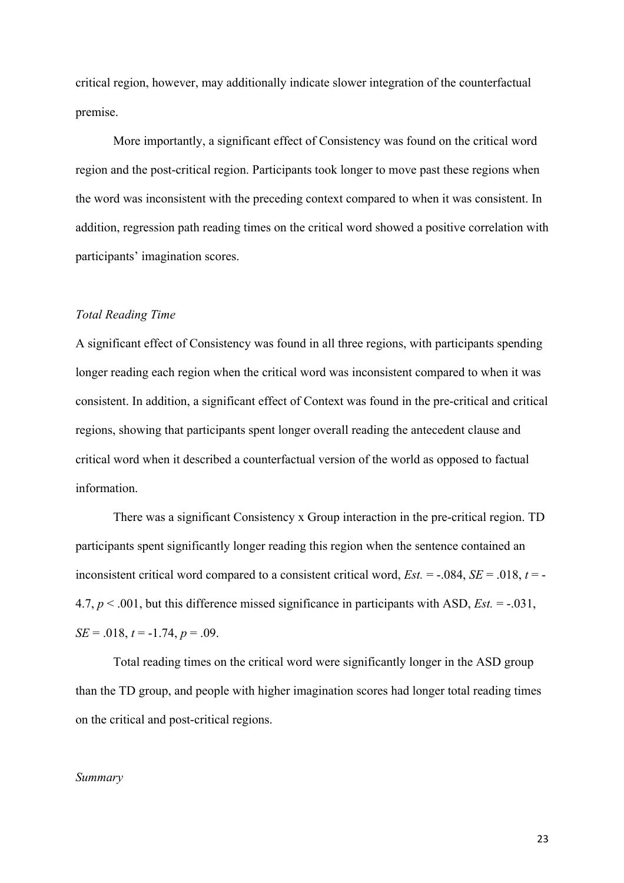critical region, however, may additionally indicate slower integration of the counterfactual premise.

More importantly, a significant effect of Consistency was found on the critical word region and the post-critical region. Participants took longer to move past these regions when the word was inconsistent with the preceding context compared to when it was consistent. In addition, regression path reading times on the critical word showed a positive correlation with participants' imagination scores.

*Total Reading Time*

A significant effect of Consistency was found in all three regions, with participants spending longer reading each region when the critical word was inconsistent compared to when it was consistent. In addition, a significant effect of Context was found in the pre-critical and critical regions, showing that participants spent longer overall reading the antecedent clause and critical word when it described a counterfactual version of the world as opposed to factual information.

There was a significant Consistency x Group interaction in the pre-critical region. TD participants spent significantly longer reading this region when the sentence contained an inconsistent critical word compared to a consistent critical word, *Est.* = -.084, *SE* = .018, $t = -4.7$, $p < .001$, but this difference missed significance in participants with ASD, *Est.* = -.031, *SE* = .018, $t = -1.74$, $p = .09$.

Total reading times on the critical word were significantly longer in the ASD group than the TD group, and people with higher imagination scores had longer total reading times on the critical and post-critical regions.

*Summary*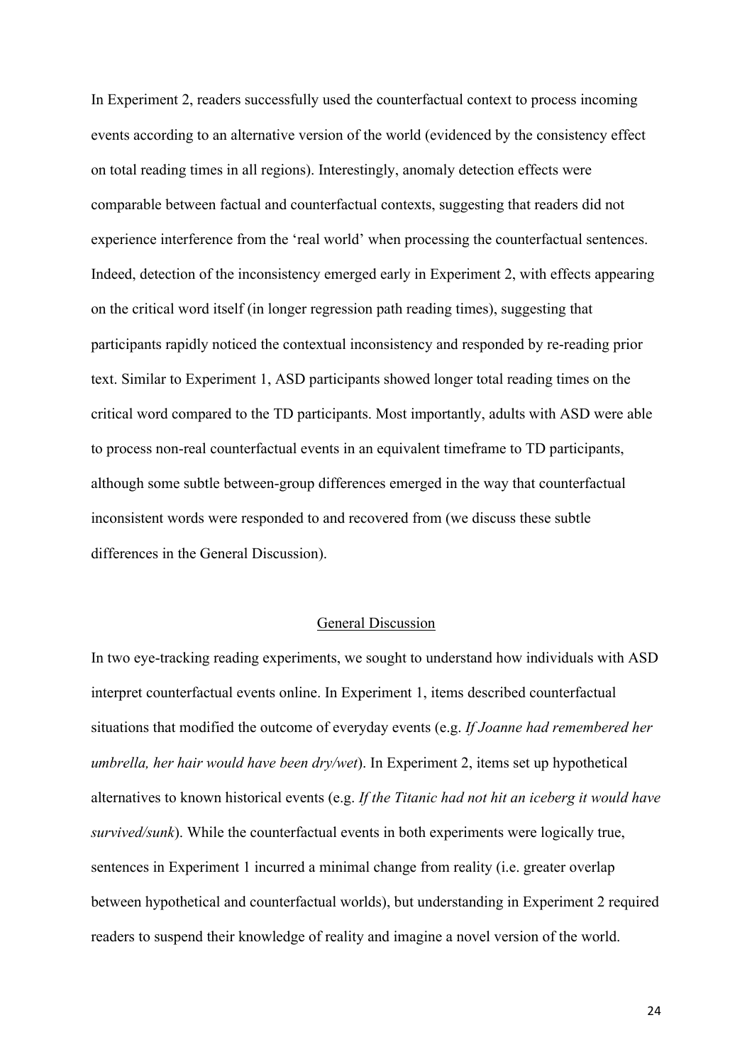In Experiment 2, readers successfully used the counterfactual context to process incoming events according to an alternative version of the world (evidenced by the consistency effect on total reading times in all regions). Interestingly, anomaly detection effects were comparable between factual and counterfactual contexts, suggesting that readers did not experience interference from the 'real world' when processing the counterfactual sentences. Indeed, detection of the inconsistency emerged early in Experiment 2, with effects appearing on the critical word itself (in longer regression path reading times), suggesting that participants rapidly noticed the contextual inconsistency and responded by re-reading prior text. Similar to Experiment 1, ASD participants showed longer total reading times on the critical word compared to the TD participants. Most importantly, adults with ASD were able to process non-real counterfactual events in an equivalent timeframe to TD participants, although some subtle between-group differences emerged in the way that counterfactual inconsistent words were responded to and recovered from (we discuss these subtle differences in the General Discussion).

## General Discussion

In two eye-tracking reading experiments, we sought to understand how individuals with ASD interpret counterfactual events online. In Experiment 1, items described counterfactual situations that modified the outcome of everyday events (e.g. *If Joanne had remembered her umbrella, her hair would have been dry/wet*). In Experiment 2, items set up hypothetical alternatives to known historical events (e.g. *If the Titanic had not hit an iceberg it would have survived/sunk*). While the counterfactual events in both experiments were logically true, sentences in Experiment 1 incurred a minimal change from reality (i.e. greater overlap between hypothetical and counterfactual worlds), but understanding in Experiment 2 required readers to suspend their knowledge of reality and imagine a novel version of the world.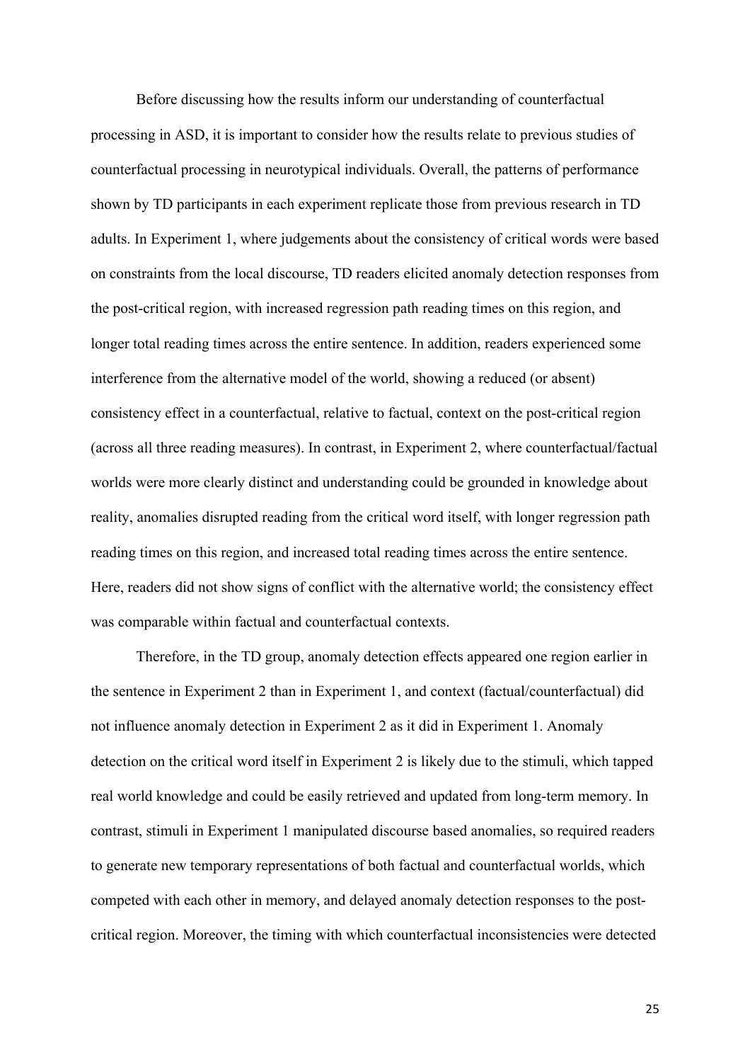Before discussing how the results inform our understanding of counterfactual processing in ASD, it is important to consider how the results relate to previous studies of counterfactual processing in neurotypical individuals. Overall, the patterns of performance shown by TD participants in each experiment replicate those from previous research in TD adults. In Experiment 1, where judgements about the consistency of critical words were based on constraints from the local discourse, TD readers elicited anomaly detection responses from the post-critical region, with increased regression path reading times on this region, and longer total reading times across the entire sentence. In addition, readers experienced some interference from the alternative model of the world, showing a reduced (or absent) consistency effect in a counterfactual, relative to factual, context on the post-critical region (across all three reading measures). In contrast, in Experiment 2, where counterfactual/factual worlds were more clearly distinct and understanding could be grounded in knowledge about reality, anomalies disrupted reading from the critical word itself, with longer regression path reading times on this region, and increased total reading times across the entire sentence. Here, readers did not show signs of conflict with the alternative world; the consistency effect was comparable within factual and counterfactual contexts.

Therefore, in the TD group, anomaly detection effects appeared one region earlier in the sentence in Experiment 2 than in Experiment 1, and context (factual/counterfactual) did not influence anomaly detection in Experiment 2 as it did in Experiment 1. Anomaly detection on the critical word itself in Experiment 2 is likely due to the stimuli, which tapped real world knowledge and could be easily retrieved and updated from long-term memory. In contrast, stimuli in Experiment 1 manipulated discourse based anomalies, so required readers to generate new temporary representations of both factual and counterfactual worlds, which competed with each other in memory, and delayed anomaly detection responses to the post-critical region. Moreover, the timing with which counterfactual inconsistencies were detected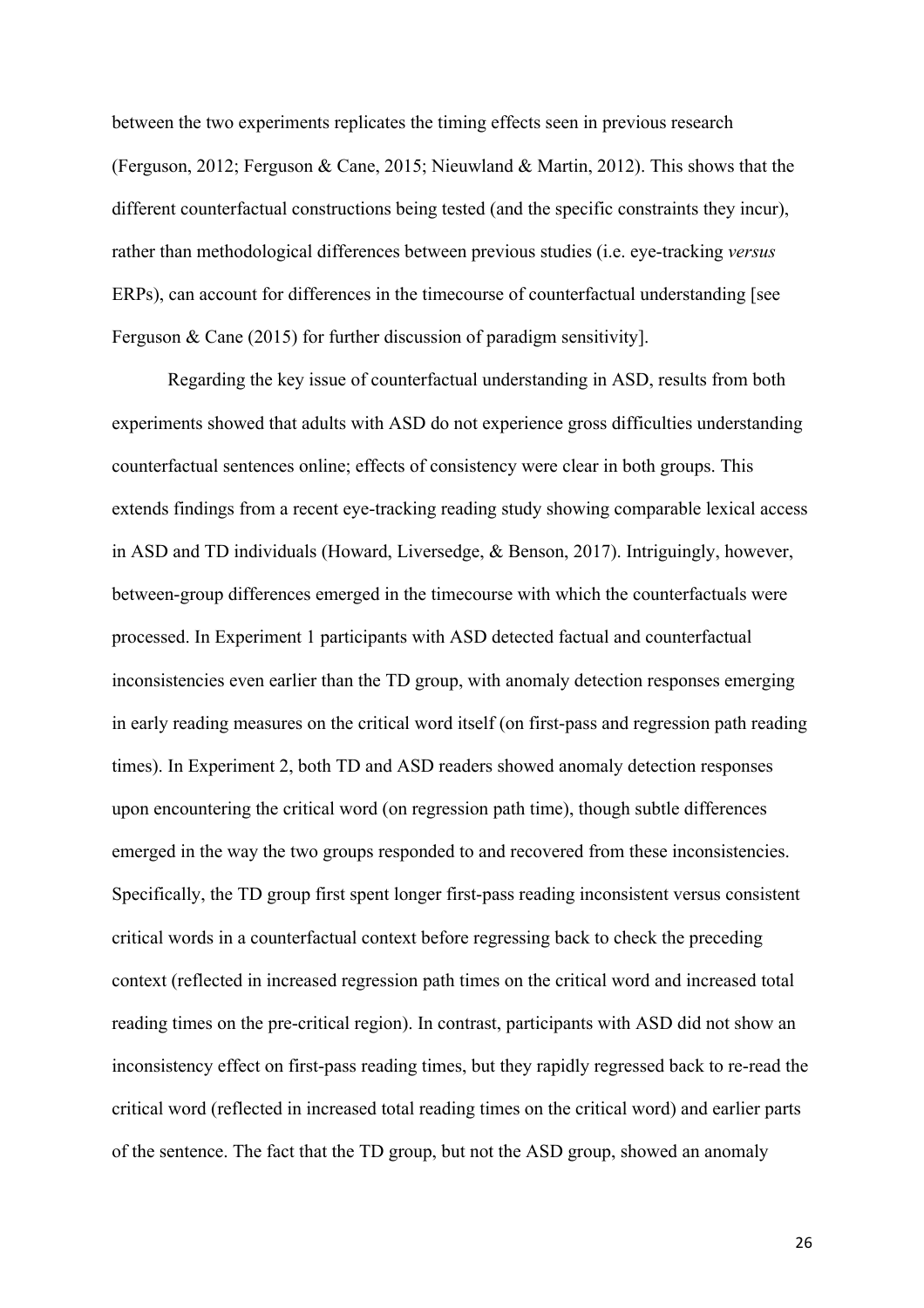between the two experiments replicates the timing effects seen in previous research (Ferguson, 2012; Ferguson & Cane, 2015; Nieuwland & Martin, 2012). This shows that the different counterfactual constructions being tested (and the specific constraints they incur), rather than methodological differences between previous studies (i.e. eye-tracking *versus* ERPs), can account for differences in the timecourse of counterfactual understanding [see Ferguson & Cane (2015) for further discussion of paradigm sensitivity].

Regarding the key issue of counterfactual understanding in ASD, results from both experiments showed that adults with ASD do not experience gross difficulties understanding counterfactual sentences online; effects of consistency were clear in both groups. This extends findings from a recent eye-tracking reading study showing comparable lexical access in ASD and TD individuals (Howard, Liversedge, & Benson, 2017). Intriguingly, however, between-group differences emerged in the timecourse with which the counterfactuals were processed. In Experiment 1 participants with ASD detected factual and counterfactual inconsistencies even earlier than the TD group, with anomaly detection responses emerging in early reading measures on the critical word itself (on first-pass and regression path reading times). In Experiment 2, both TD and ASD readers showed anomaly detection responses upon encountering the critical word (on regression path time), though subtle differences emerged in the way the two groups responded to and recovered from these inconsistencies. Specifically, the TD group first spent longer first-pass reading inconsistent versus consistent critical words in a counterfactual context before regressing back to check the preceding context (reflected in increased regression path times on the critical word and increased total reading times on the pre-critical region). In contrast, participants with ASD did not show an inconsistency effect on first-pass reading times, but they rapidly regressed back to re-read the critical word (reflected in increased total reading times on the critical word) and earlier parts of the sentence. The fact that the TD group, but not the ASD group, showed an anomaly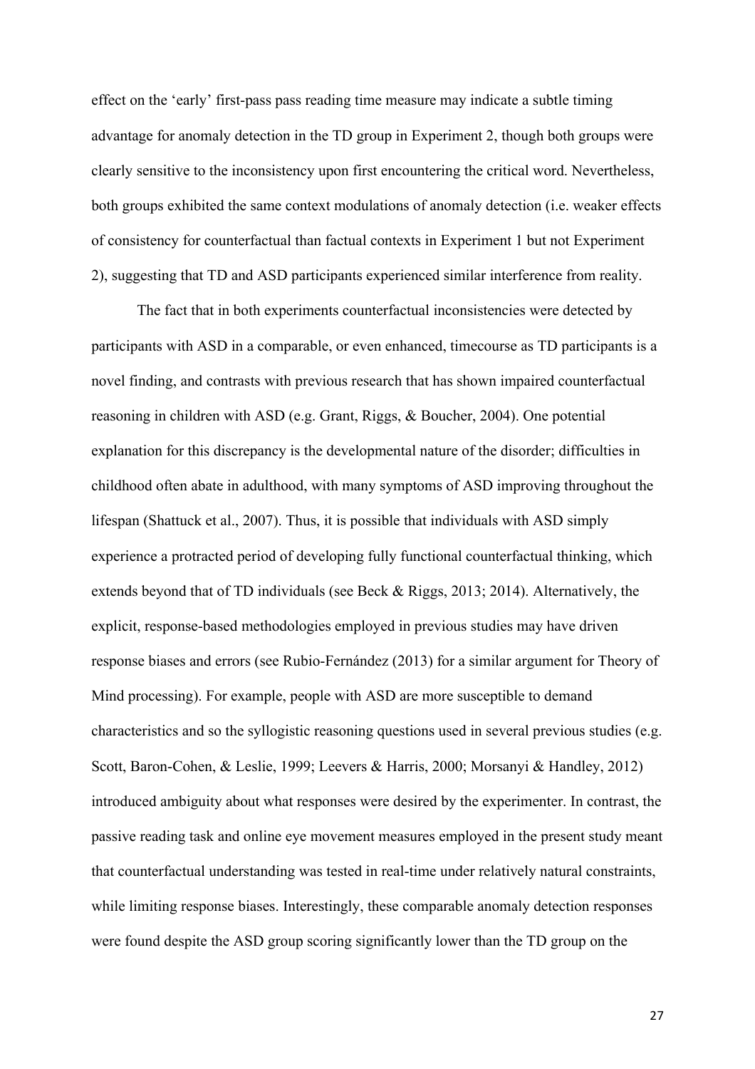effect on the 'early' first-pass pass reading time measure may indicate a subtle timing advantage for anomaly detection in the TD group in Experiment 2, though both groups were clearly sensitive to the inconsistency upon first encountering the critical word. Nevertheless, both groups exhibited the same context modulations of anomaly detection (i.e. weaker effects of consistency for counterfactual than factual contexts in Experiment 1 but not Experiment 2), suggesting that TD and ASD participants experienced similar interference from reality.

The fact that in both experiments counterfactual inconsistencies were detected by participants with ASD in a comparable, or even enhanced, timecourse as TD participants is a novel finding, and contrasts with previous research that has shown impaired counterfactual reasoning in children with ASD (e.g. Grant, Riggs, & Boucher, 2004). One potential explanation for this discrepancy is the developmental nature of the disorder; difficulties in childhood often abate in adulthood, with many symptoms of ASD improving throughout the lifespan (Shattuck et al., 2007). Thus, it is possible that individuals with ASD simply experience a protracted period of developing fully functional counterfactual thinking, which extends beyond that of TD individuals (see Beck & Riggs, 2013; 2014). Alternatively, the explicit, response-based methodologies employed in previous studies may have driven response biases and errors (see Rubio-Fernández (2013) for a similar argument for Theory of Mind processing). For example, people with ASD are more susceptible to demand characteristics and so the syllogistic reasoning questions used in several previous studies (e.g. Scott, Baron-Cohen, & Leslie, 1999; Leevers & Harris, 2000; Morsanyi & Handley, 2012) introduced ambiguity about what responses were desired by the experimenter. In contrast, the passive reading task and online eye movement measures employed in the present study meant that counterfactual understanding was tested in real-time under relatively natural constraints, while limiting response biases. Interestingly, these comparable anomaly detection responses were found despite the ASD group scoring significantly lower than the TD group on the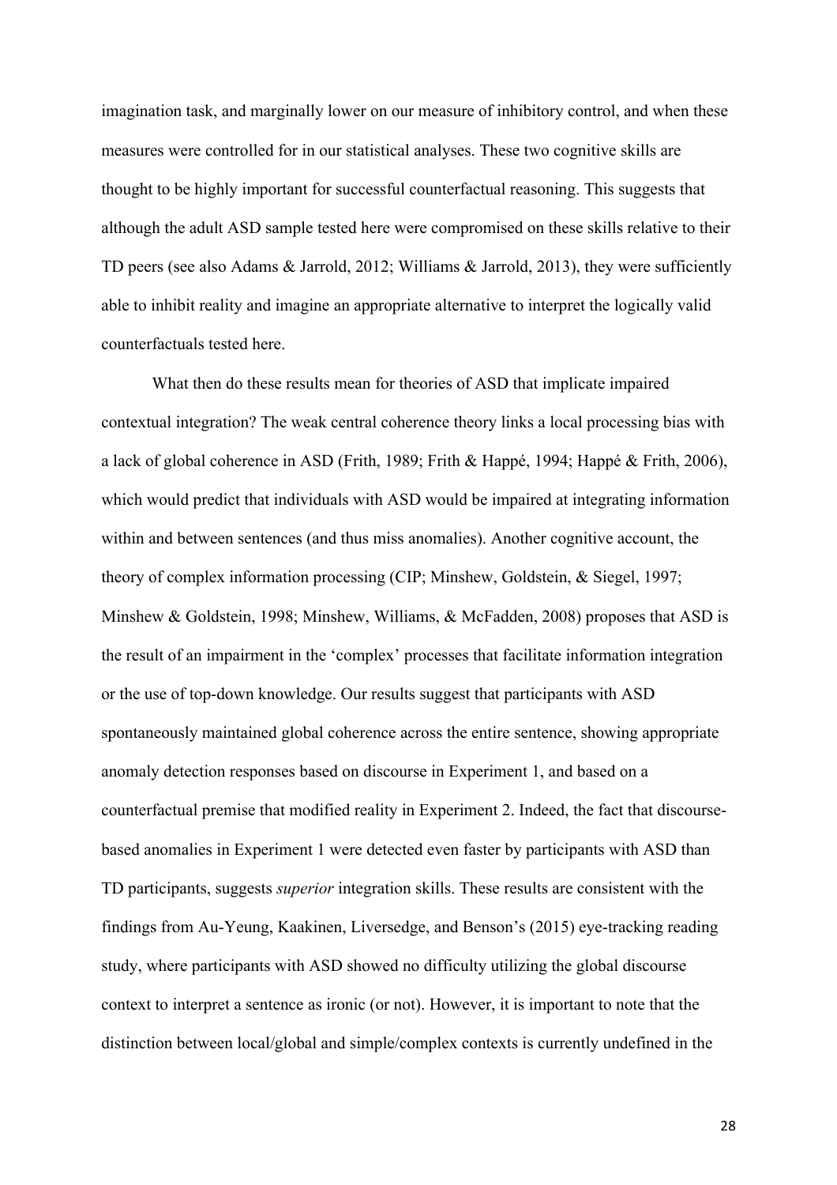imagination task, and marginally lower on our measure of inhibitory control, and when these measures were controlled for in our statistical analyses. These two cognitive skills are thought to be highly important for successful counterfactual reasoning. This suggests that although the adult ASD sample tested here were compromised on these skills relative to their TD peers (see also Adams & Jarrold, 2012; Williams & Jarrold, 2013), they were sufficiently able to inhibit reality and imagine an appropriate alternative to interpret the logically valid counterfactuals tested here.

What then do these results mean for theories of ASD that implicate impaired contextual integration? The weak central coherence theory links a local processing bias with a lack of global coherence in ASD (Frith, 1989; Frith & Happé, 1994; Happé & Frith, 2006), which would predict that individuals with ASD would be impaired at integrating information within and between sentences (and thus miss anomalies). Another cognitive account, the theory of complex information processing (CIP; Minshew, Goldstein, & Siegel, 1997; Minshew & Goldstein, 1998; Minshew, Williams, & McFadden, 2008) proposes that ASD is the result of an impairment in the 'complex' processes that facilitate information integration or the use of top-down knowledge. Our results suggest that participants with ASD spontaneously maintained global coherence across the entire sentence, showing appropriate anomaly detection responses based on discourse in Experiment 1, and based on a counterfactual premise that modified reality in Experiment 2. Indeed, the fact that discourse-based anomalies in Experiment 1 were detected even faster by participants with ASD than TD participants, suggests *superior* integration skills. These results are consistent with the findings from Au-Yeung, Kaakinen, Liversedge, and Benson's (2015) eye-tracking reading study, where participants with ASD showed no difficulty utilizing the global discourse context to interpret a sentence as ironic (or not). However, it is important to note that the distinction between local/global and simple/complex contexts is currently undefined in the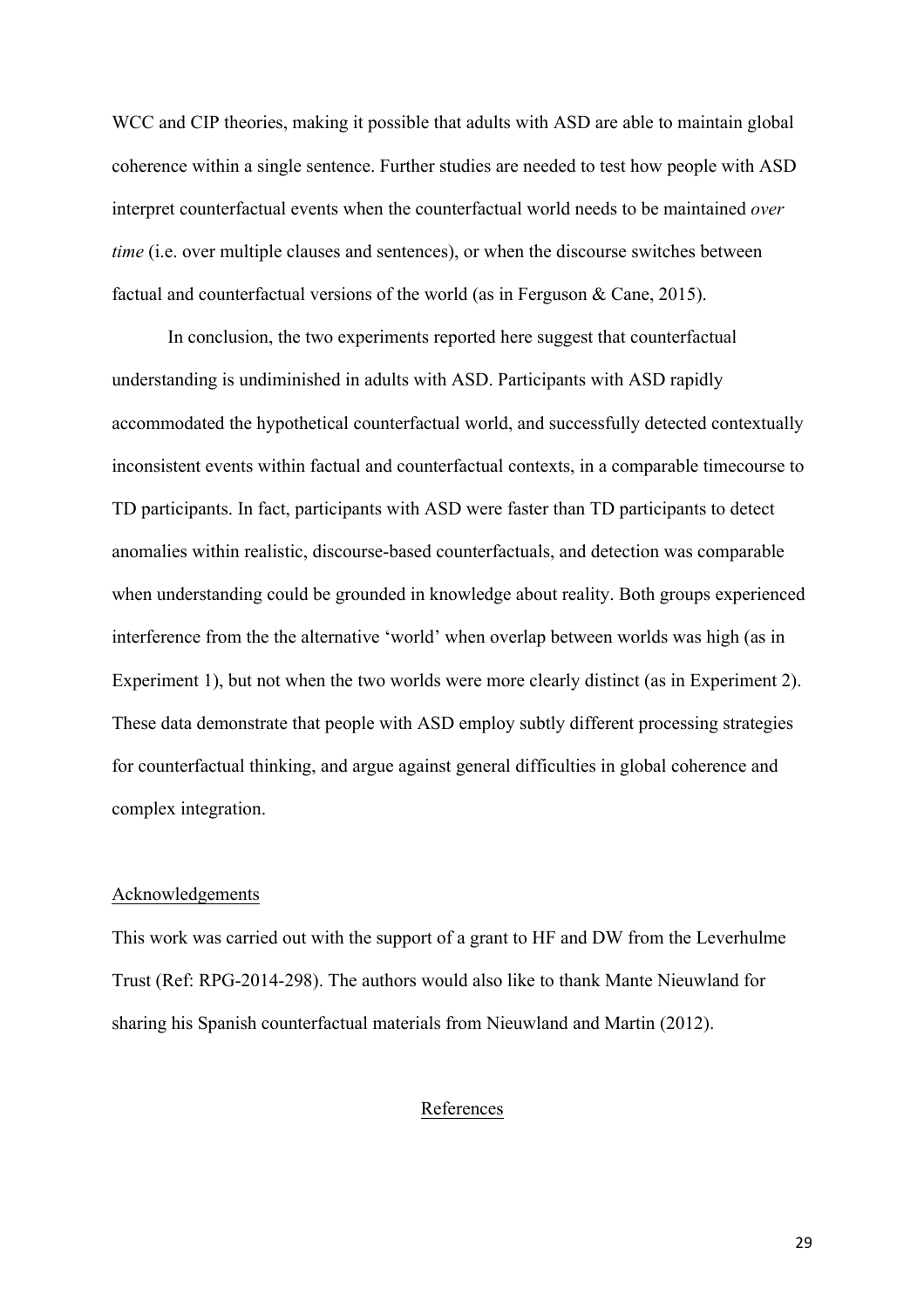WCC and CIP theories, making it possible that adults with ASD are able to maintain global coherence within a single sentence. Further studies are needed to test how people with ASD interpret counterfactual events when the counterfactual world needs to be maintained *over time* (i.e. over multiple clauses and sentences), or when the discourse switches between factual and counterfactual versions of the world (as in Ferguson & Cane, 2015).

In conclusion, the two experiments reported here suggest that counterfactual understanding is undiminished in adults with ASD. Participants with ASD rapidly accommodated the hypothetical counterfactual world, and successfully detected contextually inconsistent events within factual and counterfactual contexts, in a comparable timecourse to TD participants. In fact, participants with ASD were faster than TD participants to detect anomalies within realistic, discourse-based counterfactuals, and detection was comparable when understanding could be grounded in knowledge about reality. Both groups experienced interference from the the alternative 'world' when overlap between worlds was high (as in Experiment 1), but not when the two worlds were more clearly distinct (as in Experiment 2). These data demonstrate that people with ASD employ subtly different processing strategies for counterfactual thinking, and argue against general difficulties in global coherence and complex integration.

## Acknowledgements

This work was carried out with the support of a grant to HF and DW from the Leverhulme Trust (Ref: RPG-2014-298). The authors would also like to thank Mante Nieuwland for sharing his Spanish counterfactual materials from Nieuwland and Martin (2012).

## References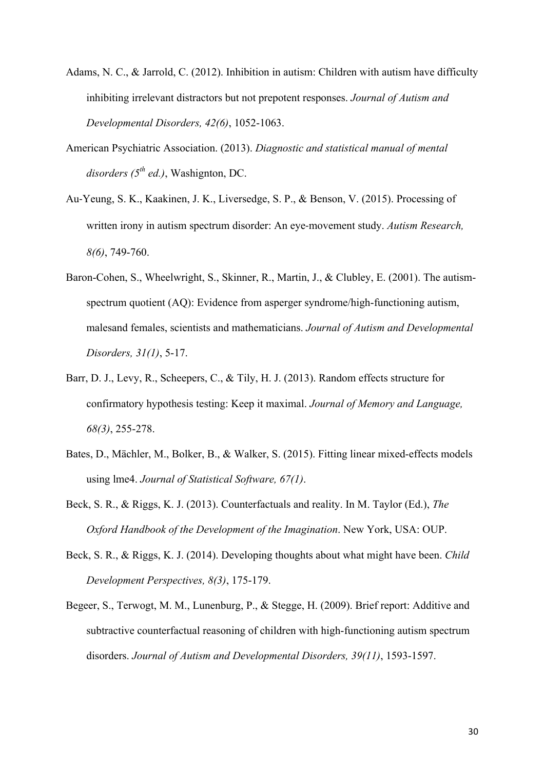Adams, N. C., & Jarrold, C. (2012). Inhibition in autism: Children with autism have difficulty inhibiting irrelevant distractors but not prepotent responses. *Journal of Autism and Developmental Disorders, 42(6)*, 1052-1063.

American Psychiatric Association. (2013). *Diagnostic and statistical manual of mental disorders (5th ed.)*, Washignton, DC.

Au-Yeung, S. K., Kaakinen, J. K., Liversedge, S. P., & Benson, V. (2015). Processing of written irony in autism spectrum disorder: An eye-movement study. *Autism Research, 8(6)*, 749-760.

Baron-Cohen, S., Wheelwright, S., Skinner, R., Martin, J., & Clubley, E. (2001). The autism-spectrum quotient (AQ): Evidence from asperger syndrome/high-functioning autism, malesand females, scientists and mathematicians. *Journal of Autism and Developmental Disorders, 31(1)*, 5-17.

Barr, D. J., Levy, R., Scheepers, C., & Tily, H. J. (2013). Random effects structure for confirmatory hypothesis testing: Keep it maximal. *Journal of Memory and Language, 68(3)*, 255-278.

Bates, D., Mächler, M., Bolker, B., & Walker, S. (2015). Fitting linear mixed-effects models using lme4. *Journal of Statistical Software, 67(1)*.

Beck, S. R., & Riggs, K. J. (2013). Counterfactuals and reality. In M. Taylor (Ed.), *The Oxford Handbook of the Development of the Imagination*. New York, USA: OUP.

Beck, S. R., & Riggs, K. J. (2014). Developing thoughts about what might have been. *Child Development Perspectives, 8(3)*, 175-179.

Begeer, S., Terwogt, M. M., Lunenburg, P., & Stegge, H. (2009). Brief report: Additive and subtractive counterfactual reasoning of children with high-functioning autism spectrum disorders. *Journal of Autism and Developmental Disorders, 39(11)*, 1593-1597.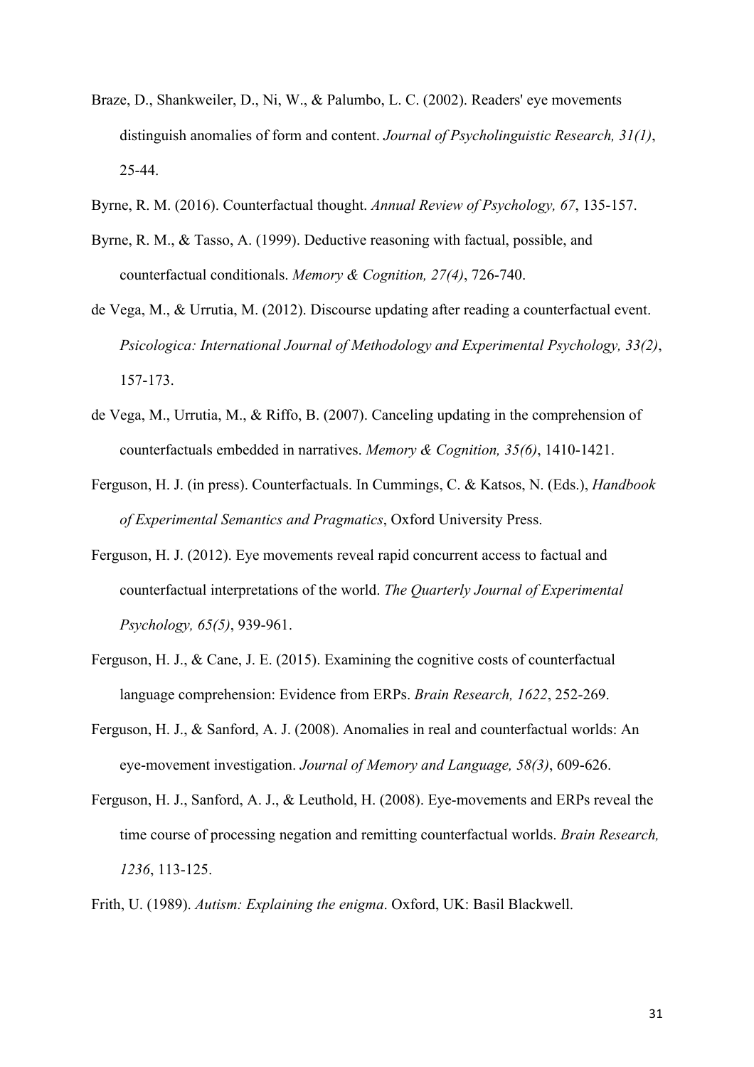Braze, D., Shankweiler, D., Ni, W., & Palumbo, L. C. (2002). Readers' eye movements distinguish anomalies of form and content. *Journal of Psycholinguistic Research, 31(1)*, 25-44.

Byrne, R. M. (2016). Counterfactual thought. *Annual Review of Psychology, 67*, 135-157.

Byrne, R. M., & Tasso, A. (1999). Deductive reasoning with factual, possible, and counterfactual conditionals. *Memory & Cognition, 27(4)*, 726-740.

de Vega, M., & Urrutia, M. (2012). Discourse updating after reading a counterfactual event. *Psicologica: International Journal of Methodology and Experimental Psychology, 33(2)*, 157-173.

de Vega, M., Urrutia, M., & Riffo, B. (2007). Canceling updating in the comprehension of counterfactuals embedded in narratives. *Memory & Cognition, 35(6)*, 1410-1421.

Ferguson, H. J. (in press). Counterfactuals. In Cummings, C. & Katsos, N. (Eds.), *Handbook of Experimental Semantics and Pragmatics*, Oxford University Press.

Ferguson, H. J. (2012). Eye movements reveal rapid concurrent access to factual and counterfactual interpretations of the world. *The Quarterly Journal of Experimental Psychology, 65(5)*, 939-961.

Ferguson, H. J., & Cane, J. E. (2015). Examining the cognitive costs of counterfactual language comprehension: Evidence from ERPs. *Brain Research, 1622*, 252-269.

Ferguson, H. J., & Sanford, A. J. (2008). Anomalies in real and counterfactual worlds: An eye-movement investigation. *Journal of Memory and Language, 58(3)*, 609-626.

Ferguson, H. J., Sanford, A. J., & Leuthold, H. (2008). Eye-movements and ERPs reveal the time course of processing negation and remitting counterfactual worlds. *Brain Research, 1236*, 113-125.

Frith, U. (1989). *Autism: Explaining the enigma*. Oxford, UK: Basil Blackwell.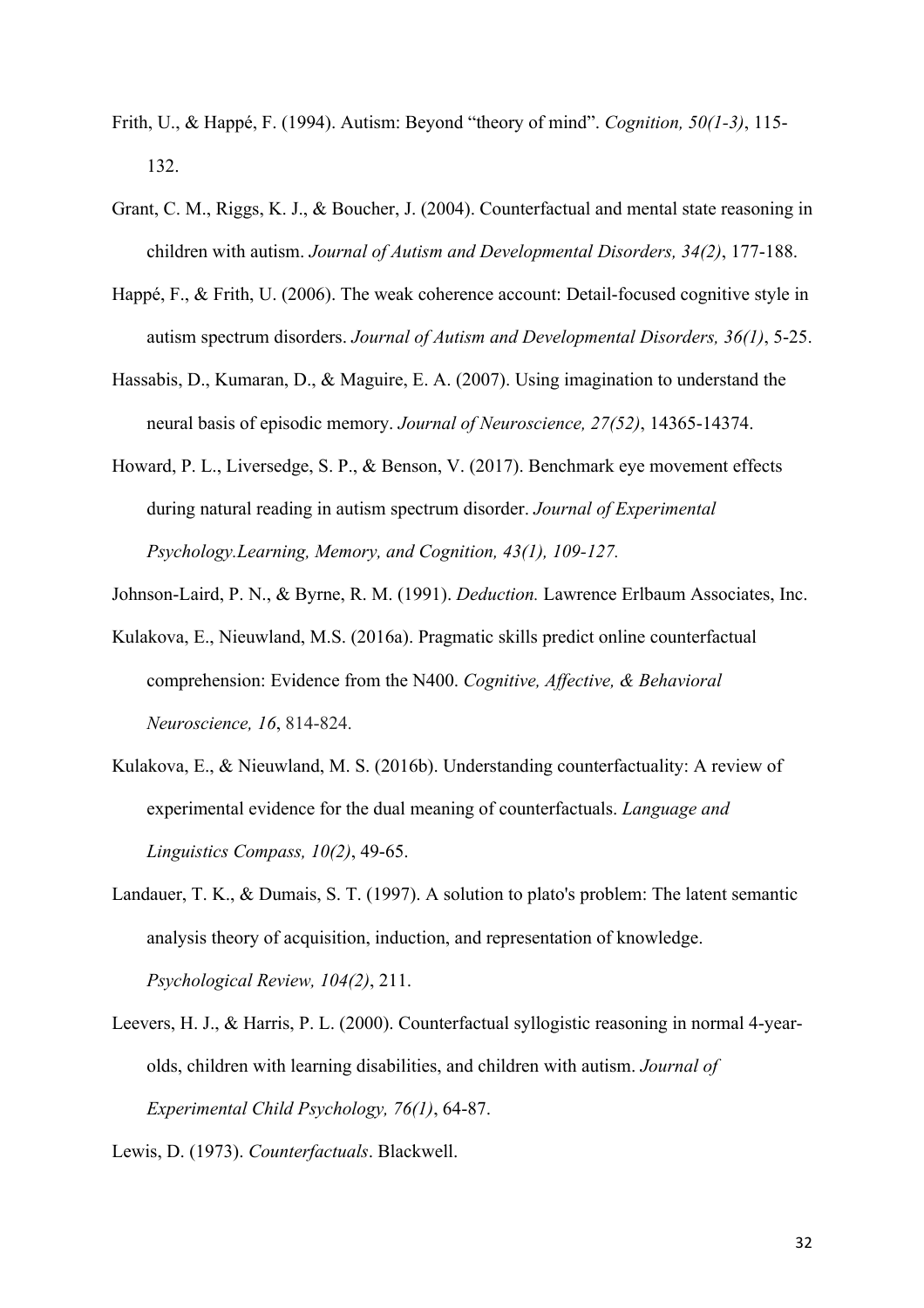Frith, U., & Happé, F. (1994). Autism: Beyond “theory of mind”. *Cognition, 50(1-3)*, 115-132.

Grant, C. M., Riggs, K. J., & Boucher, J. (2004). Counterfactual and mental state reasoning in children with autism. *Journal of Autism and Developmental Disorders, 34(2)*, 177-188.

Happé, F., & Frith, U. (2006). The weak coherence account: Detail-focused cognitive style in autism spectrum disorders. *Journal of Autism and Developmental Disorders, 36(1)*, 5-25.

Hassabis, D., Kumaran, D., & Maguire, E. A. (2007). Using imagination to understand the neural basis of episodic memory. *Journal of Neuroscience, 27(52)*, 14365-14374.

Howard, P. L., Liversedge, S. P., & Benson, V. (2017). Benchmark eye movement effects during natural reading in autism spectrum disorder. *Journal of Experimental Psychology.Learning, Memory, and Cognition, 43(1), 109-127.*

Johnson-Laird, P. N., & Byrne, R. M. (1991). *Deduction.* Lawrence Erlbaum Associates, Inc.

Kulakova, E., Nieuwland, M.S. (2016a). Pragmatic skills predict online counterfactual comprehension: Evidence from the N400. *Cognitive, Affective, & Behavioral Neuroscience, 16*, 814-824.

Kulakova, E., & Nieuwland, M. S. (2016b). Understanding counterfactuality: A review of experimental evidence for the dual meaning of counterfactuals. *Language and Linguistics Compass, 10(2)*, 49-65.

Landauer, T. K., & Dumais, S. T. (1997). A solution to plato's problem: The latent semantic analysis theory of acquisition, induction, and representation of knowledge. *Psychological Review, 104(2)*, 211.

Leevers, H. J., & Harris, P. L. (2000). Counterfactual syllogistic reasoning in normal 4-year-olds, children with learning disabilities, and children with autism. *Journal of Experimental Child Psychology, 76(1)*, 64-87.

Lewis, D. (1973). *Counterfactuals*. Blackwell.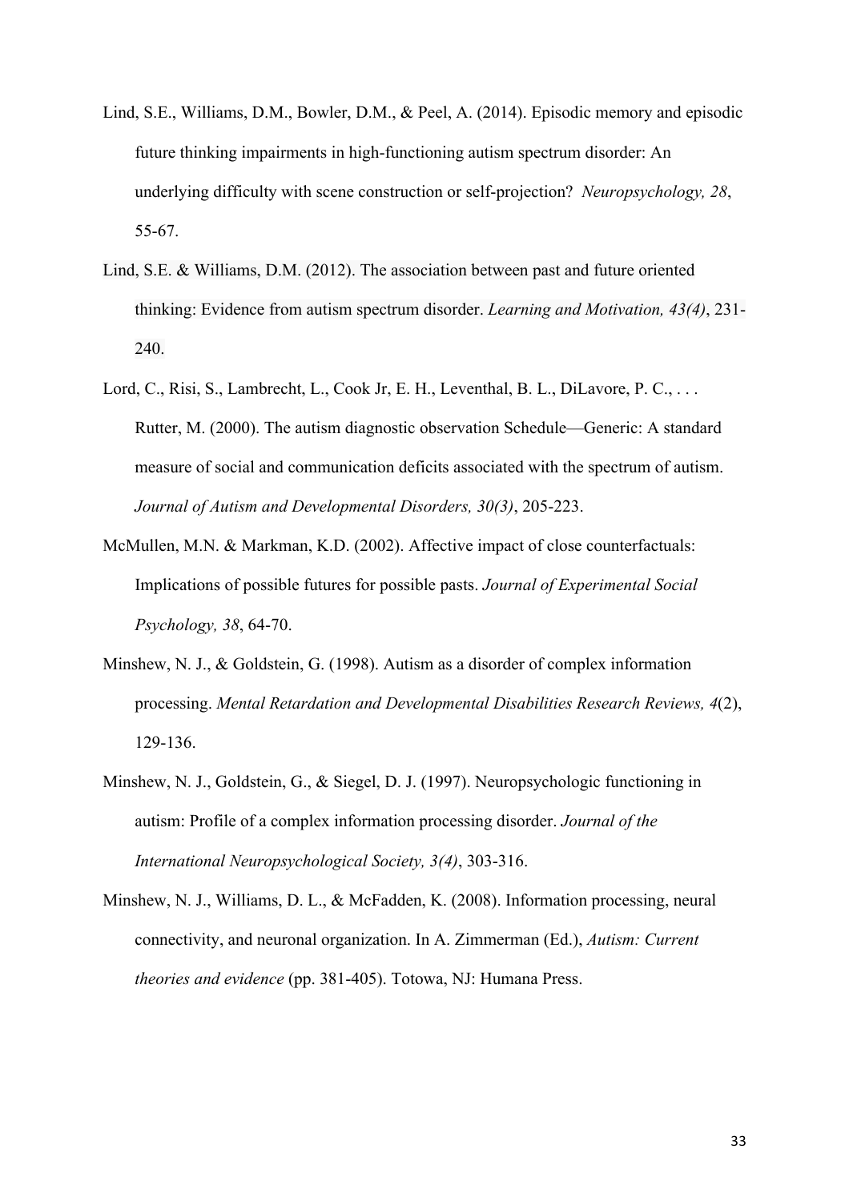Lind, S.E., Williams, D.M., Bowler, D.M., & Peel, A. (2014). Episodic memory and episodic future thinking impairments in high-functioning autism spectrum disorder: An underlying difficulty with scene construction or self-projection? *Neuropsychology, 28*, 55-67.

Lind, S.E. & Williams, D.M. (2012). The association between past and future oriented thinking: Evidence from autism spectrum disorder. *Learning and Motivation, 43(4)*, 231-240.

Lord, C., Risi, S., Lambrecht, L., Cook Jr, E. H., Leventhal, B. L., DiLavore, P. C., . . . Rutter, M. (2000). The autism diagnostic observation Schedule—Generic: A standard measure of social and communication deficits associated with the spectrum of autism. *Journal of Autism and Developmental Disorders, 30(3)*, 205-223.

McMullen, M.N. & Markman, K.D. (2002). Affective impact of close counterfactuals: Implications of possible futures for possible pasts. *Journal of Experimental Social Psychology, 38*, 64-70.

Minshew, N. J., & Goldstein, G. (1998). Autism as a disorder of complex information processing. *Mental Retardation and Developmental Disabilities Research Reviews, 4*(2), 129-136.

Minshew, N. J., Goldstein, G., & Siegel, D. J. (1997). Neuropsychologic functioning in autism: Profile of a complex information processing disorder. *Journal of the International Neuropsychological Society, 3(4)*, 303-316.

Minshew, N. J., Williams, D. L., & McFadden, K. (2008). Information processing, neural connectivity, and neuronal organization. In A. Zimmerman (Ed.), *Autism: Current theories and evidence* (pp. 381-405). Totowa, NJ: Humana Press.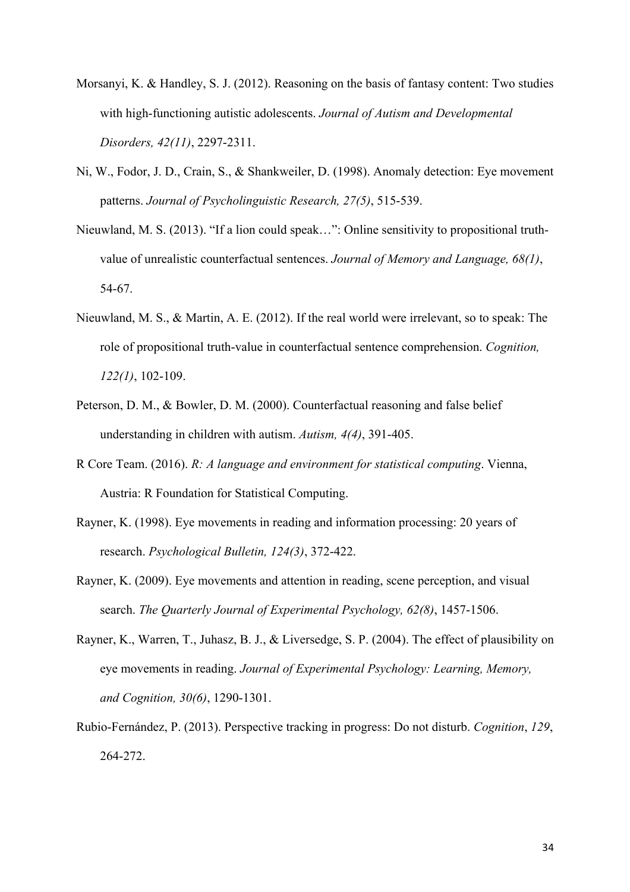Morsanyi, K. & Handley, S. J. (2012). Reasoning on the basis of fantasy content: Two studies with high-functioning autistic adolescents. *Journal of Autism and Developmental Disorders, 42(11)*, 2297-2311.

Ni, W., Fodor, J. D., Crain, S., & Shankweiler, D. (1998). Anomaly detection: Eye movement patterns. *Journal of Psycholinguistic Research, 27(5)*, 515-539.

Nieuwland, M. S. (2013). "If a lion could speak…": Online sensitivity to propositional truth-value of unrealistic counterfactual sentences. *Journal of Memory and Language, 68(1)*, 54-67.

Nieuwland, M. S., & Martin, A. E. (2012). If the real world were irrelevant, so to speak: The role of propositional truth-value in counterfactual sentence comprehension. *Cognition, 122(1)*, 102-109.

Peterson, D. M., & Bowler, D. M. (2000). Counterfactual reasoning and false belief understanding in children with autism. *Autism, 4(4)*, 391-405.

R Core Team. (2016). *R: A language and environment for statistical computing*. Vienna, Austria: R Foundation for Statistical Computing.

Rayner, K. (1998). Eye movements in reading and information processing: 20 years of research. *Psychological Bulletin, 124(3)*, 372-422.

Rayner, K. (2009). Eye movements and attention in reading, scene perception, and visual search. *The Quarterly Journal of Experimental Psychology, 62(8)*, 1457-1506.

Rayner, K., Warren, T., Juhasz, B. J., & Liversedge, S. P. (2004). The effect of plausibility on eye movements in reading. *Journal of Experimental Psychology: Learning, Memory, and Cognition, 30(6)*, 1290-1301.

Rubio-Fernández, P. (2013). Perspective tracking in progress: Do not disturb. *Cognition*, *129*, 264-272.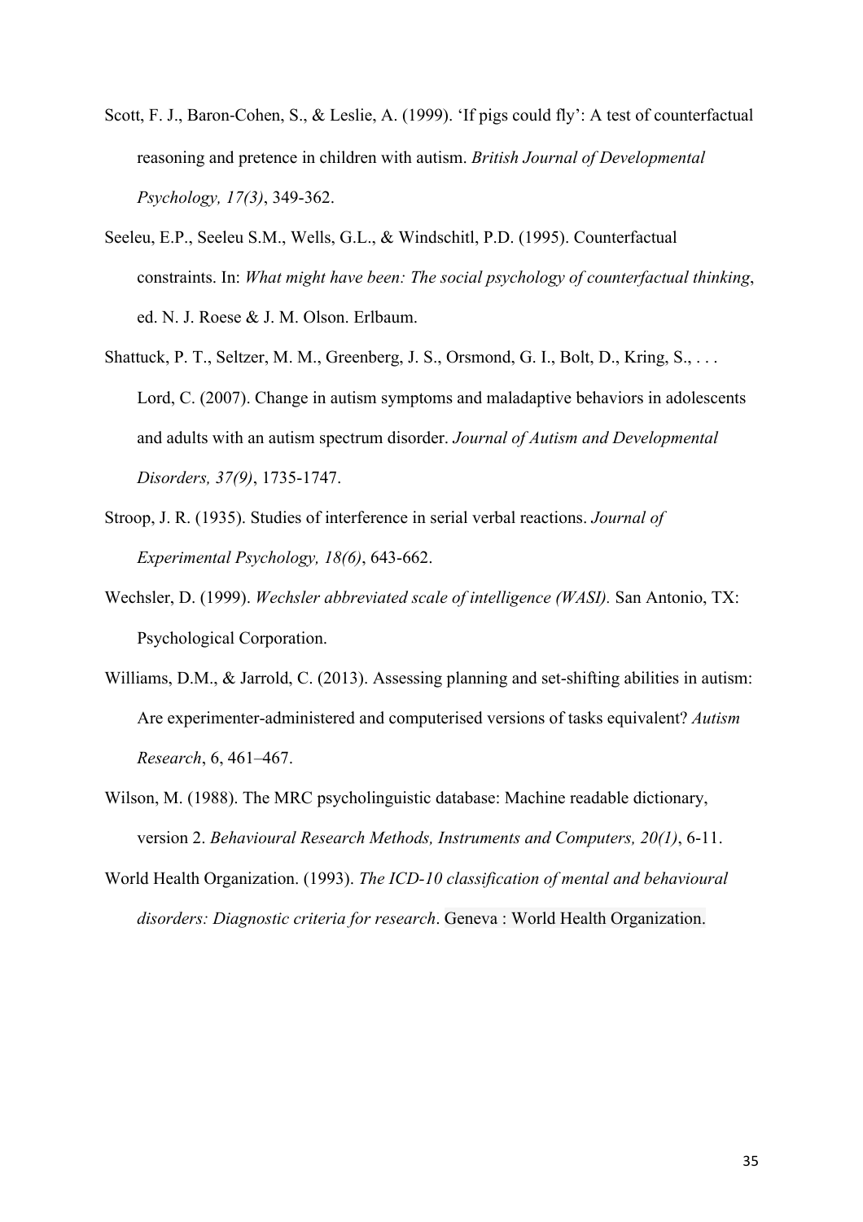Scott, F. J., Baron-Cohen, S., & Leslie, A. (1999). 'If pigs could fly': A test of counterfactual reasoning and pretence in children with autism. *British Journal of Developmental Psychology, 17(3)*, 349-362.

Seeleu, E.P., Seeleu S.M., Wells, G.L., & Windschitl, P.D. (1995). Counterfactual constraints. In: *What might have been: The social psychology of counterfactual thinking*, ed. N. J. Roese & J. M. Olson. Erlbaum.

Shattuck, P. T., Seltzer, M. M., Greenberg, J. S., Orsmond, G. I., Bolt, D., Kring, S., . . . Lord, C. (2007). Change in autism symptoms and maladaptive behaviors in adolescents and adults with an autism spectrum disorder. *Journal of Autism and Developmental Disorders, 37(9)*, 1735-1747.

Stroop, J. R. (1935). Studies of interference in serial verbal reactions. *Journal of Experimental Psychology, 18(6)*, 643-662.

Wechsler, D. (1999). *Wechsler abbreviated scale of intelligence (WASI).* San Antonio, TX: Psychological Corporation.

Williams, D.M., & Jarrold, C. (2013). Assessing planning and set-shifting abilities in autism: Are experimenter-administered and computerised versions of tasks equivalent? *Autism Research*, 6, 461–467.

Wilson, M. (1988). The MRC psycholinguistic database: Machine readable dictionary, version 2. *Behavioural Research Methods, Instruments and Computers, 20(1)*, 6-11.

World Health Organization. (1993). *The ICD-10 classification of mental and behavioural disorders: Diagnostic criteria for research*. Geneva : World Health Organization.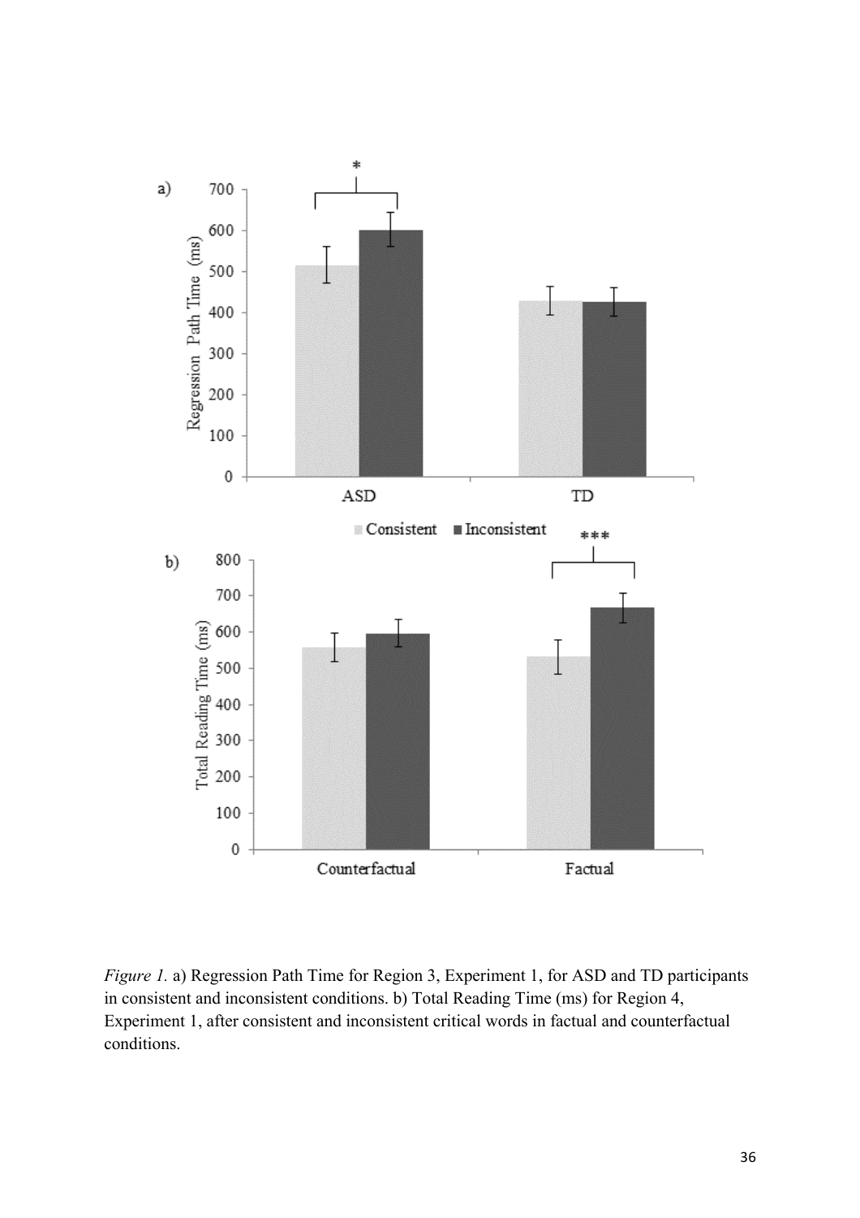a)

\*

700

600

500

400

300

200

100

0

Regression Path Time (ms)

ASD

TD

Consistent Inconsistent

b)

\*\*\*

800

700

600

500

400

300

200

100

0

Total Reading Time (ms)

Counterfactual

Factual

*Figure 1.* a) Regression Path Time for Region 3, Experiment 1, for ASD and TD participants in consistent and inconsistent conditions. b) Total Reading Time (ms) for Region 4, Experiment 1, after consistent and inconsistent critical words in factual and counterfactual conditions.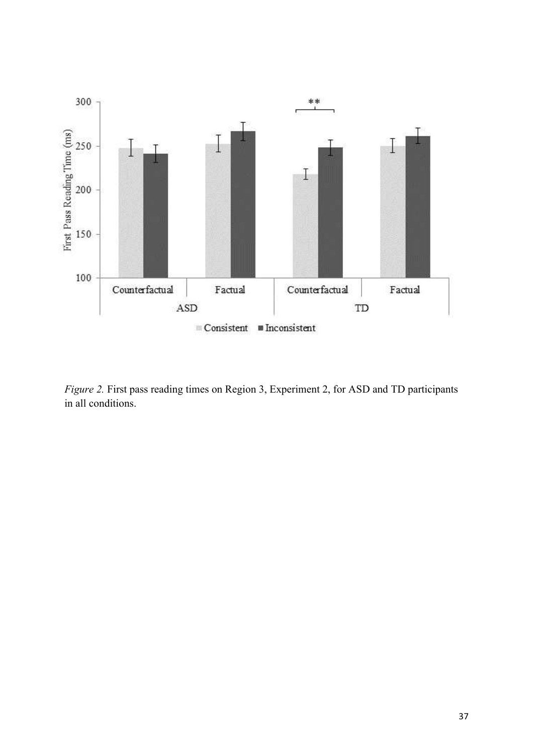300
250
200
150
100

First Pass Reading Time (ms)

**

Counterfactual
Factual
Counterfactual
Factual

ASD
TD

Consistent
Inconsistent

*Figure 2.* First pass reading times on Region 3, Experiment 2, for ASD and TD participants in all conditions.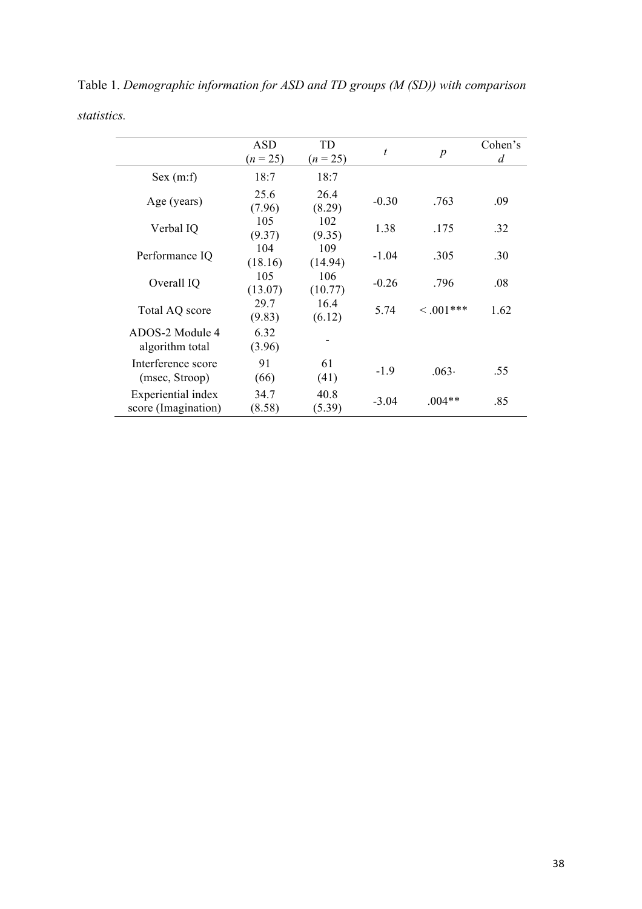Table 1. *Demographic information for ASD and TD groups (M (SD)) with comparison statistics.*

| | ASD ($n$ = 25) | TD ($n$ = 25) | $t$ | $p$ | Cohen's $d$ |
|---|---|---|---|---|---|
| Sex (m:f) | 18:7 | 18:7 | | | |
| Age (years) | 25.6 (7.96) | 26.4 (8.29) | -0.30 | .763 | .09 |
| Verbal IQ | 105 (9.37) | 102 (9.35) | 1.38 | .175 | .32 |
| Performance IQ | 104 (18.16) | 109 (14.94) | -1.04 | .305 | .30 |
| Overall IQ | 105 (13.07) | 106 (10.77) | -0.26 | .796 | .08 |
| Total AQ score | 29.7 (9.83) | 16.4 (6.12) | 5.74 | < .001*** | 1.62 |
| ADOS-2 Module 4 algorithm total | 6.32 (3.96) | - | | | |
| Interference score (msec, Stroop) | 91 (66) | 61 (41) | -1.9 | .063· | .55 |
| Experiential index score (Imagination) | 34.7 (8.58) | 40.8 (5.39) | -3.04 | .004** | .85 |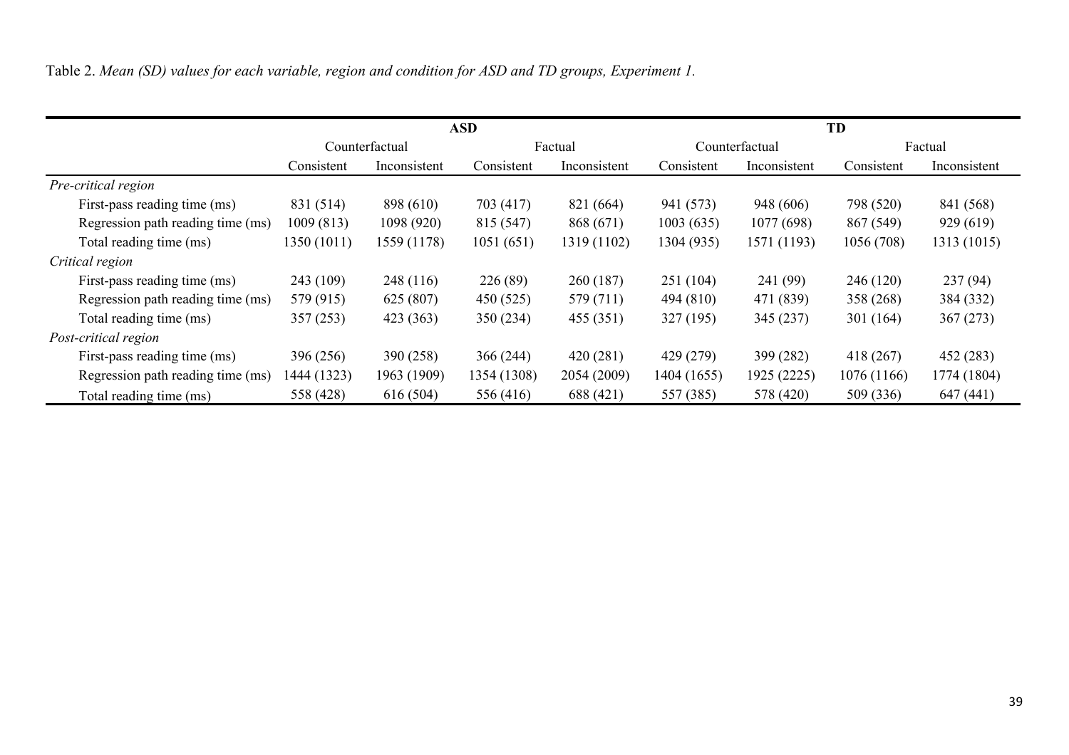Table 2. *Mean (SD) values for each variable, region and condition for ASD and TD groups, Experiment 1.*

| | ASD | | | | TD | | | |
|---|---|---|---|---|---|---|---|---|
| | Counterfactual | | Factual | | Counterfactual | | Factual | |
| | Consistent | Inconsistent | Consistent | Inconsistent | Consistent | Inconsistent | Consistent | Inconsistent |
| *Pre-critical region* | | | | | | | | |
| First-pass reading time (ms) | 831 (514) | 898 (610) | 703 (417) | 821 (664) | 941 (573) | 948 (606) | 798 (520) | 841 (568) |
| Regression path reading time (ms) | 1009 (813) | 1098 (920) | 815 (547) | 868 (671) | 1003 (635) | 1077 (698) | 867 (549) | 929 (619) |
| Total reading time (ms) | 1350 (1011) | 1559 (1178) | 1051 (651) | 1319 (1102) | 1304 (935) | 1571 (1193) | 1056 (708) | 1313 (1015) |
| *Critical region* | | | | | | | | |
| First-pass reading time (ms) | 243 (109) | 248 (116) | 226 (89) | 260 (187) | 251 (104) | 241 (99) | 246 (120) | 237 (94) |
| Regression path reading time (ms) | 579 (915) | 625 (807) | 450 (525) | 579 (711) | 494 (810) | 471 (839) | 358 (268) | 384 (332) |
| Total reading time (ms) | 357 (253) | 423 (363) | 350 (234) | 455 (351) | 327 (195) | 345 (237) | 301 (164) | 367 (273) |
| *Post-critical region* | | | | | | | | |
| First-pass reading time (ms) | 396 (256) | 390 (258) | 366 (244) | 420 (281) | 429 (279) | 399 (282) | 418 (267) | 452 (283) |
| Regression path reading time (ms) | 1444 (1323) | 1963 (1909) | 1354 (1308) | 2054 (2009) | 1404 (1655) | 1925 (2225) | 1076 (1166) | 1774 (1804) |
| Total reading time (ms) | 558 (428) | 616 (504) | 556 (416) | 688 (421) | 557 (385) | 578 (420) | 509 (336) | 647 (441) |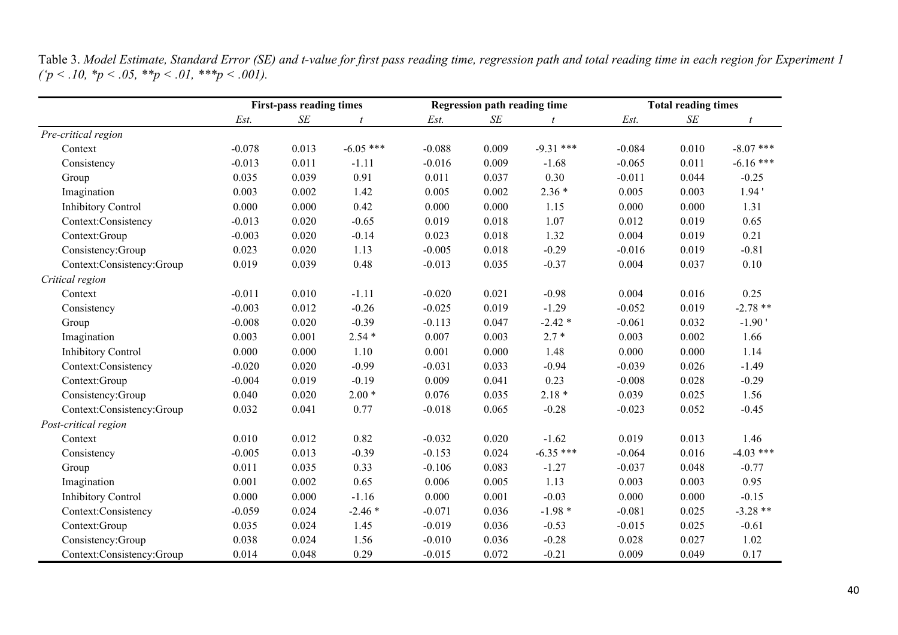Table 3. *Model Estimate, Standard Error (SE) and t-value for first pass reading time, regression path and total reading time in each region for Experiment 1 ('p < .10, *p < .05, **p < .01, ***p < .001).*

| | **First-pass reading times** | | | **Regression path reading time** | | | **Total reading times** | | |
|---|---|---|---|---|---|---|---|---|---|
| | *Est.* | *SE* | *t* | *Est.* | *SE* | *t* | *Est.* | *SE* | *t* |
| *Pre-critical region* | | | | | | | | | |
| Context | -0.078 | 0.013 | -6.05 *** | -0.088 | 0.009 | -9.31 *** | -0.084 | 0.010 | -8.07 *** |
| Consistency | -0.013 | 0.011 | -1.11 | -0.016 | 0.009 | -1.68 | -0.065 | 0.011 | -6.16 *** |
| Group | 0.035 | 0.039 | 0.91 | 0.011 | 0.037 | 0.30 | -0.011 | 0.044 | -0.25 |
| Imagination | 0.003 | 0.002 | 1.42 | 0.005 | 0.002 | 2.36 * | 0.005 | 0.003 | 1.94 ' |
| Inhibitory Control | 0.000 | 0.000 | 0.42 | 0.000 | 0.000 | 1.15 | 0.000 | 0.000 | 1.31 |
| Context:Consistency | -0.013 | 0.020 | -0.65 | 0.019 | 0.018 | 1.07 | 0.012 | 0.019 | 0.65 |
| Context:Group | -0.003 | 0.020 | -0.14 | 0.023 | 0.018 | 1.32 | 0.004 | 0.019 | 0.21 |
| Consistency:Group | 0.023 | 0.020 | 1.13 | -0.005 | 0.018 | -0.29 | -0.016 | 0.019 | -0.81 |
| Context:Consistency:Group | 0.019 | 0.039 | 0.48 | -0.013 | 0.035 | -0.37 | 0.004 | 0.037 | 0.10 |
| *Critical region* | | | | | | | | | |
| Context | -0.011 | 0.010 | -1.11 | -0.020 | 0.021 | -0.98 | 0.004 | 0.016 | 0.25 |
| Consistency | -0.003 | 0.012 | -0.26 | -0.025 | 0.019 | -1.29 | -0.052 | 0.019 | -2.78 ** |
| Group | -0.008 | 0.020 | -0.39 | -0.113 | 0.047 | -2.42 * | -0.061 | 0.032 | -1.90 ' |
| Imagination | 0.003 | 0.001 | 2.54 * | 0.007 | 0.003 | 2.7 * | 0.003 | 0.002 | 1.66 |
| Inhibitory Control | 0.000 | 0.000 | 1.10 | 0.001 | 0.000 | 1.48 | 0.000 | 0.000 | 1.14 |
| Context:Consistency | -0.020 | 0.020 | -0.99 | -0.031 | 0.033 | -0.94 | -0.039 | 0.026 | -1.49 |
| Context:Group | -0.004 | 0.019 | -0.19 | 0.009 | 0.041 | 0.23 | -0.008 | 0.028 | -0.29 |
| Consistency:Group | 0.040 | 0.020 | 2.00 * | 0.076 | 0.035 | 2.18 * | 0.039 | 0.025 | 1.56 |
| Context:Consistency:Group | 0.032 | 0.041 | 0.77 | -0.018 | 0.065 | -0.28 | -0.023 | 0.052 | -0.45 |
| *Post-critical region* | | | | | | | | | |
| Context | 0.010 | 0.012 | 0.82 | -0.032 | 0.020 | -1.62 | 0.019 | 0.013 | 1.46 |
| Consistency | -0.005 | 0.013 | -0.39 | -0.153 | 0.024 | -6.35 *** | -0.064 | 0.016 | -4.03 *** |
| Group | 0.011 | 0.035 | 0.33 | -0.106 | 0.083 | -1.27 | -0.037 | 0.048 | -0.77 |
| Imagination | 0.001 | 0.002 | 0.65 | 0.006 | 0.005 | 1.13 | 0.003 | 0.003 | 0.95 |
| Inhibitory Control | 0.000 | 0.000 | -1.16 | 0.000 | 0.001 | -0.03 | 0.000 | 0.000 | -0.15 |
| Context:Consistency | -0.059 | 0.024 | -2.46 * | -0.071 | 0.036 | -1.98 * | -0.081 | 0.025 | -3.28 ** |
| Context:Group | 0.035 | 0.024 | 1.45 | -0.019 | 0.036 | -0.53 | -0.015 | 0.025 | -0.61 |
| Consistency:Group | 0.038 | 0.024 | 1.56 | -0.010 | 0.036 | -0.28 | 0.028 | 0.027 | 1.02 |
| Context:Consistency:Group | 0.014 | 0.048 | 0.29 | -0.015 | 0.072 | -0.21 | 0.009 | 0.049 | 0.17 |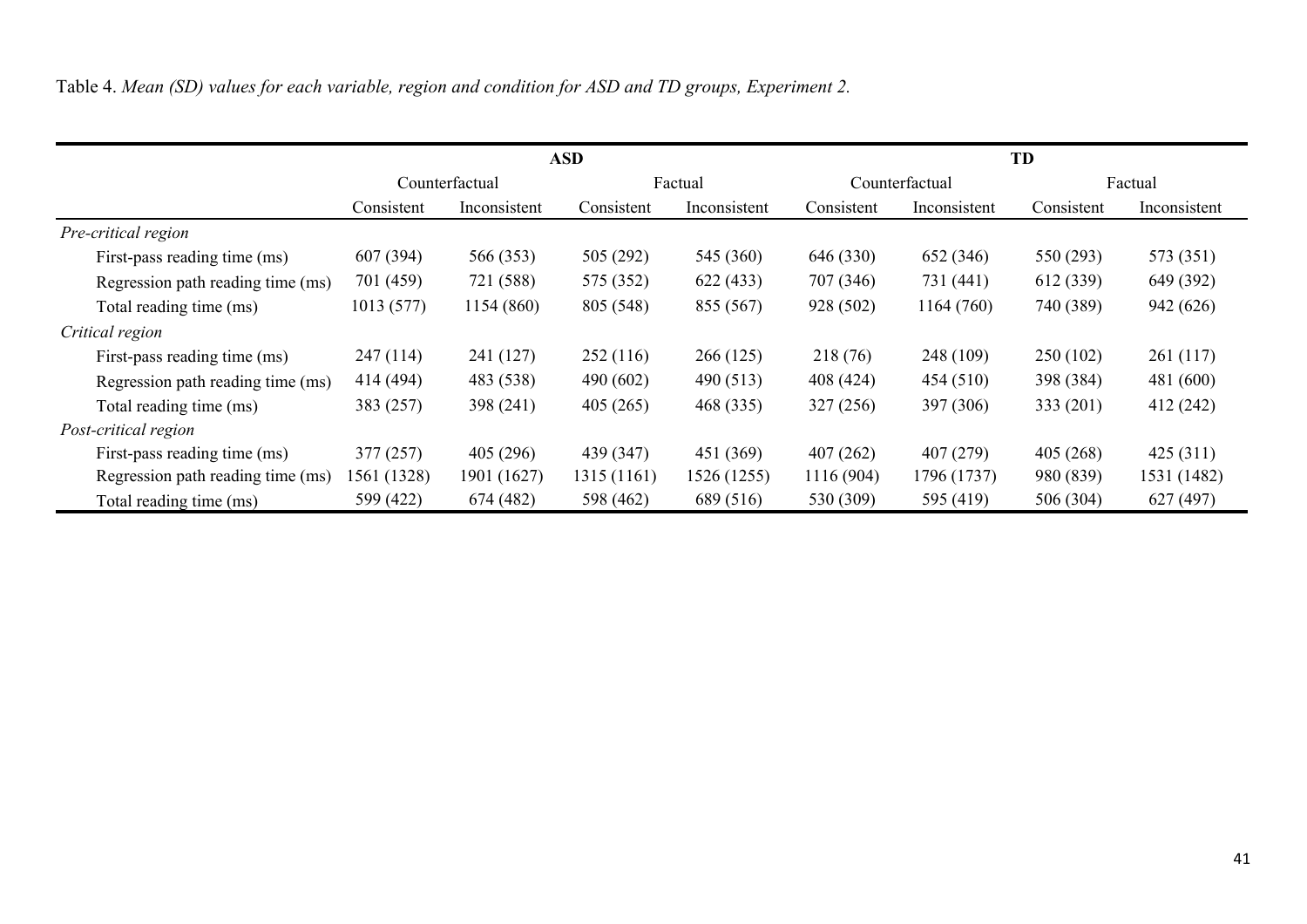Table 4. *Mean (SD) values for each variable, region and condition for ASD and TD groups, Experiment 2.*

| | ASD | | | | TD | | | |
|---|---|---|---|---|---|---|---|---|
| | Counterfactual | | Factual | | Counterfactual | | Factual | |
| | Consistent | Inconsistent | Consistent | Inconsistent | Consistent | Inconsistent | Consistent | Inconsistent |
| *Pre-critical region* | | | | | | | | |
| First-pass reading time (ms) | 607 (394) | 566 (353) | 505 (292) | 545 (360) | 646 (330) | 652 (346) | 550 (293) | 573 (351) |
| Regression path reading time (ms) | 701 (459) | 721 (588) | 575 (352) | 622 (433) | 707 (346) | 731 (441) | 612 (339) | 649 (392) |
| Total reading time (ms) | 1013 (577) | 1154 (860) | 805 (548) | 855 (567) | 928 (502) | 1164 (760) | 740 (389) | 942 (626) |
| *Critical region* | | | | | | | | |
| First-pass reading time (ms) | 247 (114) | 241 (127) | 252 (116) | 266 (125) | 218 (76) | 248 (109) | 250 (102) | 261 (117) |
| Regression path reading time (ms) | 414 (494) | 483 (538) | 490 (602) | 490 (513) | 408 (424) | 454 (510) | 398 (384) | 481 (600) |
| Total reading time (ms) | 383 (257) | 398 (241) | 405 (265) | 468 (335) | 327 (256) | 397 (306) | 333 (201) | 412 (242) |
| *Post-critical region* | | | | | | | | |
| First-pass reading time (ms) | 377 (257) | 405 (296) | 439 (347) | 451 (369) | 407 (262) | 407 (279) | 405 (268) | 425 (311) |
| Regression path reading time (ms) | 1561 (1328) | 1901 (1627) | 1315 (1161) | 1526 (1255) | 1116 (904) | 1796 (1737) | 980 (839) | 1531 (1482) |
| Total reading time (ms) | 599 (422) | 674 (482) | 598 (462) | 689 (516) | 530 (309) | 595 (419) | 506 (304) | 627 (497) |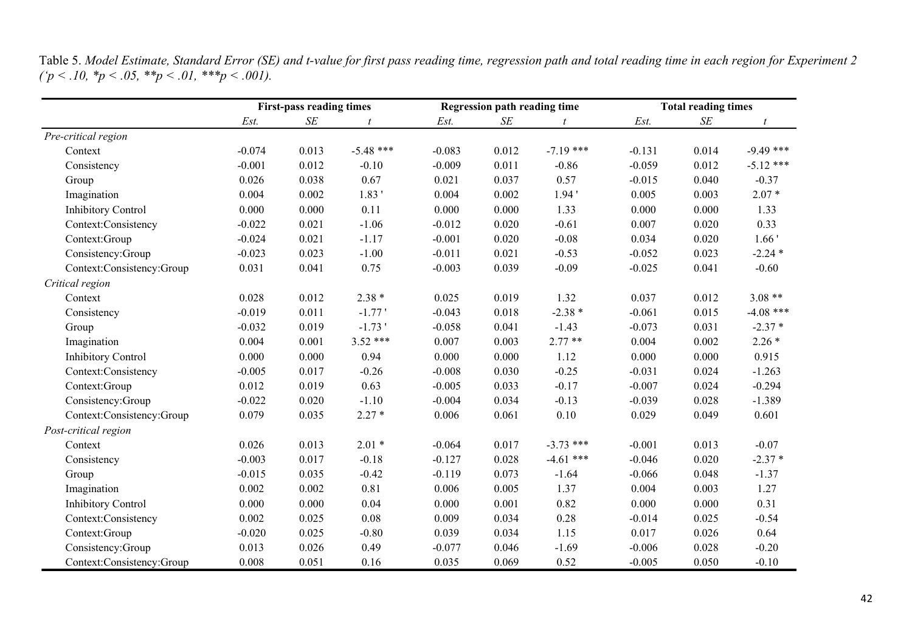Table 5. *Model Estimate, Standard Error (SE) and t-value for first pass reading time, regression path and total reading time in each region for Experiment 2 ('p < .10, *p < .05, **p < .01, ***p < .001).*

| | First-pass reading times | | | Regression path reading time | | | Total reading times | | |
|---|---|---|---|---|---|---|---|---|---|
| | *Est.* | *SE* | *t* | *Est.* | *SE* | *t* | *Est.* | *SE* | *t* |
| *Pre-critical region* | | | | | | | | | |
| Context | -0.074 | 0.013 | -5.48 *** | -0.083 | 0.012 | -7.19 *** | -0.131 | 0.014 | -9.49 *** |
| Consistency | -0.001 | 0.012 | -0.10 | -0.009 | 0.011 | -0.86 | -0.059 | 0.012 | -5.12 *** |
| Group | 0.026 | 0.038 | 0.67 | 0.021 | 0.037 | 0.57 | -0.015 | 0.040 | -0.37 |
| Imagination | 0.004 | 0.002 | 1.83 ' | 0.004 | 0.002 | 1.94 ' | 0.005 | 0.003 | 2.07 * |
| Inhibitory Control | 0.000 | 0.000 | 0.11 | 0.000 | 0.000 | 1.33 | 0.000 | 0.000 | 1.33 |
| Context:Consistency | -0.022 | 0.021 | -1.06 | -0.012 | 0.020 | -0.61 | 0.007 | 0.020 | 0.33 |
| Context:Group | -0.024 | 0.021 | -1.17 | -0.001 | 0.020 | -0.08 | 0.034 | 0.020 | 1.66 ' |
| Consistency:Group | -0.023 | 0.023 | -1.00 | -0.011 | 0.021 | -0.53 | -0.052 | 0.023 | -2.24 * |
| Context:Consistency:Group | 0.031 | 0.041 | 0.75 | -0.003 | 0.039 | -0.09 | -0.025 | 0.041 | -0.60 |
| *Critical region* | | | | | | | | | |
| Context | 0.028 | 0.012 | 2.38 * | 0.025 | 0.019 | 1.32 | 0.037 | 0.012 | 3.08 ** |
| Consistency | -0.019 | 0.011 | -1.77 ' | -0.043 | 0.018 | -2.38 * | -0.061 | 0.015 | -4.08 *** |
| Group | -0.032 | 0.019 | -1.73 ' | -0.058 | 0.041 | -1.43 | -0.073 | 0.031 | -2.37 * |
| Imagination | 0.004 | 0.001 | 3.52 *** | 0.007 | 0.003 | 2.77 ** | 0.004 | 0.002 | 2.26 * |
| Inhibitory Control | 0.000 | 0.000 | 0.94 | 0.000 | 0.000 | 1.12 | 0.000 | 0.000 | 0.915 |
| Context:Consistency | -0.005 | 0.017 | -0.26 | -0.008 | 0.030 | -0.25 | -0.031 | 0.024 | -1.263 |
| Context:Group | 0.012 | 0.019 | 0.63 | -0.005 | 0.033 | -0.17 | -0.007 | 0.024 | -0.294 |
| Consistency:Group | -0.022 | 0.020 | -1.10 | -0.004 | 0.034 | -0.13 | -0.039 | 0.028 | -1.389 |
| Context:Consistency:Group | 0.079 | 0.035 | 2.27 * | 0.006 | 0.061 | 0.10 | 0.029 | 0.049 | 0.601 |
| *Post-critical region* | | | | | | | | | |
| Context | 0.026 | 0.013 | 2.01 * | -0.064 | 0.017 | -3.73 *** | -0.001 | 0.013 | -0.07 |
| Consistency | -0.003 | 0.017 | -0.18 | -0.127 | 0.028 | -4.61 *** | -0.046 | 0.020 | -2.37 * |
| Group | -0.015 | 0.035 | -0.42 | -0.119 | 0.073 | -1.64 | -0.066 | 0.048 | -1.37 |
| Imagination | 0.002 | 0.002 | 0.81 | 0.006 | 0.005 | 1.37 | 0.004 | 0.003 | 1.27 |
| Inhibitory Control | 0.000 | 0.000 | 0.04 | 0.000 | 0.001 | 0.82 | 0.000 | 0.000 | 0.31 |
| Context:Consistency | 0.002 | 0.025 | 0.08 | 0.009 | 0.034 | 0.28 | -0.014 | 0.025 | -0.54 |
| Context:Group | -0.020 | 0.025 | -0.80 | 0.039 | 0.034 | 1.15 | 0.017 | 0.026 | 0.64 |
| Consistency:Group | 0.013 | 0.026 | 0.49 | -0.077 | 0.046 | -1.69 | -0.006 | 0.028 | -0.20 |
| Context:Consistency:Group | 0.008 | 0.051 | 0.16 | 0.035 | 0.069 | 0.52 | -0.005 | 0.050 | -0.10 |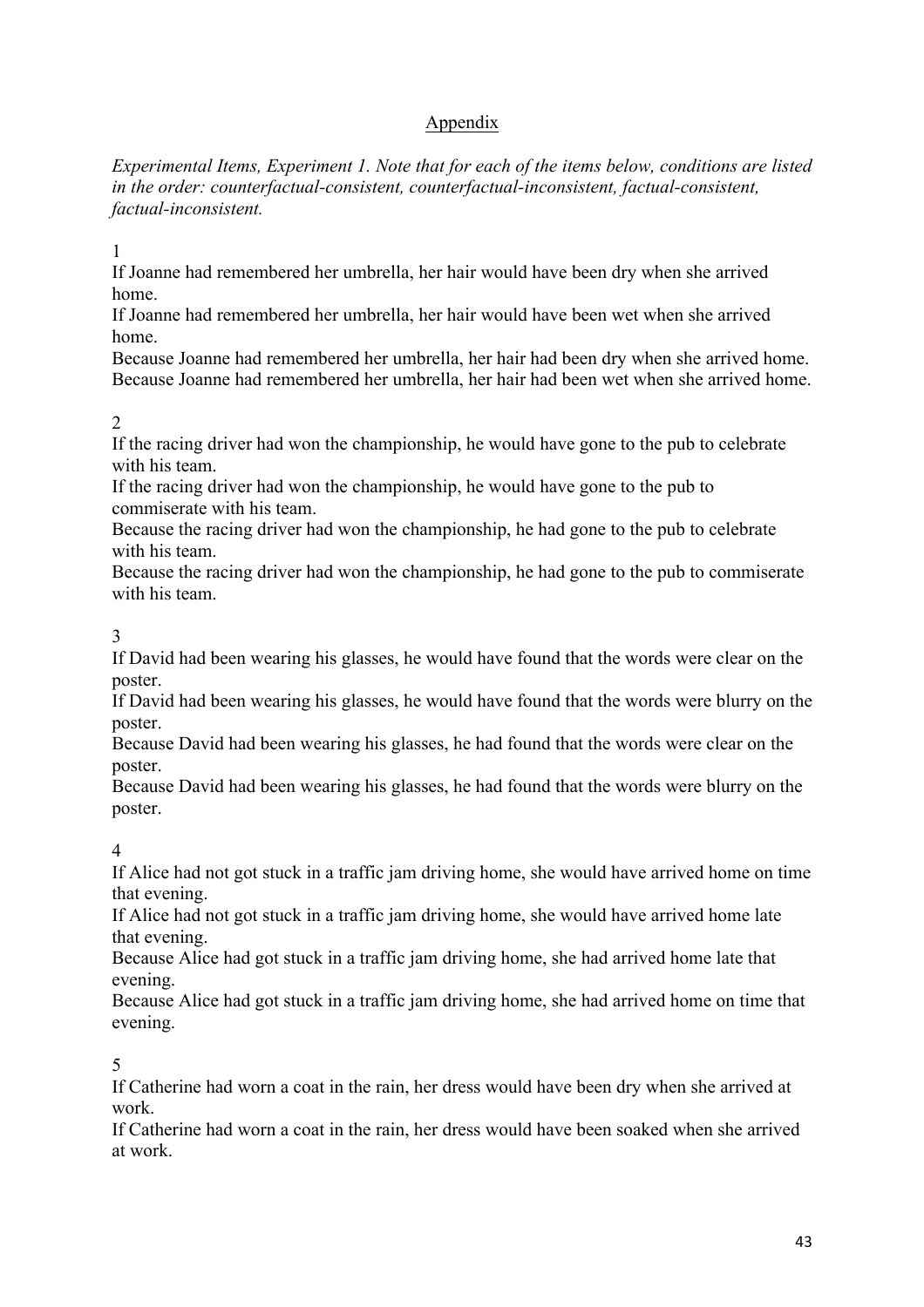## Appendix

*Experimental Items, Experiment 1. Note that for each of the items below, conditions are listed in the order: counterfactual-consistent, counterfactual-inconsistent, factual-consistent, factual-inconsistent.*

1

If Joanne had remembered her umbrella, her hair would have been dry when she arrived home.
If Joanne had remembered her umbrella, her hair would have been wet when she arrived home.
Because Joanne had remembered her umbrella, her hair had been dry when she arrived home.
Because Joanne had remembered her umbrella, her hair had been wet when she arrived home.

2

If the racing driver had won the championship, he would have gone to the pub to celebrate with his team.
If the racing driver had won the championship, he would have gone to the pub to commiserate with his team.
Because the racing driver had won the championship, he had gone to the pub to celebrate with his team.
Because the racing driver had won the championship, he had gone to the pub to commiserate with his team.

3

If David had been wearing his glasses, he would have found that the words were clear on the poster.
If David had been wearing his glasses, he would have found that the words were blurry on the poster.
Because David had been wearing his glasses, he had found that the words were clear on the poster.
Because David had been wearing his glasses, he had found that the words were blurry on the poster.

4

If Alice had not got stuck in a traffic jam driving home, she would have arrived home on time that evening.
If Alice had not got stuck in a traffic jam driving home, she would have arrived home late that evening.
Because Alice had got stuck in a traffic jam driving home, she had arrived home late that evening.
Because Alice had got stuck in a traffic jam driving home, she had arrived home on time that evening.

5

If Catherine had worn a coat in the rain, her dress would have been dry when she arrived at work.
If Catherine had worn a coat in the rain, her dress would have been soaked when she arrived at work.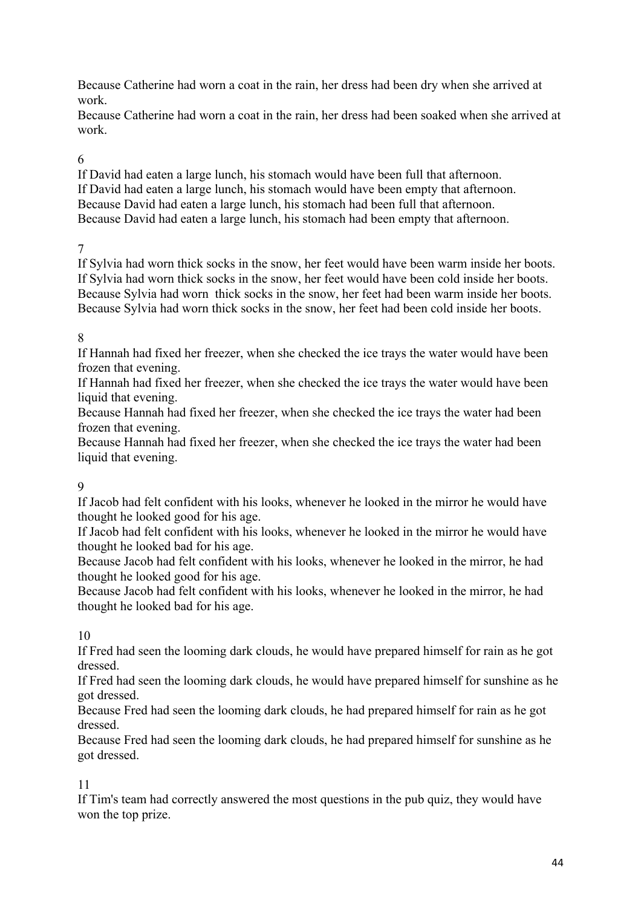Because Catherine had worn a coat in the rain, her dress had been dry when she arrived at work.
Because Catherine had worn a coat in the rain, her dress had been soaked when she arrived at work.

6

If David had eaten a large lunch, his stomach would have been full that afternoon.
If David had eaten a large lunch, his stomach would have been empty that afternoon.
Because David had eaten a large lunch, his stomach had been full that afternoon.
Because David had eaten a large lunch, his stomach had been empty that afternoon.

7

If Sylvia had worn thick socks in the snow, her feet would have been warm inside her boots.
If Sylvia had worn thick socks in the snow, her feet would have been cold inside her boots.
Because Sylvia had worn  thick socks in the snow, her feet had been warm inside her boots.
Because Sylvia had worn thick socks in the snow, her feet had been cold inside her boots.

8

If Hannah had fixed her freezer, when she checked the ice trays the water would have been frozen that evening.
If Hannah had fixed her freezer, when she checked the ice trays the water would have been liquid that evening.
Because Hannah had fixed her freezer, when she checked the ice trays the water had been frozen that evening.
Because Hannah had fixed her freezer, when she checked the ice trays the water had been liquid that evening.

9

If Jacob had felt confident with his looks, whenever he looked in the mirror he would have thought he looked good for his age.
If Jacob had felt confident with his looks, whenever he looked in the mirror he would have thought he looked bad for his age.
Because Jacob had felt confident with his looks, whenever he looked in the mirror, he had thought he looked good for his age.
Because Jacob had felt confident with his looks, whenever he looked in the mirror, he had thought he looked bad for his age.

10

If Fred had seen the looming dark clouds, he would have prepared himself for rain as he got dressed.
If Fred had seen the looming dark clouds, he would have prepared himself for sunshine as he got dressed.
Because Fred had seen the looming dark clouds, he had prepared himself for rain as he got dressed.
Because Fred had seen the looming dark clouds, he had prepared himself for sunshine as he got dressed.

11

If Tim's team had correctly answered the most questions in the pub quiz, they would have won the top prize.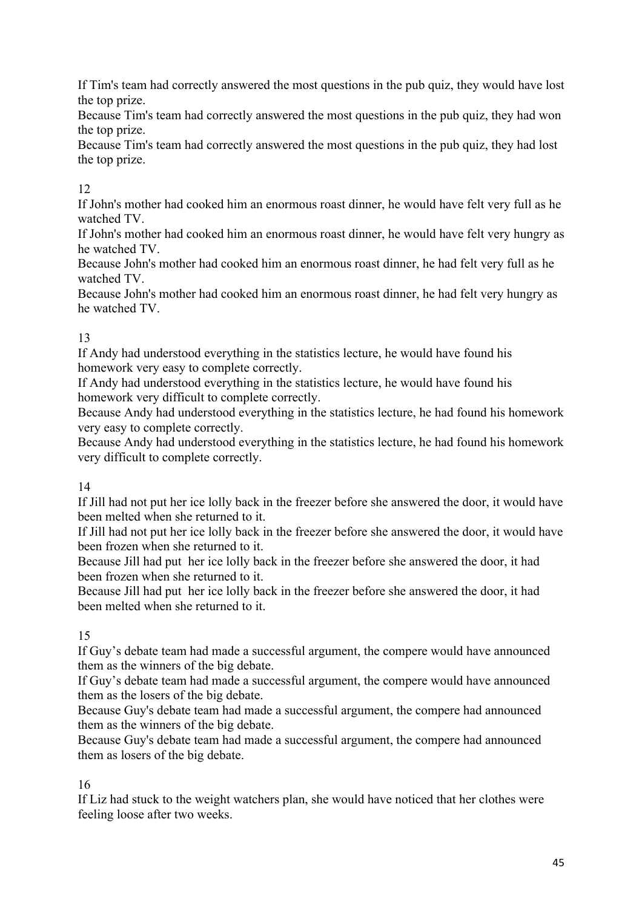If Tim's team had correctly answered the most questions in the pub quiz, they would have lost the top prize.
Because Tim's team had correctly answered the most questions in the pub quiz, they had won the top prize.
Because Tim's team had correctly answered the most questions in the pub quiz, they had lost the top prize.

12
If John's mother had cooked him an enormous roast dinner, he would have felt very full as he watched TV.
If John's mother had cooked him an enormous roast dinner, he would have felt very hungry as he watched TV.
Because John's mother had cooked him an enormous roast dinner, he had felt very full as he watched TV.
Because John's mother had cooked him an enormous roast dinner, he had felt very hungry as he watched TV.

13
If Andy had understood everything in the statistics lecture, he would have found his homework very easy to complete correctly.
If Andy had understood everything in the statistics lecture, he would have found his homework very difficult to complete correctly.
Because Andy had understood everything in the statistics lecture, he had found his homework very easy to complete correctly.
Because Andy had understood everything in the statistics lecture, he had found his homework very difficult to complete correctly.

14
If Jill had not put her ice lolly back in the freezer before she answered the door, it would have been melted when she returned to it.
If Jill had not put her ice lolly back in the freezer before she answered the door, it would have been frozen when she returned to it.
Because Jill had put her ice lolly back in the freezer before she answered the door, it had been frozen when she returned to it.
Because Jill had put her ice lolly back in the freezer before she answered the door, it had been melted when she returned to it.

15
If Guy's debate team had made a successful argument, the compere would have announced them as the winners of the big debate.
If Guy's debate team had made a successful argument, the compere would have announced them as the losers of the big debate.
Because Guy's debate team had made a successful argument, the compere had announced them as the winners of the big debate.
Because Guy's debate team had made a successful argument, the compere had announced them as losers of the big debate.

16
If Liz had stuck to the weight watchers plan, she would have noticed that her clothes were feeling loose after two weeks.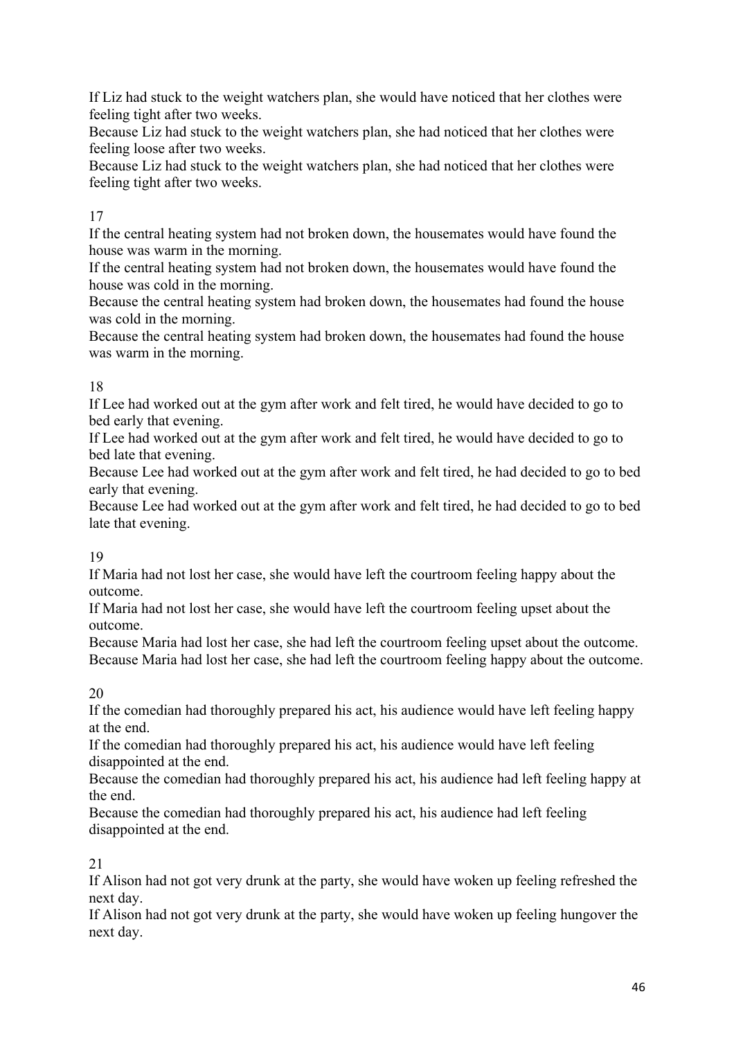If Liz had stuck to the weight watchers plan, she would have noticed that her clothes were feeling tight after two weeks.
Because Liz had stuck to the weight watchers plan, she had noticed that her clothes were feeling loose after two weeks.
Because Liz had stuck to the weight watchers plan, she had noticed that her clothes were feeling tight after two weeks.

17
If the central heating system had not broken down, the housemates would have found the house was warm in the morning.
If the central heating system had not broken down, the housemates would have found the house was cold in the morning.
Because the central heating system had broken down, the housemates had found the house was cold in the morning.
Because the central heating system had broken down, the housemates had found the house was warm in the morning.

18
If Lee had worked out at the gym after work and felt tired, he would have decided to go to bed early that evening.
If Lee had worked out at the gym after work and felt tired, he would have decided to go to bed late that evening.
Because Lee had worked out at the gym after work and felt tired, he had decided to go to bed early that evening.
Because Lee had worked out at the gym after work and felt tired, he had decided to go to bed late that evening.

19
If Maria had not lost her case, she would have left the courtroom feeling happy about the outcome.
If Maria had not lost her case, she would have left the courtroom feeling upset about the outcome.
Because Maria had lost her case, she had left the courtroom feeling upset about the outcome.
Because Maria had lost her case, she had left the courtroom feeling happy about the outcome.

20
If the comedian had thoroughly prepared his act, his audience would have left feeling happy at the end.
If the comedian had thoroughly prepared his act, his audience would have left feeling disappointed at the end.
Because the comedian had thoroughly prepared his act, his audience had left feeling happy at the end.
Because the comedian had thoroughly prepared his act, his audience had left feeling disappointed at the end.

21
If Alison had not got very drunk at the party, she would have woken up feeling refreshed the next day.
If Alison had not got very drunk at the party, she would have woken up feeling hungover the next day.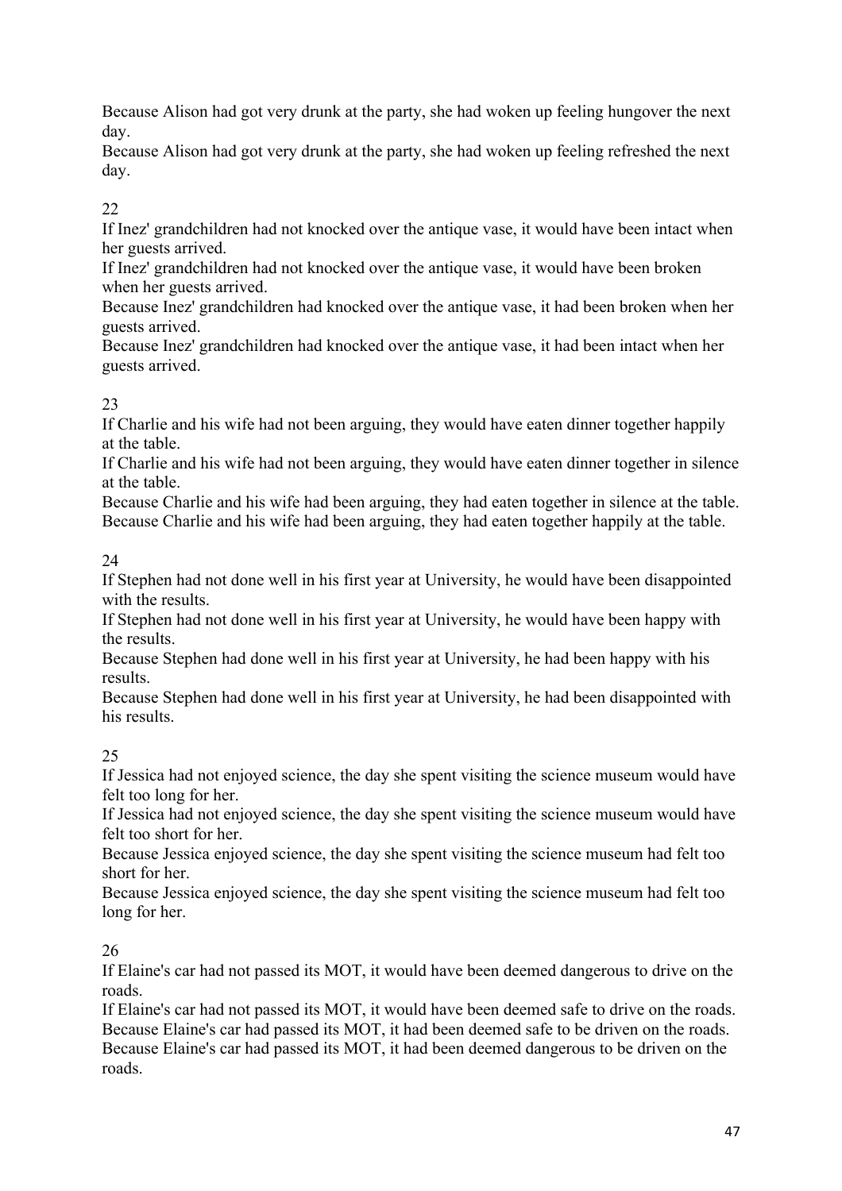Because Alison had got very drunk at the party, she had woken up feeling hungover the next day.
Because Alison had got very drunk at the party, she had woken up feeling refreshed the next day.

22
If Inez' grandchildren had not knocked over the antique vase, it would have been intact when her guests arrived.
If Inez' grandchildren had not knocked over the antique vase, it would have been broken when her guests arrived.
Because Inez' grandchildren had knocked over the antique vase, it had been broken when her guests arrived.
Because Inez' grandchildren had knocked over the antique vase, it had been intact when her guests arrived.

23
If Charlie and his wife had not been arguing, they would have eaten dinner together happily at the table.
If Charlie and his wife had not been arguing, they would have eaten dinner together in silence at the table.
Because Charlie and his wife had been arguing, they had eaten together in silence at the table.
Because Charlie and his wife had been arguing, they had eaten together happily at the table.

24
If Stephen had not done well in his first year at University, he would have been disappointed with the results.
If Stephen had not done well in his first year at University, he would have been happy with the results.
Because Stephen had done well in his first year at University, he had been happy with his results.
Because Stephen had done well in his first year at University, he had been disappointed with his results.

25
If Jessica had not enjoyed science, the day she spent visiting the science museum would have felt too long for her.
If Jessica had not enjoyed science, the day she spent visiting the science museum would have felt too short for her.
Because Jessica enjoyed science, the day she spent visiting the science museum had felt too short for her.
Because Jessica enjoyed science, the day she spent visiting the science museum had felt too long for her.

26
If Elaine's car had not passed its MOT, it would have been deemed dangerous to drive on the roads.
If Elaine's car had not passed its MOT, it would have been deemed safe to drive on the roads.
Because Elaine's car had passed its MOT, it had been deemed safe to be driven on the roads.
Because Elaine's car had passed its MOT, it had been deemed dangerous to be driven on the roads.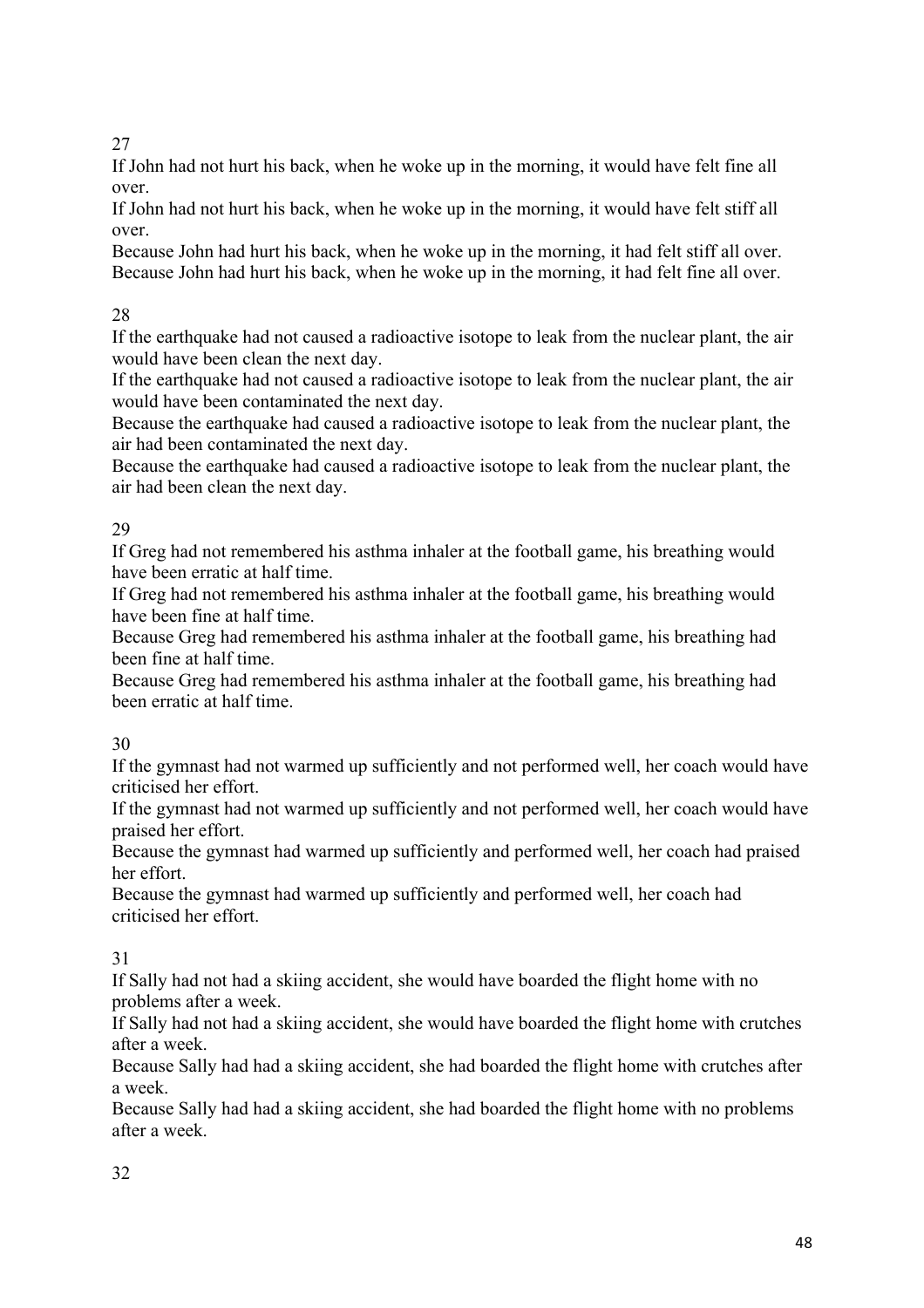27

If John had not hurt his back, when he woke up in the morning, it would have felt fine all over.

If John had not hurt his back, when he woke up in the morning, it would have felt stiff all over.

Because John had hurt his back, when he woke up in the morning, it had felt stiff all over.

Because John had hurt his back, when he woke up in the morning, it had felt fine all over.

28

If the earthquake had not caused a radioactive isotope to leak from the nuclear plant, the air would have been clean the next day.

If the earthquake had not caused a radioactive isotope to leak from the nuclear plant, the air would have been contaminated the next day.

Because the earthquake had caused a radioactive isotope to leak from the nuclear plant, the air had been contaminated the next day.

Because the earthquake had caused a radioactive isotope to leak from the nuclear plant, the air had been clean the next day.

29

If Greg had not remembered his asthma inhaler at the football game, his breathing would have been erratic at half time.

If Greg had not remembered his asthma inhaler at the football game, his breathing would have been fine at half time.

Because Greg had remembered his asthma inhaler at the football game, his breathing had been fine at half time.

Because Greg had remembered his asthma inhaler at the football game, his breathing had been erratic at half time.

30

If the gymnast had not warmed up sufficiently and not performed well, her coach would have criticised her effort.

If the gymnast had not warmed up sufficiently and not performed well, her coach would have praised her effort.

Because the gymnast had warmed up sufficiently and performed well, her coach had praised her effort.

Because the gymnast had warmed up sufficiently and performed well, her coach had criticised her effort.

31

If Sally had not had a skiing accident, she would have boarded the flight home with no problems after a week.

If Sally had not had a skiing accident, she would have boarded the flight home with crutches after a week.

Because Sally had had a skiing accident, she had boarded the flight home with crutches after a week.

Because Sally had had a skiing accident, she had boarded the flight home with no problems after a week.

32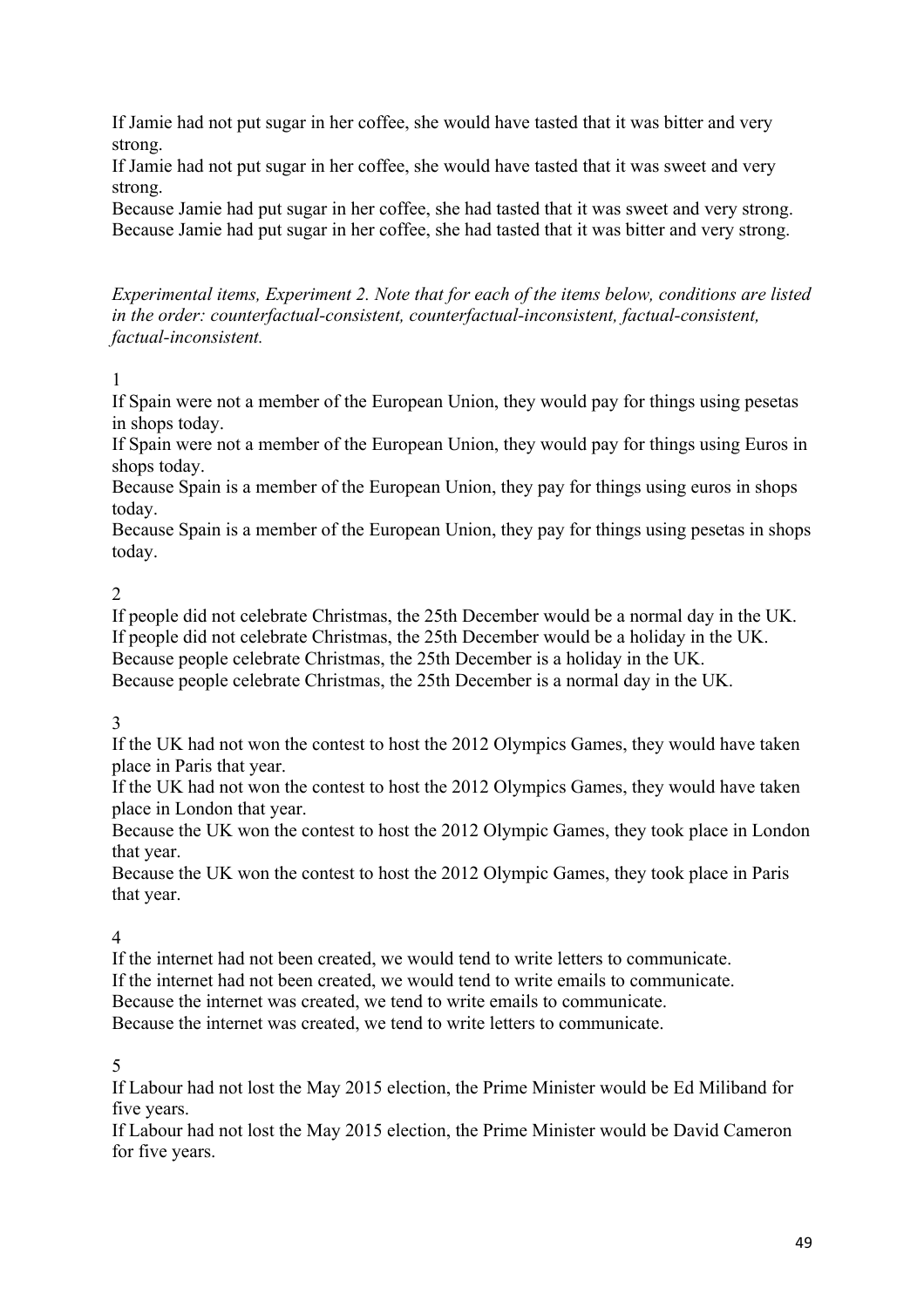If Jamie had not put sugar in her coffee, she would have tasted that it was bitter and very strong.
If Jamie had not put sugar in her coffee, she would have tasted that it was sweet and very strong.
Because Jamie had put sugar in her coffee, she had tasted that it was sweet and very strong.
Because Jamie had put sugar in her coffee, she had tasted that it was bitter and very strong.

*Experimental items, Experiment 2. Note that for each of the items below, conditions are listed in the order: counterfactual-consistent, counterfactual-inconsistent, factual-consistent, factual-inconsistent.*

1

If Spain were not a member of the European Union, they would pay for things using pesetas in shops today.
If Spain were not a member of the European Union, they would pay for things using Euros in shops today.
Because Spain is a member of the European Union, they pay for things using euros in shops today.
Because Spain is a member of the European Union, they pay for things using pesetas in shops today.

2

If people did not celebrate Christmas, the 25th December would be a normal day in the UK.
If people did not celebrate Christmas, the 25th December would be a holiday in the UK.
Because people celebrate Christmas, the 25th December is a holiday in the UK.
Because people celebrate Christmas, the 25th December is a normal day in the UK.

3

If the UK had not won the contest to host the 2012 Olympics Games, they would have taken place in Paris that year.
If the UK had not won the contest to host the 2012 Olympics Games, they would have taken place in London that year.
Because the UK won the contest to host the 2012 Olympic Games, they took place in London that year.
Because the UK won the contest to host the 2012 Olympic Games, they took place in Paris that year.

4

If the internet had not been created, we would tend to write letters to communicate.
If the internet had not been created, we would tend to write emails to communicate.
Because the internet was created, we tend to write emails to communicate.
Because the internet was created, we tend to write letters to communicate.

5

If Labour had not lost the May 2015 election, the Prime Minister would be Ed Miliband for five years.
If Labour had not lost the May 2015 election, the Prime Minister would be David Cameron for five years.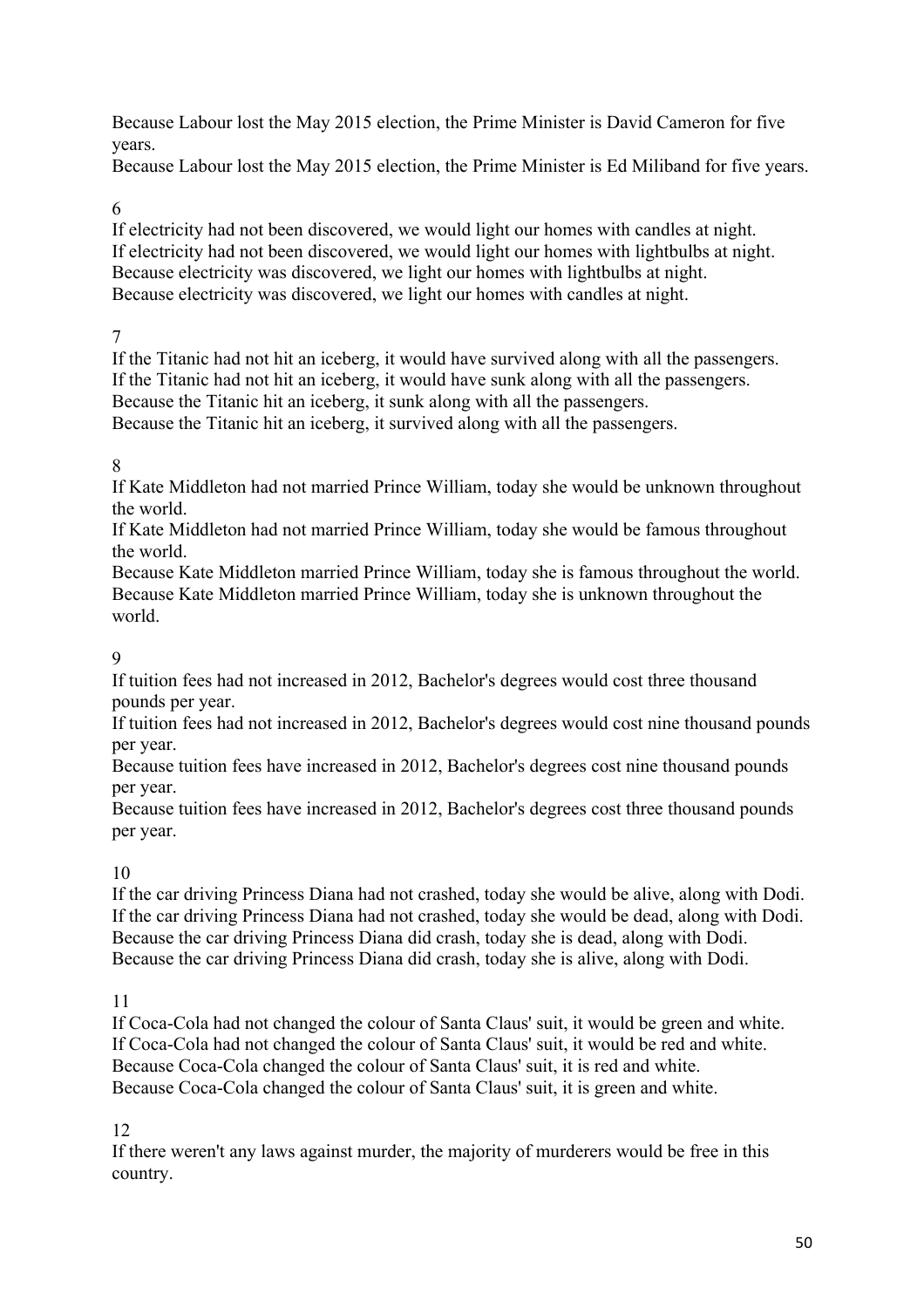Because Labour lost the May 2015 election, the Prime Minister is David Cameron for five years.

Because Labour lost the May 2015 election, the Prime Minister is Ed Miliband for five years.

6

If electricity had not been discovered, we would light our homes with candles at night.
If electricity had not been discovered, we would light our homes with lightbulbs at night.
Because electricity was discovered, we light our homes with lightbulbs at night.
Because electricity was discovered, we light our homes with candles at night.

7

If the Titanic had not hit an iceberg, it would have survived along with all the passengers.
If the Titanic had not hit an iceberg, it would have sunk along with all the passengers.
Because the Titanic hit an iceberg, it sunk along with all the passengers.
Because the Titanic hit an iceberg, it survived along with all the passengers.

8

If Kate Middleton had not married Prince William, today she would be unknown throughout the world.

If Kate Middleton had not married Prince William, today she would be famous throughout the world.

Because Kate Middleton married Prince William, today she is famous throughout the world.

Because Kate Middleton married Prince William, today she is unknown throughout the world.

9

If tuition fees had not increased in 2012, Bachelor's degrees would cost three thousand pounds per year.

If tuition fees had not increased in 2012, Bachelor's degrees would cost nine thousand pounds per year.

Because tuition fees have increased in 2012, Bachelor's degrees cost nine thousand pounds per year.

Because tuition fees have increased in 2012, Bachelor's degrees cost three thousand pounds per year.

10

If the car driving Princess Diana had not crashed, today she would be alive, along with Dodi.
If the car driving Princess Diana had not crashed, today she would be dead, along with Dodi.
Because the car driving Princess Diana did crash, today she is dead, along with Dodi.
Because the car driving Princess Diana did crash, today she is alive, along with Dodi.

11

If Coca-Cola had not changed the colour of Santa Claus' suit, it would be green and white.
If Coca-Cola had not changed the colour of Santa Claus' suit, it would be red and white.
Because Coca-Cola changed the colour of Santa Claus' suit, it is red and white.
Because Coca-Cola changed the colour of Santa Claus' suit, it is green and white.

12

If there weren't any laws against murder, the majority of murderers would be free in this country.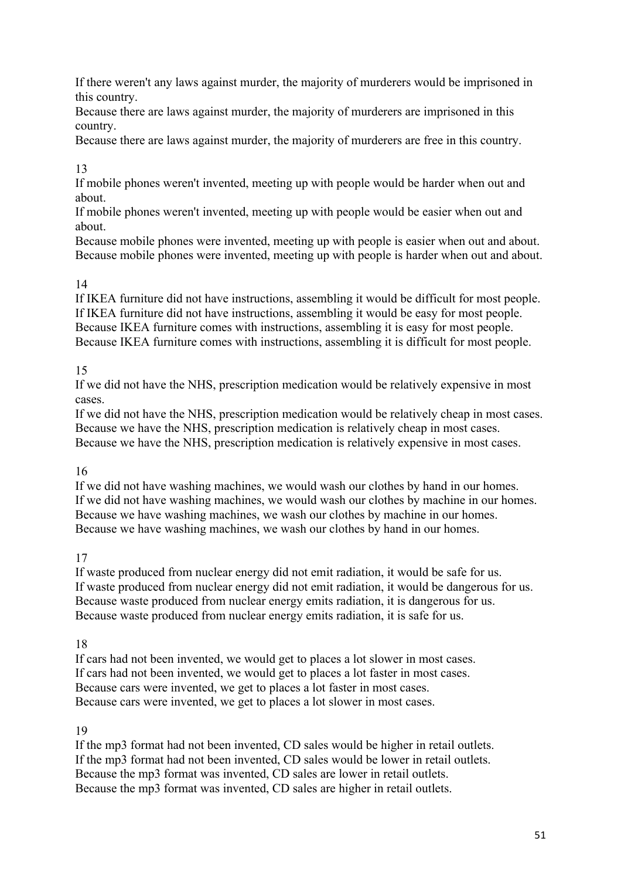If there weren't any laws against murder, the majority of murderers would be imprisoned in this country.
Because there are laws against murder, the majority of murderers are imprisoned in this country.
Because there are laws against murder, the majority of murderers are free in this country.

13
If mobile phones weren't invented, meeting up with people would be harder when out and about.
If mobile phones weren't invented, meeting up with people would be easier when out and about.
Because mobile phones were invented, meeting up with people is easier when out and about.
Because mobile phones were invented, meeting up with people is harder when out and about.

14
If IKEA furniture did not have instructions, assembling it would be difficult for most people.
If IKEA furniture did not have instructions, assembling it would be easy for most people.
Because IKEA furniture comes with instructions, assembling it is easy for most people.
Because IKEA furniture comes with instructions, assembling it is difficult for most people.

15
If we did not have the NHS, prescription medication would be relatively expensive in most cases.
If we did not have the NHS, prescription medication would be relatively cheap in most cases.
Because we have the NHS, prescription medication is relatively cheap in most cases.
Because we have the NHS, prescription medication is relatively expensive in most cases.

16
If we did not have washing machines, we would wash our clothes by hand in our homes.
If we did not have washing machines, we would wash our clothes by machine in our homes.
Because we have washing machines, we wash our clothes by machine in our homes.
Because we have washing machines, we wash our clothes by hand in our homes.

17
If waste produced from nuclear energy did not emit radiation, it would be safe for us.
If waste produced from nuclear energy did not emit radiation, it would be dangerous for us.
Because waste produced from nuclear energy emits radiation, it is dangerous for us.
Because waste produced from nuclear energy emits radiation, it is safe for us.

18
If cars had not been invented, we would get to places a lot slower in most cases.
If cars had not been invented, we would get to places a lot faster in most cases.
Because cars were invented, we get to places a lot faster in most cases.
Because cars were invented, we get to places a lot slower in most cases.

19
If the mp3 format had not been invented, CD sales would be higher in retail outlets.
If the mp3 format had not been invented, CD sales would be lower in retail outlets.
Because the mp3 format was invented, CD sales are lower in retail outlets.
Because the mp3 format was invented, CD sales are higher in retail outlets.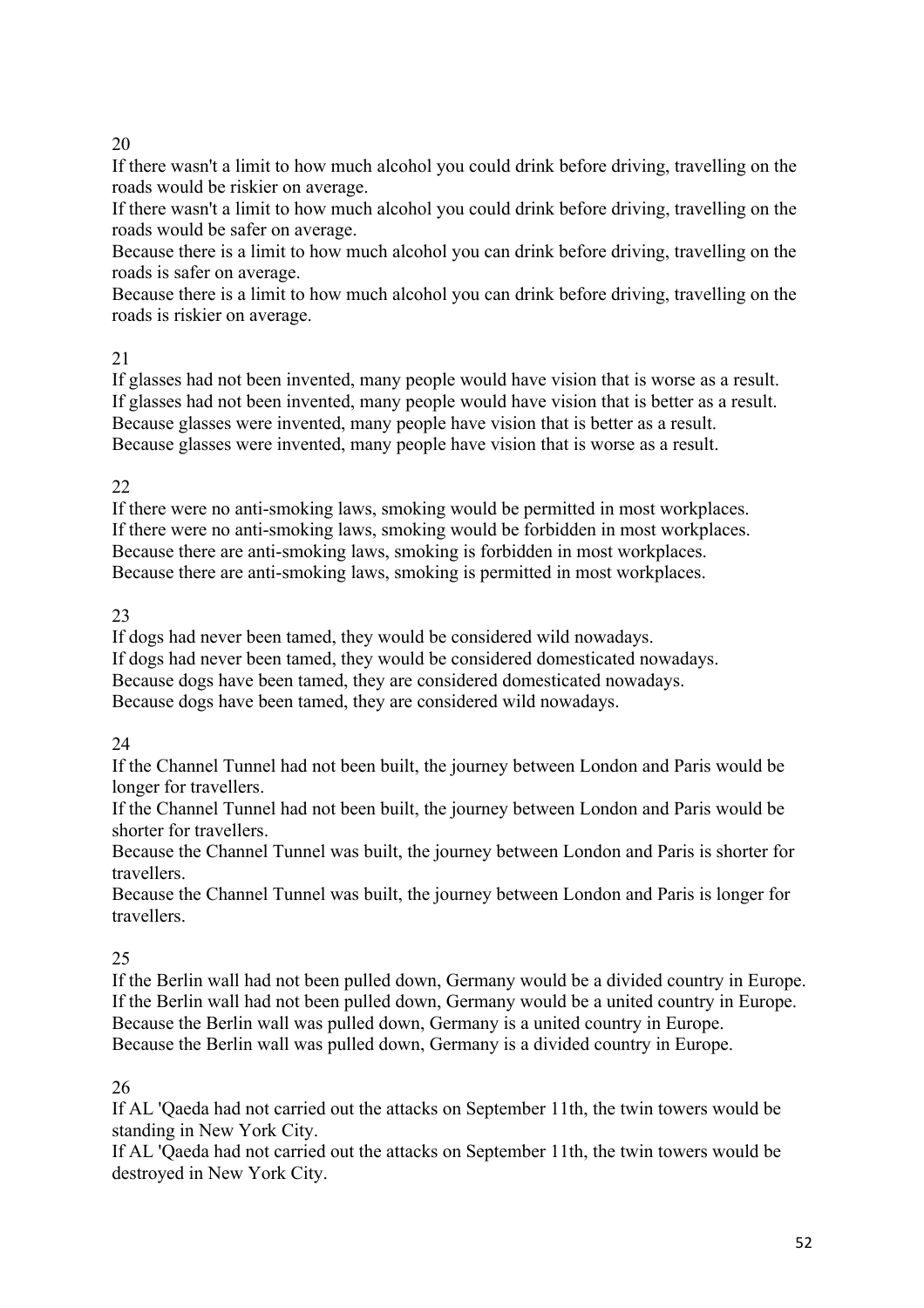20

If there wasn't a limit to how much alcohol you could drink before driving, travelling on the roads would be riskier on average.

If there wasn't a limit to how much alcohol you could drink before driving, travelling on the roads would be safer on average.

Because there is a limit to how much alcohol you can drink before driving, travelling on the roads is safer on average.

Because there is a limit to how much alcohol you can drink before driving, travelling on the roads is riskier on average.

21

If glasses had not been invented, many people would have vision that is worse as a result.

If glasses had not been invented, many people would have vision that is better as a result.

Because glasses were invented, many people have vision that is better as a result.

Because glasses were invented, many people have vision that is worse as a result.

22

If there were no anti-smoking laws, smoking would be permitted in most workplaces.

If there were no anti-smoking laws, smoking would be forbidden in most workplaces.

Because there are anti-smoking laws, smoking is forbidden in most workplaces.

Because there are anti-smoking laws, smoking is permitted in most workplaces.

23

If dogs had never been tamed, they would be considered wild nowadays.

If dogs had never been tamed, they would be considered domesticated nowadays.

Because dogs have been tamed, they are considered domesticated nowadays.

Because dogs have been tamed, they are considered wild nowadays.

24

If the Channel Tunnel had not been built, the journey between London and Paris would be longer for travellers.

If the Channel Tunnel had not been built, the journey between London and Paris would be shorter for travellers.

Because the Channel Tunnel was built, the journey between London and Paris is shorter for travellers.

Because the Channel Tunnel was built, the journey between London and Paris is longer for travellers.

25

If the Berlin wall had not been pulled down, Germany would be a divided country in Europe.

If the Berlin wall had not been pulled down, Germany would be a united country in Europe.

Because the Berlin wall was pulled down, Germany is a united country in Europe.

Because the Berlin wall was pulled down, Germany is a divided country in Europe.

26

If AL 'Qaeda had not carried out the attacks on September 11th, the twin towers would be standing in New York City.

If AL 'Qaeda had not carried out the attacks on September 11th, the twin towers would be destroyed in New York City.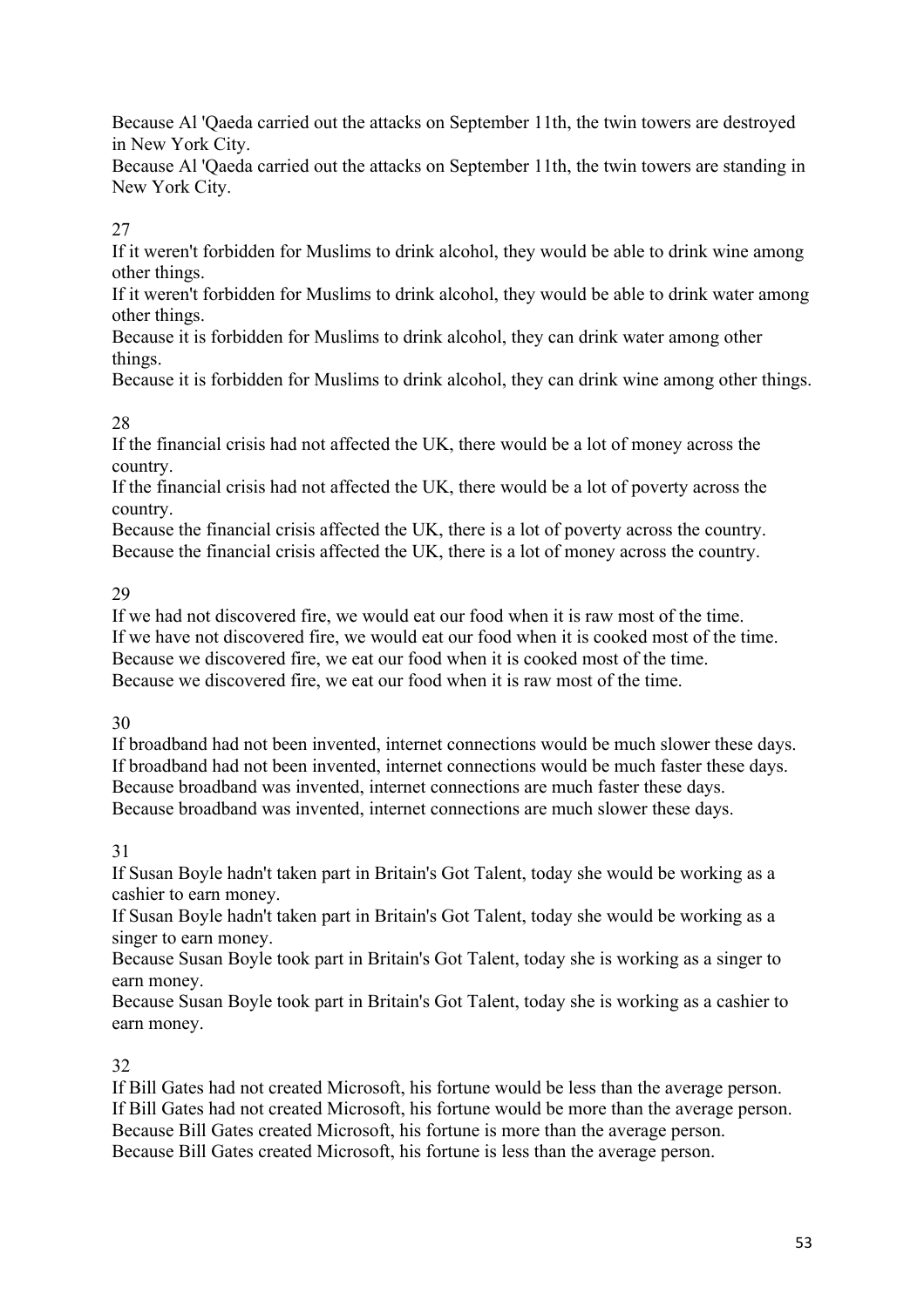Because Al 'Qaeda carried out the attacks on September 11th, the twin towers are destroyed in New York City.
Because Al 'Qaeda carried out the attacks on September 11th, the twin towers are standing in New York City.

27

If it weren't forbidden for Muslims to drink alcohol, they would be able to drink wine among other things.
If it weren't forbidden for Muslims to drink alcohol, they would be able to drink water among other things.
Because it is forbidden for Muslims to drink alcohol, they can drink water among other things.
Because it is forbidden for Muslims to drink alcohol, they can drink wine among other things.

28

If the financial crisis had not affected the UK, there would be a lot of money across the country.
If the financial crisis had not affected the UK, there would be a lot of poverty across the country.
Because the financial crisis affected the UK, there is a lot of poverty across the country.
Because the financial crisis affected the UK, there is a lot of money across the country.

29

If we had not discovered fire, we would eat our food when it is raw most of the time.
If we have not discovered fire, we would eat our food when it is cooked most of the time.
Because we discovered fire, we eat our food when it is cooked most of the time.
Because we discovered fire, we eat our food when it is raw most of the time.

30

If broadband had not been invented, internet connections would be much slower these days.
If broadband had not been invented, internet connections would be much faster these days.
Because broadband was invented, internet connections are much faster these days.
Because broadband was invented, internet connections are much slower these days.

31

If Susan Boyle hadn't taken part in Britain's Got Talent, today she would be working as a cashier to earn money.
If Susan Boyle hadn't taken part in Britain's Got Talent, today she would be working as a singer to earn money.
Because Susan Boyle took part in Britain's Got Talent, today she is working as a singer to earn money.
Because Susan Boyle took part in Britain's Got Talent, today she is working as a cashier to earn money.

32

If Bill Gates had not created Microsoft, his fortune would be less than the average person.
If Bill Gates had not created Microsoft, his fortune would be more than the average person.
Because Bill Gates created Microsoft, his fortune is more than the average person.
Because Bill Gates created Microsoft, his fortune is less than the average person.